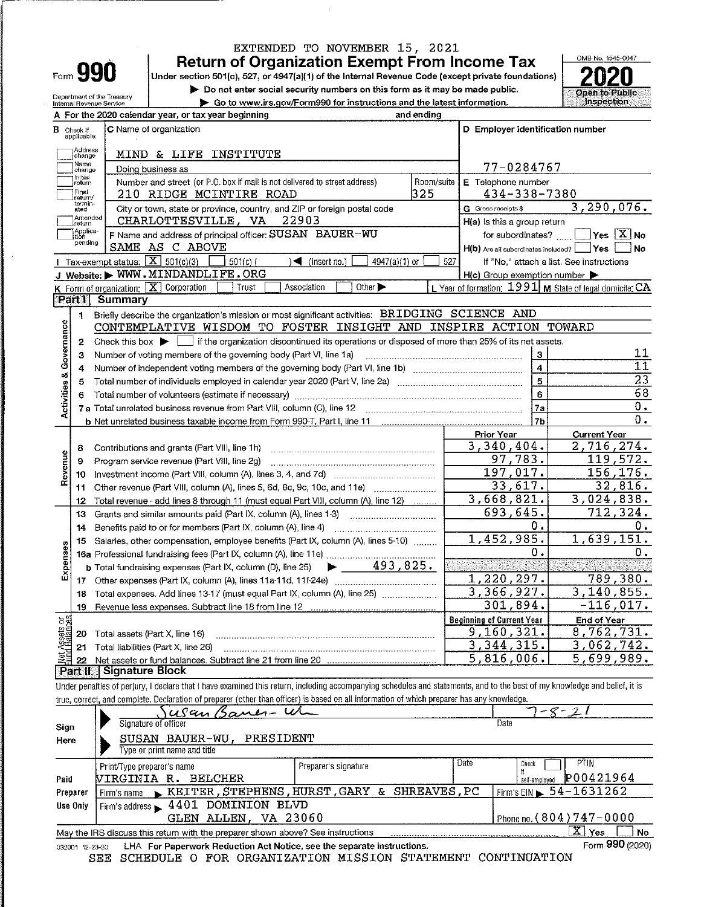EXTENDED TO NOVEMBER 15, 2021

# Form 990 — Return of Organization Exempt From Income Tax — 2020

Under section 501(c), 527, or 4947(a)(1) of the Internal Revenue Code (except private foundations)

▶ Do not enter social security numbers on this form as it may be made public.

▶ Go to www.irs.gov/Form990 for instructions and the latest information.

Department of the Treasury, Internal Revenue Service — OMB No. 1545-0047 — Open to Public Inspection

**A** For the 2020 calendar year, or tax year beginning and ending

**B** Check if applicable: Address change, Name change, Initial return, Final return/terminated, Amended return, Application pending

**C** Name of organization: MIND & LIFE INSTITUTE

Doing business as

Number and street (or P.O. box if mail is not delivered to street address): 210 RIDGE MCINTIRE ROAD — Room/suite: 325

City or town, state or province, country, and ZIP or foreign postal code: CHARLOTTESVILLE, VA 22903

**D** Employer identification number: 77-0284767

**E** Telephone number: 434-338-7380

**G** Gross receipts $ 3,290,076.

**F** Name and address of principal officer: SUSAN BAUER-WU, SAME AS C ABOVE

**H(a)** Is this a group return for subordinates? Yes [ ] No [X]

**H(b)** Are all subordinates included? Yes [ ] No [ ] — If "No," attach a list. See instructions

**H(c)** Group exemption number ▶

**I** Tax-exempt status: [X] 501(c)(3) [ ] 501(c) ( ) ◀ (insert no.) [ ] 4947(a)(1) or [ ] 527

**J** Website: ▶ WWW.MINDANDLIFE.ORG

**K** Form of organization: [X] Corporation [ ] Trust [ ] Association [ ] Other ▶

**L** Year of formation: 1991 **M** State of legal domicile: CA

## Part I Summary

**Activities & Governance**

1. Briefly describe the organization's mission or most significant activities: BRIDGING SCIENCE AND CONTEMPLATIVE WISDOM TO FOSTER INSIGHT AND INSPIRE ACTION TOWARD
2. Check this box ▶ [ ] if the organization discontinued its operations or disposed of more than 25% of its net assets.

| Line | Description | | Value |
|---|---|---|---|
| 3 | Number of voting members of the governing body (Part VI, line 1a) | 3 | 11 |
| 4 | Number of independent voting members of the governing body (Part VI, line 1b) | 4 | 11 |
| 5 | Total number of individuals employed in calendar year 2020 (Part V, line 2a) | 5 | 23 |
| 6 | Total number of volunteers (estimate if necessary) | 6 | 68 |
| 7a | Total unrelated business revenue from Part VIII, column (C), line 12 | 7a | 0. |
| 7b | Net unrelated business taxable income from Form 990-T, Part I, line 11 | 7b | 0. |

| Line | Description | Prior Year | Current Year |
|---|---|---|---|
| **Revenue** | | | |
| 8 | Contributions and grants (Part VIII, line 1h) | 3,340,404. | 2,716,274. |
| 9 | Program service revenue (Part VIII, line 2g) | 97,783. | 119,572. |
| 10 | Investment income (Part VIII, column (A), lines 3, 4, and 7d) | 197,017. | 156,176. |
| 11 | Other revenue (Part VIII, column (A), lines 5, 6d, 8c, 9c, 10c, and 11e) | 33,617. | 32,816. |
| 12 | Total revenue - add lines 8 through 11 (must equal Part VIII, column (A), line 12) | 3,668,821. | 3,024,838. |
| **Expenses** | | | |
| 13 | Grants and similar amounts paid (Part IX, column (A), lines 1-3) | 693,645. | 712,324. |
| 14 | Benefits paid to or for members (Part IX, column (A), line 4) | 0. | 0. |
| 15 | Salaries, other compensation, employee benefits (Part IX, column (A), lines 5-10) | 1,452,985. | 1,639,151. |
| 16a | Professional fundraising fees (Part IX, column (A), line 11e) | 0. | 0. |
| b | Total fundraising expenses (Part IX, column (D), line 25) ▶ 493,825. | | |
| 17 | Other expenses (Part IX, column (A), lines 11a-11d, 11f-24e) | 1,220,297. | 789,380. |
| 18 | Total expenses. Add lines 13-17 (must equal Part IX, column (A), line 25) | 3,366,927. | 3,140,855. |
| 19 | Revenue less expenses. Subtract line 18 from line 12 | 301,894. | -116,017. |

| Line | Net Assets or Fund Balances | Beginning of Current Year | End of Year |
|---|---|---|---|
| 20 | Total assets (Part X, line 16) | 9,160,321. | 8,762,731. |
| 21 | Total liabilities (Part X, line 26) | 3,344,315. | 3,062,742. |
| 22 | Net assets or fund balances. Subtract line 21 from line 20 | 5,816,006. | 5,699,989. |

## Part II Signature Block

Under penalties of perjury, I declare that I have examined this return, including accompanying schedules and statements, and to the best of my knowledge and belief, it is true, correct, and complete. Declaration of preparer (other than officer) is based on all information of which preparer has any knowledge.

**Sign Here**

Signature of officer: Susan Bauer-Wu — Date: 7-8-21

SUSAN BAUER-WU, PRESIDENT

Type or print name and title

**Paid Preparer Use Only**

Print/Type preparer's name: VIRGINIA R. BELCHER — Preparer's signature — Date — Check [ ] if self-employed — PTIN: P00421964

Firm's name ▶ KEITER,STEPHENS,HURST,GARY & SHREAVES,PC — Firm's EIN ▶ 54-1631262

Firm's address ▶ 4401 DOMINION BLVD, GLEN ALLEN, VA 23060 — Phone no. (804)747-0000

May the IRS discuss this return with the preparer shown above? See instructions [X] Yes [ ] No

032001 12-23-20 LHA For Paperwork Reduction Act Notice, see the separate instructions. Form 990 (2020)

SEE SCHEDULE O FOR ORGANIZATION MISSION STATEMENT CONTINUATION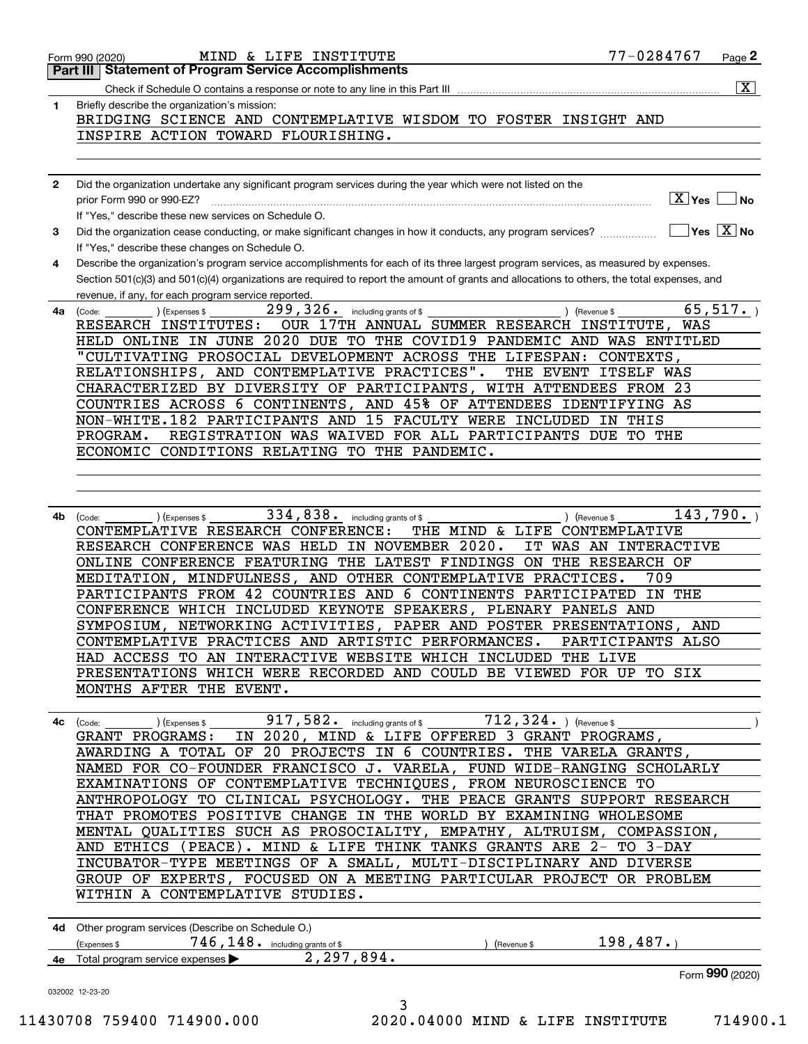Form 990 (2020) MIND & LIFE INSTITUTE 77-0284767 Page **2**

**Part III | Statement of Program Service Accomplishments**

Check if Schedule O contains a response or note to any line in this Part III ... [X]

**1** Briefly describe the organization's mission:

BRIDGING SCIENCE AND CONTEMPLATIVE WISDOM TO FOSTER INSIGHT AND INSPIRE ACTION TOWARD FLOURISHING.

**2** Did the organization undertake any significant program services during the year which were not listed on the prior Form 990 or 990-EZ? [X] Yes [ ] No

If "Yes," describe these new services on Schedule O.

**3** Did the organization cease conducting, or make significant changes in how it conducts, any program services? [ ] Yes [X] No

If "Yes," describe these changes on Schedule O.

**4** Describe the organization's program service accomplishments for each of its three largest program services, as measured by expenses. Section 501(c)(3) and 501(c)(4) organizations are required to report the amount of grants and allocations to others, the total expenses, and revenue, if any, for each program service reported.

**4a** (Code: ) (Expenses $ 299,326. including grants of $ ) (Revenue $ 65,517. )

RESEARCH INSTITUTES: OUR 17TH ANNUAL SUMMER RESEARCH INSTITUTE, WAS HELD ONLINE IN JUNE 2020 DUE TO THE COVID19 PANDEMIC AND WAS ENTITLED "CULTIVATING PROSOCIAL DEVELOPMENT ACROSS THE LIFESPAN: CONTEXTS, RELATIONSHIPS, AND CONTEMPLATIVE PRACTICES". THE EVENT ITSELF WAS CHARACTERIZED BY DIVERSITY OF PARTICIPANTS, WITH ATTENDEES FROM 23 COUNTRIES ACROSS 6 CONTINENTS, AND 45% OF ATTENDEES IDENTIFYING AS NON-WHITE.182 PARTICIPANTS AND 15 FACULTY WERE INCLUDED IN THIS PROGRAM. REGISTRATION WAS WAIVED FOR ALL PARTICIPANTS DUE TO THE ECONOMIC CONDITIONS RELATING TO THE PANDEMIC.

**4b** (Code: ) (Expenses $ 334,838. including grants of $ ) (Revenue $ 143,790. )

CONTEMPLATIVE RESEARCH CONFERENCE: THE MIND & LIFE CONTEMPLATIVE RESEARCH CONFERENCE WAS HELD IN NOVEMBER 2020. IT WAS AN INTERACTIVE ONLINE CONFERENCE FEATURING THE LATEST FINDINGS ON THE RESEARCH OF MEDITATION, MINDFULNESS, AND OTHER CONTEMPLATIVE PRACTICES. 709 PARTICIPANTS FROM 42 COUNTRIES AND 6 CONTINENTS PARTICIPATED IN THE CONFERENCE WHICH INCLUDED KEYNOTE SPEAKERS, PLENARY PANELS AND SYMPOSIUM, NETWORKING ACTIVITIES, PAPER AND POSTER PRESENTATIONS, AND CONTEMPLATIVE PRACTICES AND ARTISTIC PERFORMANCES. PARTICIPANTS ALSO HAD ACCESS TO AN INTERACTIVE WEBSITE WHICH INCLUDED THE LIVE PRESENTATIONS WHICH WERE RECORDED AND COULD BE VIEWED FOR UP TO SIX MONTHS AFTER THE EVENT.

**4c** (Code: ) (Expenses $ 917,582. including grants of $ 712,324. ) (Revenue $ )

GRANT PROGRAMS: IN 2020, MIND & LIFE OFFERED 3 GRANT PROGRAMS, AWARDING A TOTAL OF 20 PROJECTS IN 6 COUNTRIES. THE VARELA GRANTS, NAMED FOR CO-FOUNDER FRANCISCO J. VARELA, FUND WIDE-RANGING SCHOLARLY EXAMINATIONS OF CONTEMPLATIVE TECHNIQUES, FROM NEUROSCIENCE TO ANTHROPOLOGY TO CLINICAL PSYCHOLOGY. THE PEACE GRANTS SUPPORT RESEARCH THAT PROMOTES POSITIVE CHANGE IN THE WORLD BY EXAMINING WHOLESOME MENTAL QUALITIES SUCH AS PROSOCIALITY, EMPATHY, ALTRUISM, COMPASSION, AND ETHICS (PEACE). MIND & LIFE THINK TANKS GRANTS ARE 2- TO 3-DAY INCUBATOR-TYPE MEETINGS OF A SMALL, MULTI-DISCIPLINARY AND DIVERSE GROUP OF EXPERTS, FOCUSED ON A MEETING PARTICULAR PROJECT OR PROBLEM WITHIN A CONTEMPLATIVE STUDIES.

**4d** Other program services (Describe on Schedule O.)
(Expenses $ 746,148. including grants of $ ) (Revenue $ 198,487.)

**4e** Total program service expenses ▶ 2,297,894.

Form **990** (2020)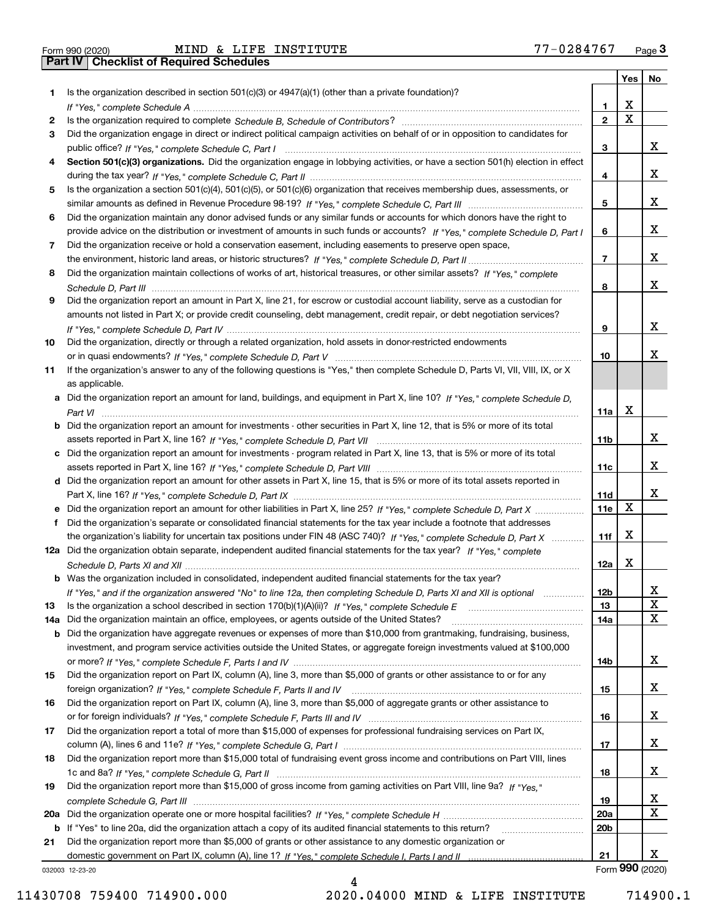Form 990 (2020) MIND & LIFE INSTITUTE 77-0284767 Page **3**

## Part IV Checklist of Required Schedules

| | | | Yes | No |
|---|---|---|---|---|
| **1** | Is the organization described in section 501(c)(3) or 4947(a)(1) (other than a private foundation)? *If "Yes," complete Schedule A* | **1** | X | |
| **2** | Is the organization required to complete *Schedule B, Schedule of Contributors*? | **2** | X | |
| **3** | Did the organization engage in direct or indirect political campaign activities on behalf of or in opposition to candidates for public office? *If "Yes," complete Schedule C, Part I* | **3** | | X |
| **4** | **Section 501(c)(3) organizations.** Did the organization engage in lobbying activities, or have a section 501(h) election in effect during the tax year? *If "Yes," complete Schedule C, Part II* | **4** | | X |
| **5** | Is the organization a section 501(c)(4), 501(c)(5), or 501(c)(6) organization that receives membership dues, assessments, or similar amounts as defined in Revenue Procedure 98-19? *If "Yes," complete Schedule C, Part III* | **5** | | X |
| **6** | Did the organization maintain any donor advised funds or any similar funds or accounts for which donors have the right to provide advice on the distribution or investment of amounts in such funds or accounts? *If "Yes," complete Schedule D, Part I* | **6** | | X |
| **7** | Did the organization receive or hold a conservation easement, including easements to preserve open space, the environment, historic land areas, or historic structures? *If "Yes," complete Schedule D, Part II* | **7** | | X |
| **8** | Did the organization maintain collections of works of art, historical treasures, or other similar assets? *If "Yes," complete Schedule D, Part III* | **8** | | X |
| **9** | Did the organization report an amount in Part X, line 21, for escrow or custodial account liability, serve as a custodian for amounts not listed in Part X; or provide credit counseling, debt management, credit repair, or debt negotiation services? *If "Yes," complete Schedule D, Part IV* | **9** | | X |
| **10** | Did the organization, directly or through a related organization, hold assets in donor-restricted endowments or in quasi endowments? *If "Yes," complete Schedule D, Part V* | **10** | | X |
| **11** | If the organization's answer to any of the following questions is "Yes," then complete Schedule D, Parts VI, VII, VIII, IX, or X as applicable. | | | |
| **a** | Did the organization report an amount for land, buildings, and equipment in Part X, line 10? *If "Yes," complete Schedule D, Part VI* | **11a** | X | |
| **b** | Did the organization report an amount for investments - other securities in Part X, line 12, that is 5% or more of its total assets reported in Part X, line 16? *If "Yes," complete Schedule D, Part VII* | **11b** | | X |
| **c** | Did the organization report an amount for investments - program related in Part X, line 13, that is 5% or more of its total assets reported in Part X, line 16? *If "Yes," complete Schedule D, Part VIII* | **11c** | | X |
| **d** | Did the organization report an amount for other assets in Part X, line 15, that is 5% or more of its total assets reported in Part X, line 16? *If "Yes," complete Schedule D, Part IX* | **11d** | | X |
| **e** | Did the organization report an amount for other liabilities in Part X, line 25? *If "Yes," complete Schedule D, Part X* | **11e** | X | |
| **f** | Did the organization's separate or consolidated financial statements for the tax year include a footnote that addresses the organization's liability for uncertain tax positions under FIN 48 (ASC 740)? *If "Yes," complete Schedule D, Part X* | **11f** | X | |
| **12a** | Did the organization obtain separate, independent audited financial statements for the tax year? *If "Yes," complete Schedule D, Parts XI and XII* | **12a** | X | |
| **b** | Was the organization included in consolidated, independent audited financial statements for the tax year? *If "Yes," and if the organization answered "No" to line 12a, then completing Schedule D, Parts XI and XII is optional* | **12b** | | X |
| **13** | Is the organization a school described in section 170(b)(1)(A)(ii)? *If "Yes," complete Schedule E* | **13** | | X |
| **14a** | Did the organization maintain an office, employees, or agents outside of the United States? | **14a** | | X |
| **b** | Did the organization have aggregate revenues or expenses of more than $10,000 from grantmaking, fundraising, business, investment, and program service activities outside the United States, or aggregate foreign investments valued at $100,000 or more? *If "Yes," complete Schedule F, Parts I and IV* | **14b** | | X |
| **15** | Did the organization report on Part IX, column (A), line 3, more than $5,000 of grants or other assistance to or for any foreign organization? *If "Yes," complete Schedule F, Parts II and IV* | **15** | | X |
| **16** | Did the organization report on Part IX, column (A), line 3, more than $5,000 of aggregate grants or other assistance to or for foreign individuals? *If "Yes," complete Schedule F, Parts III and IV* | **16** | | X |
| **17** | Did the organization report a total of more than $15,000 of expenses for professional fundraising services on Part IX, column (A), lines 6 and 11e? *If "Yes," complete Schedule G, Part I* | **17** | | X |
| **18** | Did the organization report more than $15,000 total of fundraising event gross income and contributions on Part VIII, lines 1c and 8a? *If "Yes," complete Schedule G, Part II* | **18** | | X |
| **19** | Did the organization report more than $15,000 of gross income from gaming activities on Part VIII, line 9a? *If "Yes," complete Schedule G, Part III* | **19** | | X |
| **20a** | Did the organization operate one or more hospital facilities? *If "Yes," complete Schedule H* | **20a** | | X |
| **b** | If "Yes" to line 20a, did the organization attach a copy of its audited financial statements to this return? | **20b** | | |
| **21** | Did the organization report more than $5,000 of grants or other assistance to any domestic organization or domestic government on Part IX, column (A), line 1? *If "Yes," complete Schedule I, Parts I and II* | **21** | | X |

032003 12-23-20 Form **990** (2020)

11430708 759400 714900.000 2020.04000 MIND & LIFE INSTITUTE 714900.1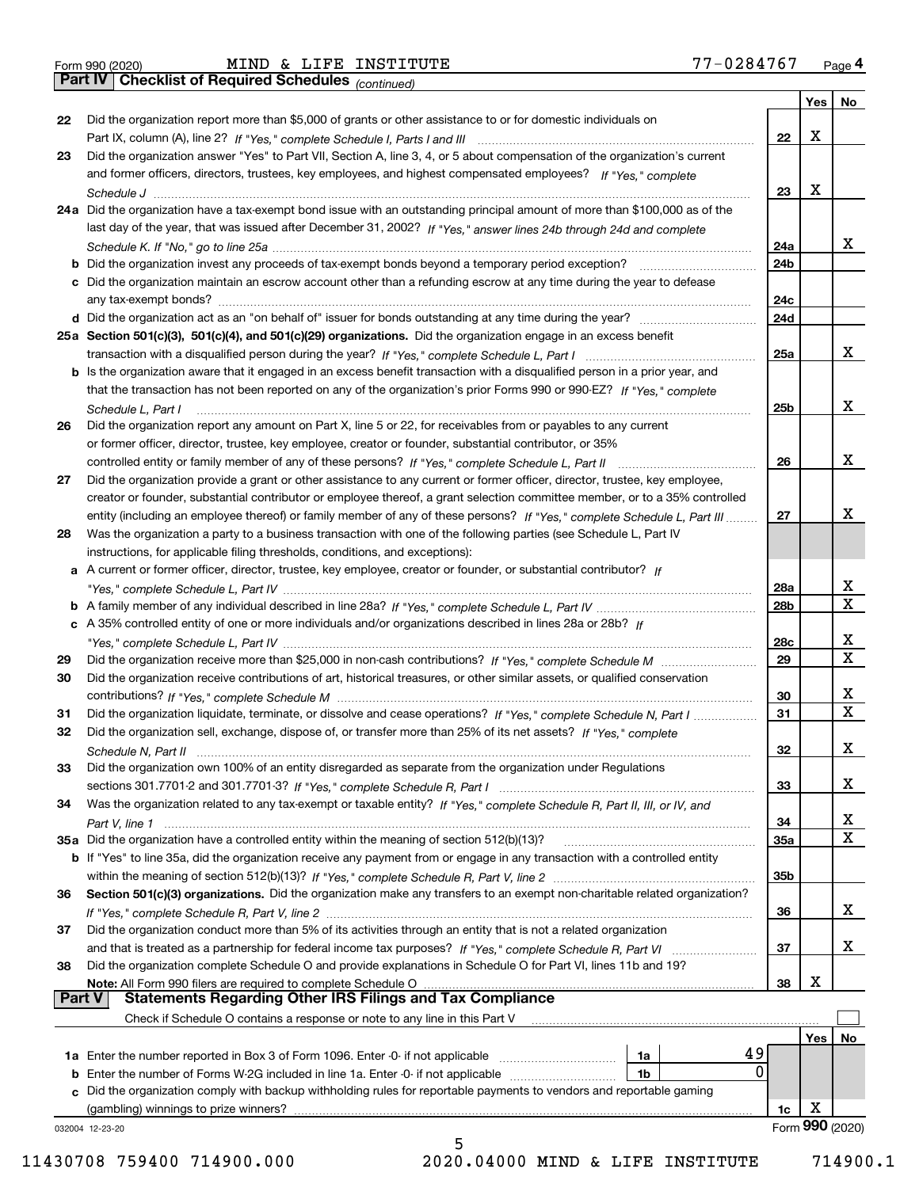Form 990 (2020) MIND & LIFE INSTITUTE 77-0284767

## Part IV Checklist of Required Schedules *(continued)*

| | | | Yes | No |
|---|---|---|---|---|
| 22 | Did the organization report more than $5,000 of grants or other assistance to or for domestic individuals on Part IX, column (A), line 2? *If "Yes," complete Schedule I, Parts I and III* | 22 | X | |
| 23 | Did the organization answer "Yes" to Part VII, Section A, line 3, 4, or 5 about compensation of the organization's current and former officers, directors, trustees, key employees, and highest compensated employees? *If "Yes," complete Schedule J* | 23 | X | |
| 24a | Did the organization have a tax-exempt bond issue with an outstanding principal amount of more than $100,000 as of the last day of the year, that was issued after December 31, 2002? *If "Yes," answer lines 24b through 24d and complete Schedule K. If "No," go to line 25a* | 24a | | X |
| b | Did the organization invest any proceeds of tax-exempt bonds beyond a temporary period exception? | 24b | | |
| c | Did the organization maintain an escrow account other than a refunding escrow at any time during the year to defease any tax-exempt bonds? | 24c | | |
| d | Did the organization act as an "on behalf of" issuer for bonds outstanding at any time during the year? | 24d | | |
| 25a | **Section 501(c)(3), 501(c)(4), and 501(c)(29) organizations.** Did the organization engage in an excess benefit transaction with a disqualified person during the year? *If "Yes," complete Schedule L, Part I* | 25a | | X |
| b | Is the organization aware that it engaged in an excess benefit transaction with a disqualified person in a prior year, and that the transaction has not been reported on any of the organization's prior Forms 990 or 990-EZ? *If "Yes," complete Schedule L, Part I* | 25b | | X |
| 26 | Did the organization report any amount on Part X, line 5 or 22, for receivables from or payables to any current or former officer, director, trustee, key employee, creator or founder, substantial contributor, or 35% controlled entity or family member of any of these persons? *If "Yes," complete Schedule L, Part II* | 26 | | X |
| 27 | Did the organization provide a grant or other assistance to any current or former officer, director, trustee, key employee, creator or founder, substantial contributor or employee thereof, a grant selection committee member, or to a 35% controlled entity (including an employee thereof) or family member of any of these persons? *If "Yes," complete Schedule L, Part III* | 27 | | X |
| 28 | Was the organization a party to a business transaction with one of the following parties (see Schedule L, Part IV instructions, for applicable filing thresholds, conditions, and exceptions): | | | |
| a | A current or former officer, director, trustee, key employee, creator or founder, or substantial contributor? *If "Yes," complete Schedule L, Part IV* | 28a | | X |
| b | A family member of any individual described in line 28a? *If "Yes," complete Schedule L, Part IV* | 28b | | X |
| c | A 35% controlled entity of one or more individuals and/or organizations described in lines 28a or 28b? *If "Yes," complete Schedule L, Part IV* | 28c | | X |
| 29 | Did the organization receive more than $25,000 in non-cash contributions? *If "Yes," complete Schedule M* | 29 | | X |
| 30 | Did the organization receive contributions of art, historical treasures, or other similar assets, or qualified conservation contributions? *If "Yes," complete Schedule M* | 30 | | X |
| 31 | Did the organization liquidate, terminate, or dissolve and cease operations? *If "Yes," complete Schedule N, Part I* | 31 | | X |
| 32 | Did the organization sell, exchange, dispose of, or transfer more than 25% of its net assets? *If "Yes," complete Schedule N, Part II* | 32 | | X |
| 33 | Did the organization own 100% of an entity disregarded as separate from the organization under Regulations sections 301.7701-2 and 301.7701-3? *If "Yes," complete Schedule R, Part I* | 33 | | X |
| 34 | Was the organization related to any tax-exempt or taxable entity? *If "Yes," complete Schedule R, Part II, III, or IV, and Part V, line 1* | 34 | | X |
| 35a | Did the organization have a controlled entity within the meaning of section 512(b)(13)? | 35a | | X |
| b | If "Yes" to line 35a, did the organization receive any payment from or engage in any transaction with a controlled entity within the meaning of section 512(b)(13)? *If "Yes," complete Schedule R, Part V, line 2* | 35b | | |
| 36 | **Section 501(c)(3) organizations.** Did the organization make any transfers to an exempt non-charitable related organization? *If "Yes," complete Schedule R, Part V, line 2* | 36 | | X |
| 37 | Did the organization conduct more than 5% of its activities through an entity that is not a related organization and that is treated as a partnership for federal income tax purposes? *If "Yes," complete Schedule R, Part VI* | 37 | | X |
| 38 | Did the organization complete Schedule O and provide explanations in Schedule O for Part VI, lines 11b and 19? **Note:** All Form 990 filers are required to complete Schedule O | 38 | X | |

## Part V Statements Regarding Other IRS Filings and Tax Compliance

Check if Schedule O contains a response or note to any line in this Part V ☐

| | | | | | Yes | No |
|---|---|---|---|---|---|---|
| 1a | Enter the number reported in Box 3 of Form 1096. Enter -0- if not applicable | 1a | 49 | | | |
| b | Enter the number of Forms W-2G included in line 1a. Enter -0- if not applicable | 1b | 0 | | | |
| c | Did the organization comply with backup withholding rules for reportable payments to vendors and reportable gaming (gambling) winnings to prize winners? | | | 1c | X | |

032004 12-23-20

Form **990** (2020)

11430708 759400 714900.000 2020.04000 MIND & LIFE INSTITUTE 714900.1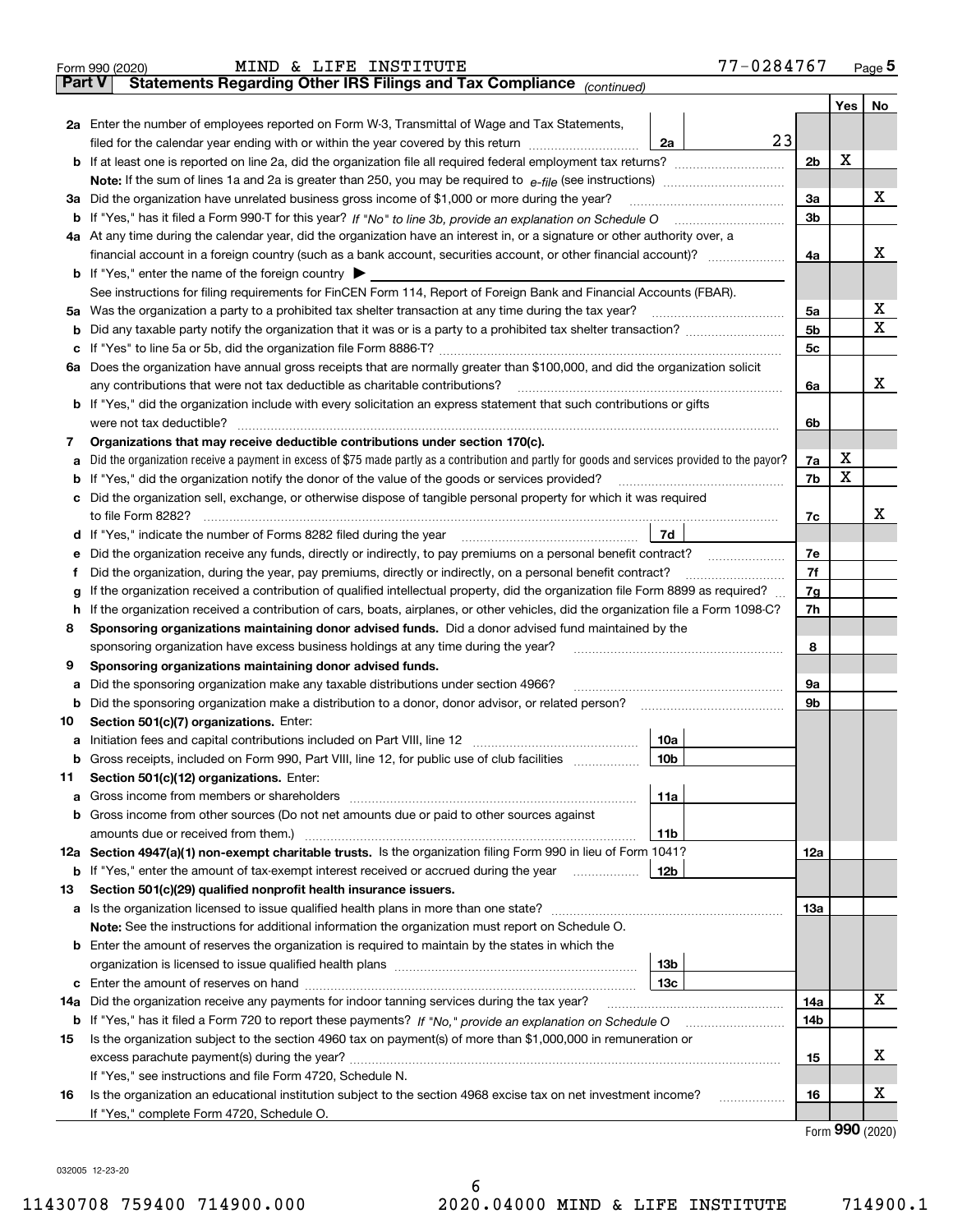Form 990 (2020) MIND & LIFE INSTITUTE 77-0284767 Page 5

## Part V Statements Regarding Other IRS Filings and Tax Compliance *(continued)*

| | | | | | Yes | No |
|---|---|---|---|---|---|---|
| **2a** | Enter the number of employees reported on Form W-3, Transmittal of Wage and Tax Statements, filed for the calendar year ending with or within the year covered by this return | 2a | 23 | | | |
| **b** | If at least one is reported on line 2a, did the organization file all required federal employment tax returns? | | | 2b | X | |
| | **Note:** If the sum of lines 1a and 2a is greater than 250, you may be required to *e-file* (see instructions) | | | | | |
| **3a** | Did the organization have unrelated business gross income of $1,000 or more during the year? | | | 3a | | X |
| **b** | If "Yes," has it filed a Form 990-T for this year? *If "No" to line 3b, provide an explanation on Schedule O* | | | 3b | | |
| **4a** | At any time during the calendar year, did the organization have an interest in, or a signature or other authority over, a financial account in a foreign country (such as a bank account, securities account, or other financial account)? | | | 4a | | X |
| **b** | If "Yes," enter the name of the foreign country ▶ | | | | | |
| | See instructions for filing requirements for FinCEN Form 114, Report of Foreign Bank and Financial Accounts (FBAR). | | | | | |
| **5a** | Was the organization a party to a prohibited tax shelter transaction at any time during the tax year? | | | 5a | | X |
| **b** | Did any taxable party notify the organization that it was or is a party to a prohibited tax shelter transaction? | | | 5b | | X |
| **c** | If "Yes" to line 5a or 5b, did the organization file Form 8886-T? | | | 5c | | |
| **6a** | Does the organization have annual gross receipts that are normally greater than $100,000, and did the organization solicit any contributions that were not tax deductible as charitable contributions? | | | 6a | | X |
| **b** | If "Yes," did the organization include with every solicitation an express statement that such contributions or gifts were not tax deductible? | | | 6b | | |
| **7** | **Organizations that may receive deductible contributions under section 170(c).** | | | | | |
| **a** | Did the organization receive a payment in excess of $75 made partly as a contribution and partly for goods and services provided to the payor? | | | 7a | X | |
| **b** | If "Yes," did the organization notify the donor of the value of the goods or services provided? | | | 7b | X | |
| **c** | Did the organization sell, exchange, or otherwise dispose of tangible personal property for which it was required to file Form 8282? | | | 7c | | X |
| **d** | If "Yes," indicate the number of Forms 8282 filed during the year | 7d | | | | |
| **e** | Did the organization receive any funds, directly or indirectly, to pay premiums on a personal benefit contract? | | | 7e | | |
| **f** | Did the organization, during the year, pay premiums, directly or indirectly, on a personal benefit contract? | | | 7f | | |
| **g** | If the organization received a contribution of qualified intellectual property, did the organization file Form 8899 as required? | | | 7g | | |
| **h** | If the organization received a contribution of cars, boats, airplanes, or other vehicles, did the organization file a Form 1098-C? | | | 7h | | |
| **8** | **Sponsoring organizations maintaining donor advised funds.** Did a donor advised fund maintained by the sponsoring organization have excess business holdings at any time during the year? | | | 8 | | |
| **9** | **Sponsoring organizations maintaining donor advised funds.** | | | | | |
| **a** | Did the sponsoring organization make any taxable distributions under section 4966? | | | 9a | | |
| **b** | Did the sponsoring organization make a distribution to a donor, donor advisor, or related person? | | | 9b | | |
| **10** | **Section 501(c)(7) organizations.** Enter: | | | | | |
| **a** | Initiation fees and capital contributions included on Part VIII, line 12 | 10a | | | | |
| **b** | Gross receipts, included on Form 990, Part VIII, line 12, for public use of club facilities | 10b | | | | |
| **11** | **Section 501(c)(12) organizations.** Enter: | | | | | |
| **a** | Gross income from members or shareholders | 11a | | | | |
| **b** | Gross income from other sources (Do not net amounts due or paid to other sources against amounts due or received from them.) | 11b | | | | |
| **12a** | **Section 4947(a)(1) non-exempt charitable trusts.** Is the organization filing Form 990 in lieu of Form 1041? | | | 12a | | |
| **b** | If "Yes," enter the amount of tax-exempt interest received or accrued during the year | 12b | | | | |
| **13** | **Section 501(c)(29) qualified nonprofit health insurance issuers.** | | | | | |
| **a** | Is the organization licensed to issue qualified health plans in more than one state? | | | 13a | | |
| | **Note:** See the instructions for additional information the organization must report on Schedule O. | | | | | |
| **b** | Enter the amount of reserves the organization is required to maintain by the states in which the organization is licensed to issue qualified health plans | 13b | | | | |
| **c** | Enter the amount of reserves on hand | 13c | | | | |
| **14a** | Did the organization receive any payments for indoor tanning services during the tax year? | | | 14a | | X |
| **b** | If "Yes," has it filed a Form 720 to report these payments? *If "No," provide an explanation on Schedule O* | | | 14b | | |
| **15** | Is the organization subject to the section 4960 tax on payment(s) of more than $1,000,000 in remuneration or excess parachute payment(s) during the year? | | | 15 | | X |
| | If "Yes," see instructions and file Form 4720, Schedule N. | | | | | |
| **16** | Is the organization an educational institution subject to the section 4968 excise tax on net investment income? | | | 16 | | X |
| | If "Yes," complete Form 4720, Schedule O. | | | | | |

Form **990** (2020)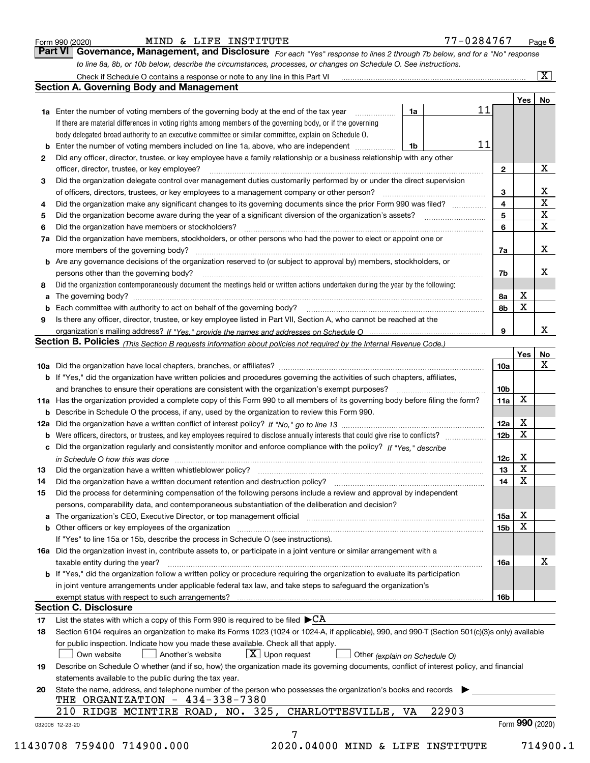Form 990 (2020) MIND & LIFE INSTITUTE 77-0284767 Page 6

**Part VI Governance, Management, and Disclosure** *For each "Yes" response to lines 2 through 7b below, and for a "No" response to line 8a, 8b, or 10b below, describe the circumstances, processes, or changes on Schedule O. See instructions.*

Check if Schedule O contains a response or note to any line in this Part VI [X]

## Section A. Governing Body and Management

| | | | | | Yes | No |
|---|---|---|---|---|---|---|
| 1a | Enter the number of voting members of the governing body at the end of the tax year. If there are material differences in voting rights among members of the governing body, or if the governing body delegated broad authority to an executive committee or similar committee, explain on Schedule O. | 1a | 11 | | | |
| b | Enter the number of voting members included on line 1a, above, who are independent | 1b | 11 | | | |
| 2 | Did any officer, director, trustee, or key employee have a family relationship or a business relationship with any other officer, director, trustee, or key employee? | | | 2 | | X |
| 3 | Did the organization delegate control over management duties customarily performed by or under the direct supervision of officers, directors, trustees, or key employees to a management company or other person? | | | 3 | | X |
| 4 | Did the organization make any significant changes to its governing documents since the prior Form 990 was filed? | | | 4 | | X |
| 5 | Did the organization become aware during the year of a significant diversion of the organization's assets? | | | 5 | | X |
| 6 | Did the organization have members or stockholders? | | | 6 | | X |
| 7a | Did the organization have members, stockholders, or other persons who had the power to elect or appoint one or more members of the governing body? | | | 7a | | X |
| b | Are any governance decisions of the organization reserved to (or subject to approval by) members, stockholders, or persons other than the governing body? | | | 7b | | X |
| 8 | Did the organization contemporaneously document the meetings held or written actions undertaken during the year by the following: | | | | | |
| a | The governing body? | | | 8a | X | |
| b | Each committee with authority to act on behalf of the governing body? | | | 8b | X | |
| 9 | Is there any officer, director, trustee, or key employee listed in Part VII, Section A, who cannot be reached at the organization's mailing address? *If "Yes," provide the names and addresses on Schedule O* | | | 9 | | X |

## Section B. Policies *(This Section B requests information about policies not required by the Internal Revenue Code.)*

| | | | Yes | No |
|---|---|---|---|---|
| 10a | Did the organization have local chapters, branches, or affiliates? | 10a | | X |
| b | If "Yes," did the organization have written policies and procedures governing the activities of such chapters, affiliates, and branches to ensure their operations are consistent with the organization's exempt purposes? | 10b | | |
| 11a | Has the organization provided a complete copy of this Form 990 to all members of its governing body before filing the form? | 11a | X | |
| b | Describe in Schedule O the process, if any, used by the organization to review this Form 990. | | | |
| 12a | Did the organization have a written conflict of interest policy? *If "No," go to line 13* | 12a | X | |
| b | Were officers, directors, or trustees, and key employees required to disclose annually interests that could give rise to conflicts? | 12b | X | |
| c | Did the organization regularly and consistently monitor and enforce compliance with the policy? *If "Yes," describe in Schedule O how this was done* | 12c | X | |
| 13 | Did the organization have a written whistleblower policy? | 13 | X | |
| 14 | Did the organization have a written document retention and destruction policy? | 14 | X | |
| 15 | Did the process for determining compensation of the following persons include a review and approval by independent persons, comparability data, and contemporaneous substantiation of the deliberation and decision? | | | |
| a | The organization's CEO, Executive Director, or top management official | 15a | X | |
| b | Other officers or key employees of the organization | 15b | X | |
| | If "Yes" to line 15a or 15b, describe the process in Schedule O (see instructions). | | | |
| 16a | Did the organization invest in, contribute assets to, or participate in a joint venture or similar arrangement with a taxable entity during the year? | 16a | | X |
| b | If "Yes," did the organization follow a written policy or procedure requiring the organization to evaluate its participation in joint venture arrangements under applicable federal tax law, and take steps to safeguard the organization's exempt status with respect to such arrangements? | 16b | | |

## Section C. Disclosure

17 List the states with which a copy of this Form 990 is required to be filed ▶CA

18 Section 6104 requires an organization to make its Forms 1023 (1024 or 1024-A, if applicable), 990, and 990-T (Section 501(c)(3)s only) available for public inspection. Indicate how you made these available. Check all that apply.

[ ] Own website [ ] Another's website [X] Upon request [ ] Other *(explain on Schedule O)*

19 Describe on Schedule O whether (and if so, how) the organization made its governing documents, conflict of interest policy, and financial statements available to the public during the tax year.

20 State the name, address, and telephone number of the person who possesses the organization's books and records ▶

THE ORGANIZATION - 434-338-7380
210 RIDGE MCINTIRE ROAD, NO. 325, CHARLOTTESVILLE, VA 22903

032006 12-23-20 Form **990** (2020)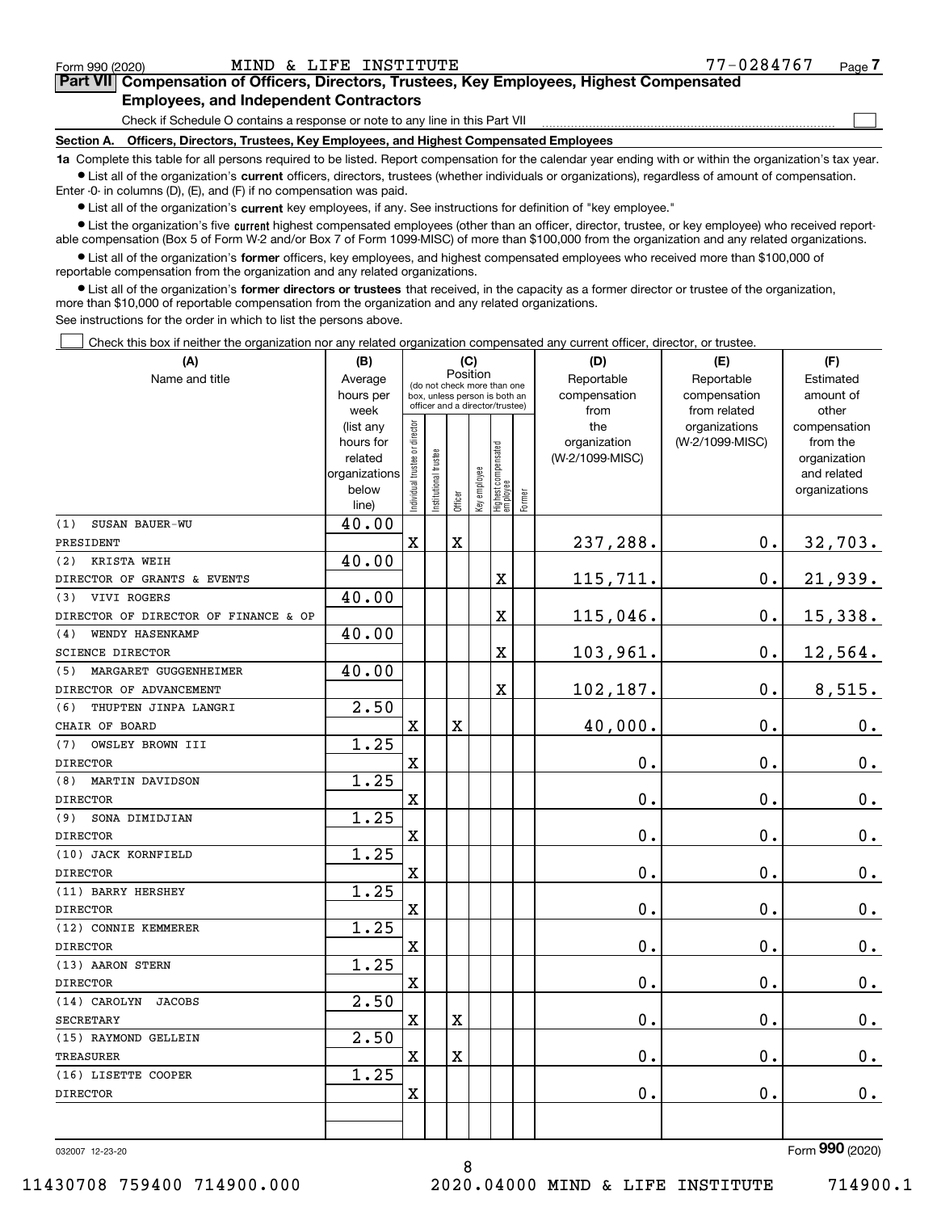Form 990 (2020) MIND & LIFE INSTITUTE 77-0284767

## Part VII Compensation of Officers, Directors, Trustees, Key Employees, Highest Compensated Employees, and Independent Contractors

Check if Schedule O contains a response or note to any line in this Part VII ☐

### Section A. Officers, Directors, Trustees, Key Employees, and Highest Compensated Employees

**1a** Complete this table for all persons required to be listed. Report compensation for the calendar year ending with or within the organization's tax year.

- List all of the organization's **current** officers, directors, trustees (whether individuals or organizations), regardless of amount of compensation. Enter -0- in columns (D), (E), and (F) if no compensation was paid.
- List all of the organization's **current** key employees, if any. See instructions for definition of "key employee."
- List the organization's five **current** highest compensated employees (other than an officer, director, trustee, or key employee) who received reportable compensation (Box 5 of Form W-2 and/or Box 7 of Form 1099-MISC) of more than $100,000 from the organization and any related organizations.
- List all of the organization's **former** officers, key employees, and highest compensated employees who received more than $100,000 of reportable compensation from the organization and any related organizations.
- List all of the organization's **former directors or trustees** that received, in the capacity as a former director or trustee of the organization, more than $10,000 of reportable compensation from the organization and any related organizations.

See instructions for the order in which to list the persons above.

☐ Check this box if neither the organization nor any related organization compensated any current officer, director, or trustee.

| (A) Name and title | (B) Average hours per week (list any hours for related organizations below line) | (C) Position: Individual trustee or director | Institutional trustee | Officer | Key employee | Highest compensated employee | Former | (D) Reportable compensation from the organization (W-2/1099-MISC) | (E) Reportable compensation from related organizations (W-2/1099-MISC) | (F) Estimated amount of other compensation from the organization and related organizations |
|---|---|---|---|---|---|---|---|---|---|---|
| (1) SUSAN BAUER-WU<br>PRESIDENT | 40.00 | X | | X | | | | 237,288. | 0. | 32,703. |
| (2) KRISTA WEIH<br>DIRECTOR OF GRANTS & EVENTS | 40.00 | | | | | X | | 115,711. | 0. | 21,939. |
| (3) VIVI ROGERS<br>DIRECTOR OF DIRECTOR OF FINANCE & OP | 40.00 | | | | | X | | 115,046. | 0. | 15,338. |
| (4) WENDY HASENKAMP<br>SCIENCE DIRECTOR | 40.00 | | | | | X | | 103,961. | 0. | 12,564. |
| (5) MARGARET GUGGENHEIMER<br>DIRECTOR OF ADVANCEMENT | 40.00 | | | | | X | | 102,187. | 0. | 8,515. |
| (6) THUPTEN JINPA LANGRI<br>CHAIR OF BOARD | 2.50 | X | | X | | | | 40,000. | 0. | 0. |
| (7) OWSLEY BROWN III<br>DIRECTOR | 1.25 | X | | | | | | 0. | 0. | 0. |
| (8) MARTIN DAVIDSON<br>DIRECTOR | 1.25 | X | | | | | | 0. | 0. | 0. |
| (9) SONA DIMIDJIAN<br>DIRECTOR | 1.25 | X | | | | | | 0. | 0. | 0. |
| (10) JACK KORNFIELD<br>DIRECTOR | 1.25 | X | | | | | | 0. | 0. | 0. |
| (11) BARRY HERSHEY<br>DIRECTOR | 1.25 | X | | | | | | 0. | 0. | 0. |
| (12) CONNIE KEMMERER<br>DIRECTOR | 1.25 | X | | | | | | 0. | 0. | 0. |
| (13) AARON STERN<br>DIRECTOR | 1.25 | X | | | | | | 0. | 0. | 0. |
| (14) CAROLYN JACOBS<br>SECRETARY | 2.50 | X | | X | | | | 0. | 0. | 0. |
| (15) RAYMOND GELLEIN<br>TREASURER | 2.50 | X | | X | | | | 0. | 0. | 0. |
| (16) LISETTE COOPER<br>DIRECTOR | 1.25 | X | | | | | | 0. | 0. | 0. |

032007 12-23-20

Form **990** (2020)

11430708 759400 714900.000 2020.04000 MIND & LIFE INSTITUTE 714900.1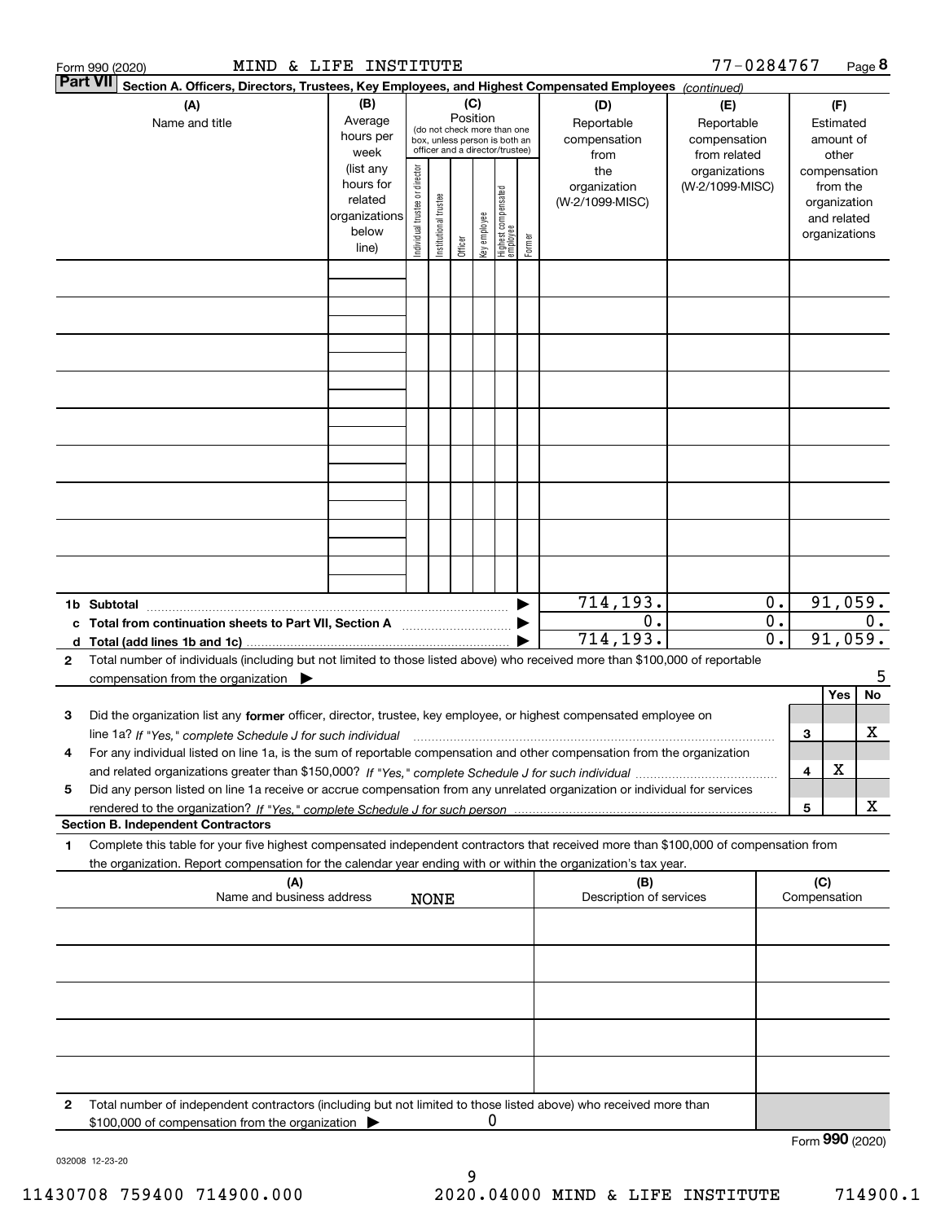Form 990 (2020) MIND & LIFE INSTITUTE 77-0284767

**Part VII** **Section A. Officers, Directors, Trustees, Key Employees, and Highest Compensated Employees** *(continued)*

| (A) Name and title | (B) Average hours per week (list any hours for related organizations below line) | (C) Position (do not check more than one box, unless person is both an officer and a director/trustee): Individual trustee or director | Institutional trustee | Officer | Key employee | Highest compensated employee | Former | (D) Reportable compensation from the organization (W-2/1099-MISC) | (E) Reportable compensation from related organizations (W-2/1099-MISC) | (F) Estimated amount of other compensation from the organization and related organizations |
|---|---|---|---|---|---|---|---|---|---|---|
| | | | | | | | | | | |
| | | | | | | | | | | |
| | | | | | | | | | | |
| | | | | | | | | | | |
| | | | | | | | | | | |
| | | | | | | | | | | |
| | | | | | | | | | | |
| | | | | | | | | | | |
| | | | | | | | | | | |

| | (D) | (E) | (F) |
|---|---|---|---|
| **1b Subtotal** | 714,193. | 0. | 91,059. |
| **c Total from continuation sheets to Part VII, Section A** | 0. | 0. | 0. |
| **d Total (add lines 1b and 1c)** | 714,193. | 0. | 91,059. |

**2** Total number of individuals (including but not limited to those listed above) who received more than $100,000 of reportable compensation from the organization ▶ 5

| | | | Yes | No |
|---|---|---|---|---|
| **3** | Did the organization list any **former** officer, director, trustee, key employee, or highest compensated employee on line 1a? *If "Yes," complete Schedule J for such individual* | 3 | | X |
| **4** | For any individual listed on line 1a, is the sum of reportable compensation and other compensation from the organization and related organizations greater than $150,000? *If "Yes," complete Schedule J for such individual* | 4 | X | |
| **5** | Did any person listed on line 1a receive or accrue compensation from any unrelated organization or individual for services rendered to the organization? *If "Yes," complete Schedule J for such person* | 5 | | X |

**Section B. Independent Contractors**

**1** Complete this table for your five highest compensated independent contractors that received more than $100,000 of compensation from the organization. Report compensation for the calendar year ending with or within the organization's tax year.

| (A) Name and business address | (B) Description of services | (C) Compensation |
|---|---|---|
| NONE | | |
| | | |
| | | |
| | | |
| | | |

**2** Total number of independent contractors (including but not limited to those listed above) who received more than $100,000 of compensation from the organization ▶ 0

Form **990** (2020)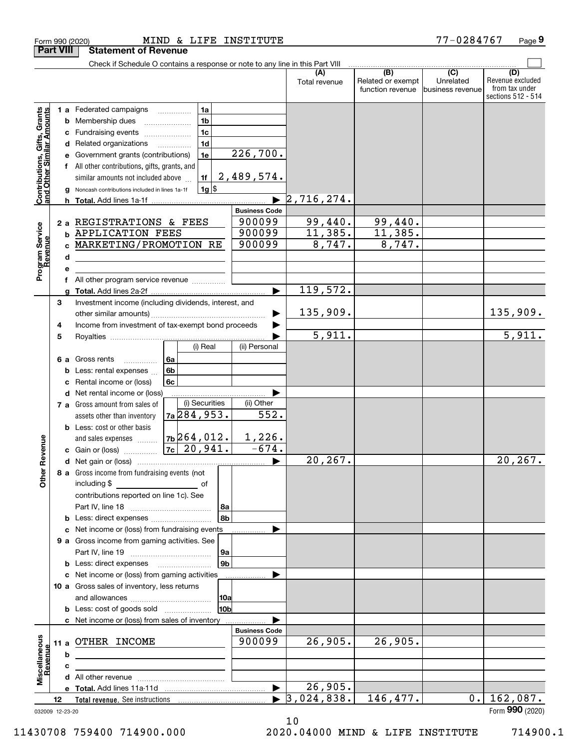Form 990 (2020) MIND & LIFE INSTITUTE 77-0284767

## Part VIII Statement of Revenue

Check if Schedule O contains a response or note to any line in this Part VIII

| | | | | (A) Total revenue | (B) Related or exempt function revenue | (C) Unrelated business revenue | (D) Revenue excluded from tax under sections 512 - 514 |
|---|---|---|---|---|---|---|---|
| **Contributions, Gifts, Grants and Other Similar Amounts** | 1 a Federated campaigns | 1a | | | | | |
| | b Membership dues | 1b | | | | | |
| | c Fundraising events | 1c | | | | | |
| | d Related organizations | 1d | | | | | |
| | e Government grants (contributions) | 1e | 226,700. | | | | |
| | f All other contributions, gifts, grants, and similar amounts not included above | 1f | 2,489,574. | | | | |
| | g Noncash contributions included in lines 1a-1f | 1g | $ | | | | |
| | h **Total.** Add lines 1a-1f | | | 2,716,274. | | | |
| | | | **Business Code** | | | | |
| **Program Service Revenue** | 2 a REGISTRATIONS & FEES | | 900099 | 99,440. | 99,440. | | |
| | b APPLICATION FEES | | 900099 | 11,385. | 11,385. | | |
| | c MARKETING/PROMOTION RE | | 900099 | 8,747. | 8,747. | | |
| | d | | | | | | |
| | e | | | | | | |
| | f All other program service revenue | | | | | | |
| | g **Total.** Add lines 2a-2f | | | 119,572. | | | |
| **Other Revenue** | 3 Investment income (including dividends, interest, and other similar amounts) | | | 135,909. | | | 135,909. |
| | 4 Income from investment of tax-exempt bond proceeds | | | | | | |
| | 5 Royalties | | | 5,911. | | | 5,911. |
| | | (i) Real | (ii) Personal | | | | |
| | 6 a Gross rents | 6a | | | | | |
| | b Less: rental expenses | 6b | | | | | |
| | c Rental income or (loss) | 6c | | | | | |
| | d Net rental income or (loss) | | | | | | |
| | | (i) Securities | (ii) Other | | | | |
| | 7 a Gross amount from sales of assets other than inventory | 7a 284,953. | 552. | | | | |
| | b Less: cost or other basis and sales expenses | 7b 264,012. | 1,226. | | | | |
| | c Gain or (loss) | 7c 20,941. | -674. | | | | |
| | d Net gain or (loss) | | | 20,267. | | | 20,267. |
| | 8 a Gross income from fundraising events (not including $ ______ of contributions reported on line 1c). See Part IV, line 18 | 8a | | | | | |
| | b Less: direct expenses | 8b | | | | | |
| | c Net income or (loss) from fundraising events | | | | | | |
| | 9 a Gross income from gaming activities. See Part IV, line 19 | 9a | | | | | |
| | b Less: direct expenses | 9b | | | | | |
| | c Net income or (loss) from gaming activities | | | | | | |
| | 10 a Gross sales of inventory, less returns and allowances | 10a | | | | | |
| | b Less: cost of goods sold | 10b | | | | | |
| | c Net income or (loss) from sales of inventory | | | | | | |
| | | | **Business Code** | | | | |
| **Miscellaneous Revenue** | 11 a OTHER INCOME | | 900099 | 26,905. | 26,905. | | |
| | b | | | | | | |
| | c | | | | | | |
| | d All other revenue | | | | | | |
| | e **Total.** Add lines 11a-11d | | | 26,905. | | | |
| | 12 **Total revenue.** See instructions | | | 3,024,838. | 146,477. | 0. | 162,087. |

032009 12-23-20 Form **990** (2020)

11430708 759400 714900.000 2020.04000 MIND & LIFE INSTITUTE 714900.1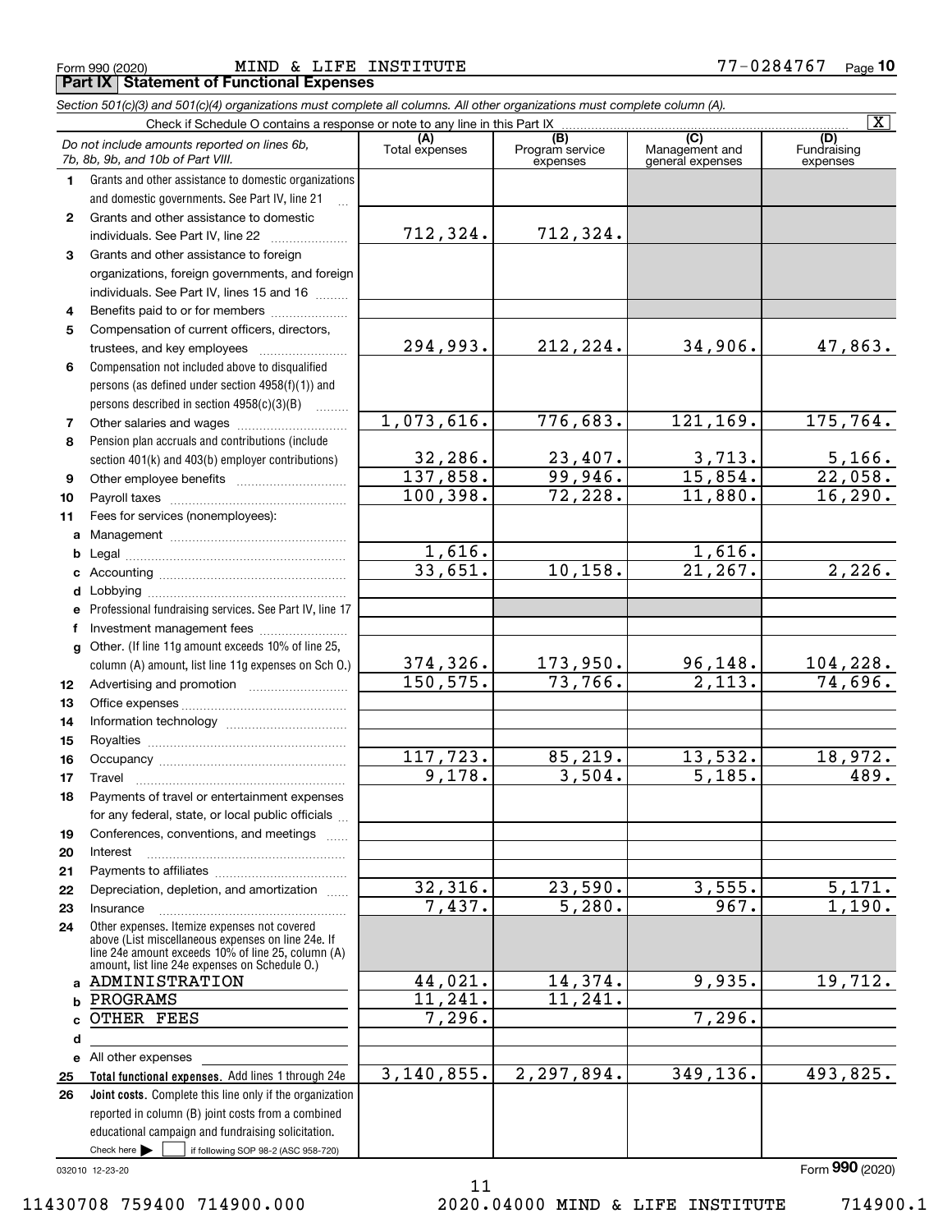Form 990 (2020) MIND & LIFE INSTITUTE 77-0284767

## Part IX Statement of Functional Expenses

*Section 501(c)(3) and 501(c)(4) organizations must complete all columns. All other organizations must complete column (A).*

Check if Schedule O contains a response or note to any line in this Part IX [X]

| *Do not include amounts reported on lines 6b, 7b, 8b, 9b, and 10b of Part VIII.* | (A) Total expenses | (B) Program service expenses | (C) Management and general expenses | (D) Fundraising expenses |
|---|---|---|---|---|
| 1 Grants and other assistance to domestic organizations and domestic governments. See Part IV, line 21 | | | | |
| 2 Grants and other assistance to domestic individuals. See Part IV, line 22 | 712,324. | 712,324. | | |
| 3 Grants and other assistance to foreign organizations, foreign governments, and foreign individuals. See Part IV, lines 15 and 16 | | | | |
| 4 Benefits paid to or for members | | | | |
| 5 Compensation of current officers, directors, trustees, and key employees | 294,993. | 212,224. | 34,906. | 47,863. |
| 6 Compensation not included above to disqualified persons (as defined under section 4958(f)(1)) and persons described in section 4958(c)(3)(B) | | | | |
| 7 Other salaries and wages | 1,073,616. | 776,683. | 121,169. | 175,764. |
| 8 Pension plan accruals and contributions (include section 401(k) and 403(b) employer contributions) | 32,286. | 23,407. | 3,713. | 5,166. |
| 9 Other employee benefits | 137,858. | 99,946. | 15,854. | 22,058. |
| 10 Payroll taxes | 100,398. | 72,228. | 11,880. | 16,290. |
| 11 Fees for services (nonemployees): | | | | |
| a Management | | | | |
| b Legal | 1,616. | | 1,616. | |
| c Accounting | 33,651. | 10,158. | 21,267. | 2,226. |
| d Lobbying | | | | |
| e Professional fundraising services. See Part IV, line 17 | | | | |
| f Investment management fees | | | | |
| g Other. (If line 11g amount exceeds 10% of line 25, column (A) amount, list line 11g expenses on Sch O.) | 374,326. | 173,950. | 96,148. | 104,228. |
| 12 Advertising and promotion | 150,575. | 73,766. | 2,113. | 74,696. |
| 13 Office expenses | | | | |
| 14 Information technology | | | | |
| 15 Royalties | | | | |
| 16 Occupancy | 117,723. | 85,219. | 13,532. | 18,972. |
| 17 Travel | 9,178. | 3,504. | 5,185. | 489. |
| 18 Payments of travel or entertainment expenses for any federal, state, or local public officials | | | | |
| 19 Conferences, conventions, and meetings | | | | |
| 20 Interest | | | | |
| 21 Payments to affiliates | | | | |
| 22 Depreciation, depletion, and amortization | 32,316. | 23,590. | 3,555. | 5,171. |
| 23 Insurance | 7,437. | 5,280. | 967. | 1,190. |
| 24 Other expenses. Itemize expenses not covered above (List miscellaneous expenses on line 24e. If line 24e amount exceeds 10% of line 25, column (A) amount, list line 24e expenses on Schedule O.) | | | | |
| a ADMINISTRATION | 44,021. | 14,374. | 9,935. | 19,712. |
| b PROGRAMS | 11,241. | 11,241. | | |
| c OTHER FEES | 7,296. | | 7,296. | |
| d | | | | |
| e All other expenses | | | | |
| 25 **Total functional expenses.** Add lines 1 through 24e | 3,140,855. | 2,297,894. | 349,136. | 493,825. |
| 26 **Joint costs.** Complete this line only if the organization reported in column (B) joint costs from a combined educational campaign and fundraising solicitation. Check here [ ] if following SOP 98-2 (ASC 958-720) | | | | |

032010 12-23-20

Form **990** (2020)

11430708 759400 714900.000 2020.04000 MIND & LIFE INSTITUTE 714900.1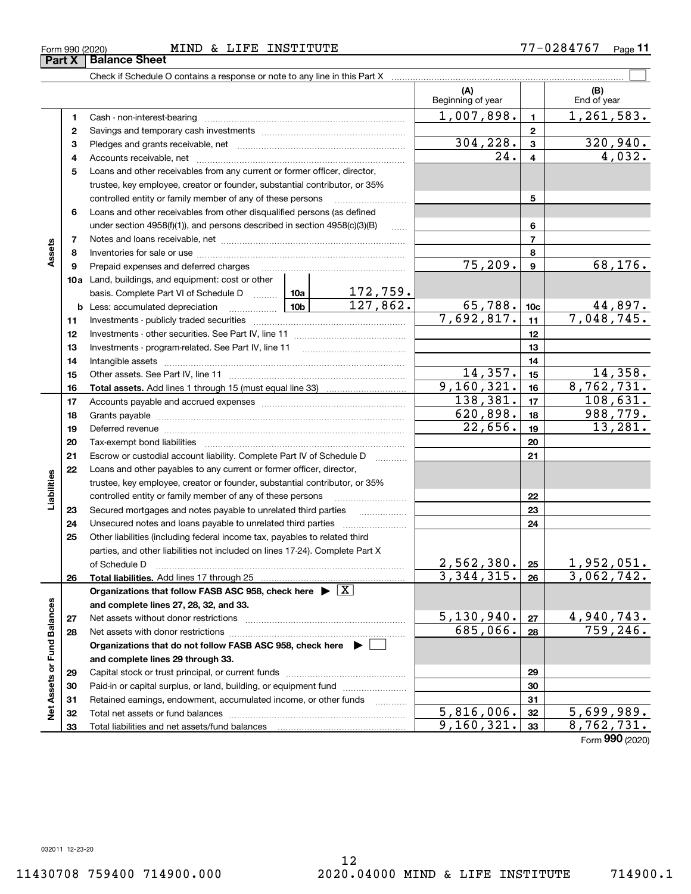Form 990 (2020) MIND & LIFE INSTITUTE 77-0284767

## Part X Balance Sheet

Check if Schedule O contains a response or note to any line in this Part X ☐

| | | | (A) Beginning of year | | (B) End of year |
|---|---|---|---|---|---|
| **Assets** | 1 | Cash - non-interest-bearing | 1,007,898. | 1 | 1,261,583. |
| | 2 | Savings and temporary cash investments | | 2 | |
| | 3 | Pledges and grants receivable, net | 304,228. | 3 | 320,940. |
| | 4 | Accounts receivable, net | 24. | 4 | 4,032. |
| | 5 | Loans and other receivables from any current or former officer, director, trustee, key employee, creator or founder, substantial contributor, or 35% controlled entity or family member of any of these persons | | 5 | |
| | 6 | Loans and other receivables from other disqualified persons (as defined under section 4958(f)(1)), and persons described in section 4958(c)(3)(B) | | 6 | |
| | 7 | Notes and loans receivable, net | | 7 | |
| | 8 | Inventories for sale or use | | 8 | |
| | 9 | Prepaid expenses and deferred charges | 75,209. | 9 | 68,176. |
| | 10a | Land, buildings, and equipment: cost or other basis. Complete Part VI of Schedule D 10a 172,759. | | | |
| | b | Less: accumulated depreciation 10b 127,862. | 65,788. | 10c | 44,897. |
| | 11 | Investments - publicly traded securities | 7,692,817. | 11 | 7,048,745. |
| | 12 | Investments - other securities. See Part IV, line 11 | | 12 | |
| | 13 | Investments - program-related. See Part IV, line 11 | | 13 | |
| | 14 | Intangible assets | | 14 | |
| | 15 | Other assets. See Part IV, line 11 | 14,357. | 15 | 14,358. |
| | 16 | **Total assets.** Add lines 1 through 15 (must equal line 33) | 9,160,321. | 16 | 8,762,731. |
| **Liabilities** | 17 | Accounts payable and accrued expenses | 138,381. | 17 | 108,631. |
| | 18 | Grants payable | 620,898. | 18 | 988,779. |
| | 19 | Deferred revenue | 22,656. | 19 | 13,281. |
| | 20 | Tax-exempt bond liabilities | | 20 | |
| | 21 | Escrow or custodial account liability. Complete Part IV of Schedule D | | 21 | |
| | 22 | Loans and other payables to any current or former officer, director, trustee, key employee, creator or founder, substantial contributor, or 35% controlled entity or family member of any of these persons | | 22 | |
| | 23 | Secured mortgages and notes payable to unrelated third parties | | 23 | |
| | 24 | Unsecured notes and loans payable to unrelated third parties | | 24 | |
| | 25 | Other liabilities (including federal income tax, payables to related third parties, and other liabilities not included on lines 17-24). Complete Part X of Schedule D | 2,562,380. | 25 | 1,952,051. |
| | 26 | **Total liabilities.** Add lines 17 through 25 | 3,344,315. | 26 | 3,062,742. |
| **Net Assets or Fund Balances** | | **Organizations that follow FASB ASC 958, check here** ☒ **and complete lines 27, 28, 32, and 33.** | | | |
| | 27 | Net assets without donor restrictions | 5,130,940. | 27 | 4,940,743. |
| | 28 | Net assets with donor restrictions | 685,066. | 28 | 759,246. |
| | | **Organizations that do not follow FASB ASC 958, check here** ☐ **and complete lines 29 through 33.** | | | |
| | 29 | Capital stock or trust principal, or current funds | | 29 | |
| | 30 | Paid-in or capital surplus, or land, building, or equipment fund | | 30 | |
| | 31 | Retained earnings, endowment, accumulated income, or other funds | | 31 | |
| | 32 | Total net assets or fund balances | 5,816,006. | 32 | 5,699,989. |
| | 33 | Total liabilities and net assets/fund balances | 9,160,321. | 33 | 8,762,731. |

Form **990** (2020)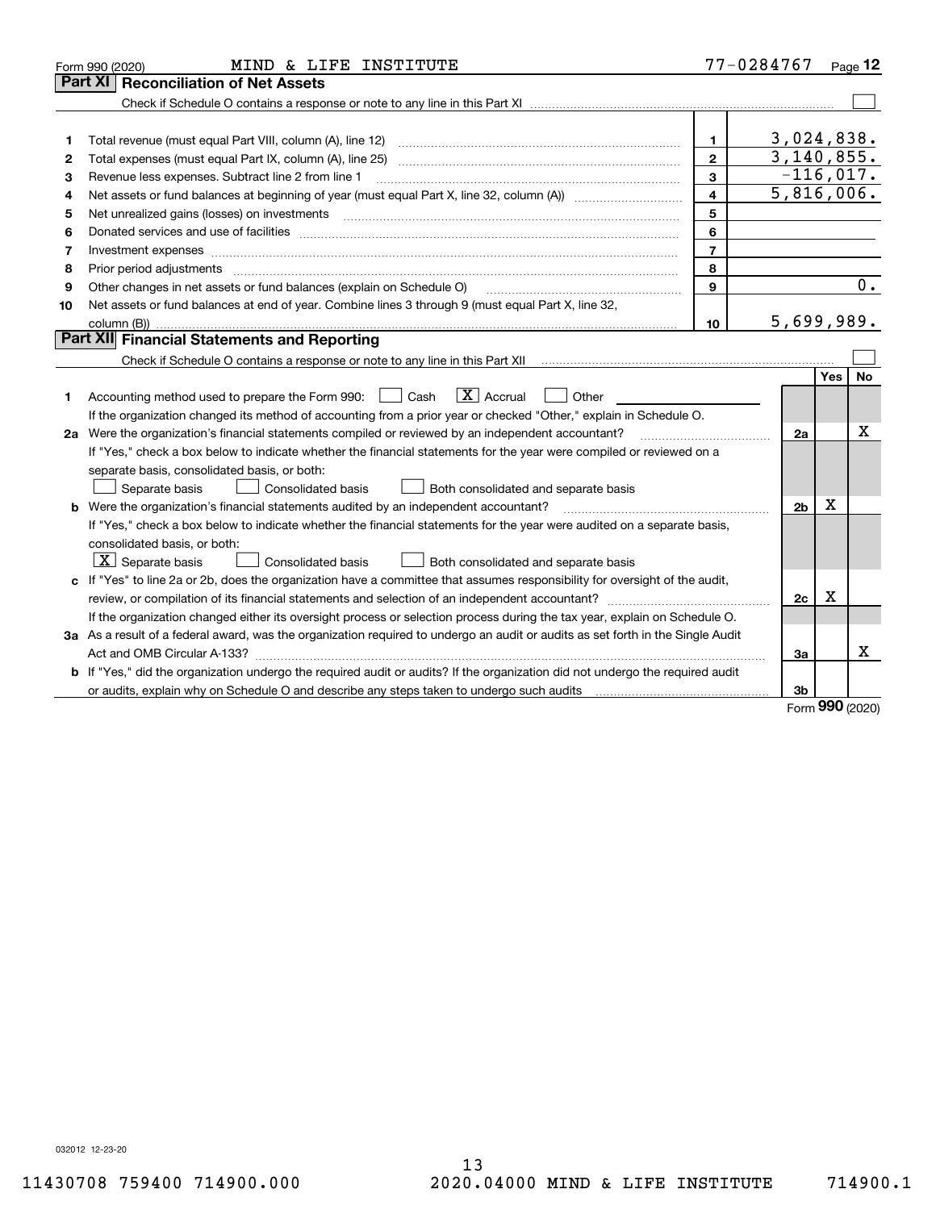Form 990 (2020) MIND & LIFE INSTITUTE 77-0284767

## Part XI Reconciliation of Net Assets

Check if Schedule O contains a response or note to any line in this Part XI ☐

| | | | |
|---|---|---|---|
| 1 | Total revenue (must equal Part VIII, column (A), line 12) | 1 | 3,024,838. |
| 2 | Total expenses (must equal Part IX, column (A), line 25) | 2 | 3,140,855. |
| 3 | Revenue less expenses. Subtract line 2 from line 1 | 3 | -116,017. |
| 4 | Net assets or fund balances at beginning of year (must equal Part X, line 32, column (A)) | 4 | 5,816,006. |
| 5 | Net unrealized gains (losses) on investments | 5 | |
| 6 | Donated services and use of facilities | 6 | |
| 7 | Investment expenses | 7 | |
| 8 | Prior period adjustments | 8 | |
| 9 | Other changes in net assets or fund balances (explain on Schedule O) | 9 | 0. |
| 10 | Net assets or fund balances at end of year. Combine lines 3 through 9 (must equal Part X, line 32, column (B)) | 10 | 5,699,989. |

## Part XII Financial Statements and Reporting

Check if Schedule O contains a response or note to any line in this Part XII ☐

| | | | Yes | No |
|---|---|---|---|---|
| 1 | Accounting method used to prepare the Form 990: ☐ Cash ☒ Accrual ☐ Other<br>If the organization changed its method of accounting from a prior year or checked "Other," explain in Schedule O. | | | |
| 2a | Were the organization's financial statements compiled or reviewed by an independent accountant?<br>If "Yes," check a box below to indicate whether the financial statements for the year were compiled or reviewed on a separate basis, consolidated basis, or both:<br>☐ Separate basis ☐ Consolidated basis ☐ Both consolidated and separate basis | 2a | | X |
| b | Were the organization's financial statements audited by an independent accountant?<br>If "Yes," check a box below to indicate whether the financial statements for the year were audited on a separate basis, consolidated basis, or both:<br>☒ Separate basis ☐ Consolidated basis ☐ Both consolidated and separate basis | 2b | X | |
| c | If "Yes" to line 2a or 2b, does the organization have a committee that assumes responsibility for oversight of the audit, review, or compilation of its financial statements and selection of an independent accountant?<br>If the organization changed either its oversight process or selection process during the tax year, explain on Schedule O. | 2c | X | |
| 3a | As a result of a federal award, was the organization required to undergo an audit or audits as set forth in the Single Audit Act and OMB Circular A-133? | 3a | | X |
| b | If "Yes," did the organization undergo the required audit or audits? If the organization did not undergo the required audit or audits, explain why on Schedule O and describe any steps taken to undergo such audits | 3b | | |

Form 990 (2020)

032012 12-23-20

11430708 759400 714900.000 2020.04000 MIND & LIFE INSTITUTE 714900.1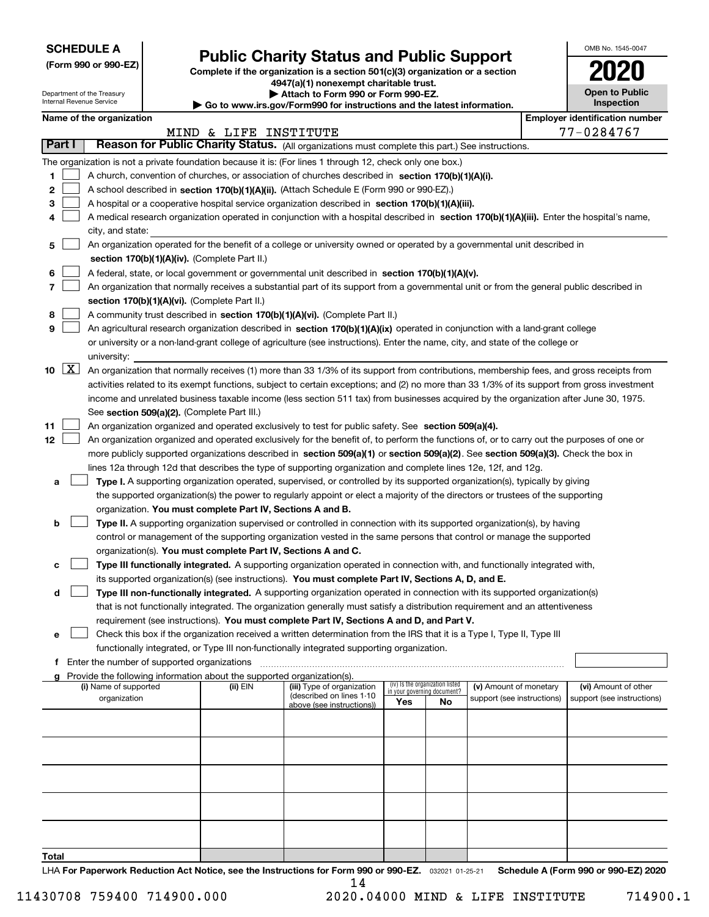**SCHEDULE A**
**(Form 990 or 990-EZ)**

Department of the Treasury
Internal Revenue Service

# Public Charity Status and Public Support

**Complete if the organization is a section 501(c)(3) organization or a section 4947(a)(1) nonexempt charitable trust.**
**▶ Attach to Form 990 or Form 990-EZ.**
**▶ Go to www.irs.gov/Form990 for instructions and the latest information.**

OMB No. 1545-0047
**2020**
**Open to Public Inspection**

**Name of the organization:** MIND & LIFE INSTITUTE
**Employer identification number:** 77-0284767

## Part I — Reason for Public Charity Status. (All organizations must complete this part.) See instructions.

The organization is not a private foundation because it is: (For lines 1 through 12, check only one box.)

1. ☐ A church, convention of churches, or association of churches described in **section 170(b)(1)(A)(i).**
2. ☐ A school described in **section 170(b)(1)(A)(ii).** (Attach Schedule E (Form 990 or 990-EZ).)
3. ☐ A hospital or a cooperative hospital service organization described in **section 170(b)(1)(A)(iii).**
4. ☐ A medical research organization operated in conjunction with a hospital described in **section 170(b)(1)(A)(iii).** Enter the hospital's name, city, and state:
5. ☐ An organization operated for the benefit of a college or university owned or operated by a governmental unit described in **section 170(b)(1)(A)(iv).** (Complete Part II.)
6. ☐ A federal, state, or local government or governmental unit described in **section 170(b)(1)(A)(v).**
7. ☐ An organization that normally receives a substantial part of its support from a governmental unit or from the general public described in **section 170(b)(1)(A)(vi).** (Complete Part II.)
8. ☐ A community trust described in **section 170(b)(1)(A)(vi).** (Complete Part II.)
9. ☐ An agricultural research organization described in **section 170(b)(1)(A)(ix)** operated in conjunction with a land-grant college or university or a non-land-grant college of agriculture (see instructions). Enter the name, city, and state of the college or university:
10. ☒ An organization that normally receives (1) more than 33 1/3% of its support from contributions, membership fees, and gross receipts from activities related to its exempt functions, subject to certain exceptions; and (2) no more than 33 1/3% of its support from gross investment income and unrelated business taxable income (less section 511 tax) from businesses acquired by the organization after June 30, 1975. See **section 509(a)(2).** (Complete Part III.)
11. ☐ An organization organized and operated exclusively to test for public safety. See **section 509(a)(4).**
12. ☐ An organization organized and operated exclusively for the benefit of, to perform the functions of, or to carry out the purposes of one or more publicly supported organizations described in **section 509(a)(1)** or **section 509(a)(2)**. See **section 509(a)(3).** Check the box in lines 12a through 12d that describes the type of supporting organization and complete lines 12e, 12f, and 12g.
   - **a** ☐ **Type I.** A supporting organization operated, supervised, or controlled by its supported organization(s), typically by giving the supported organization(s) the power to regularly appoint or elect a majority of the directors or trustees of the supporting organization. **You must complete Part IV, Sections A and B.**
   - **b** ☐ **Type II.** A supporting organization supervised or controlled in connection with its supported organization(s), by having control or management of the supporting organization vested in the same persons that control or manage the supported organization(s). **You must complete Part IV, Sections A and C.**
   - **c** ☐ **Type III functionally integrated.** A supporting organization operated in connection with, and functionally integrated with, its supported organization(s) (see instructions). **You must complete Part IV, Sections A, D, and E.**
   - **d** ☐ **Type III non-functionally integrated.** A supporting organization operated in connection with its supported organization(s) that is not functionally integrated. The organization generally must satisfy a distribution requirement and an attentiveness requirement (see instructions). **You must complete Part IV, Sections A and D, and Part V.**
   - **e** ☐ Check this box if the organization received a written determination from the IRS that it is a Type I, Type II, Type III functionally integrated, or Type III non-functionally integrated supporting organization.
   - **f** Enter the number of supported organizations
   - **g** Provide the following information about the supported organization(s).

| (i) Name of supported organization | (ii) EIN | (iii) Type of organization (described on lines 1-10 above (see instructions)) | (iv) Is the organization listed in your governing document? Yes | No | (v) Amount of monetary support (see instructions) | (vi) Amount of other support (see instructions) |
|---|---|---|---|---|---|---|
| | | | | | | |
| | | | | | | |
| | | | | | | |
| | | | | | | |
| | | | | | | |
| **Total** | | | | | | |

LHA **For Paperwork Reduction Act Notice, see the Instructions for Form 990 or 990-EZ.** 032021 01-25-21 **Schedule A (Form 990 or 990-EZ) 2020**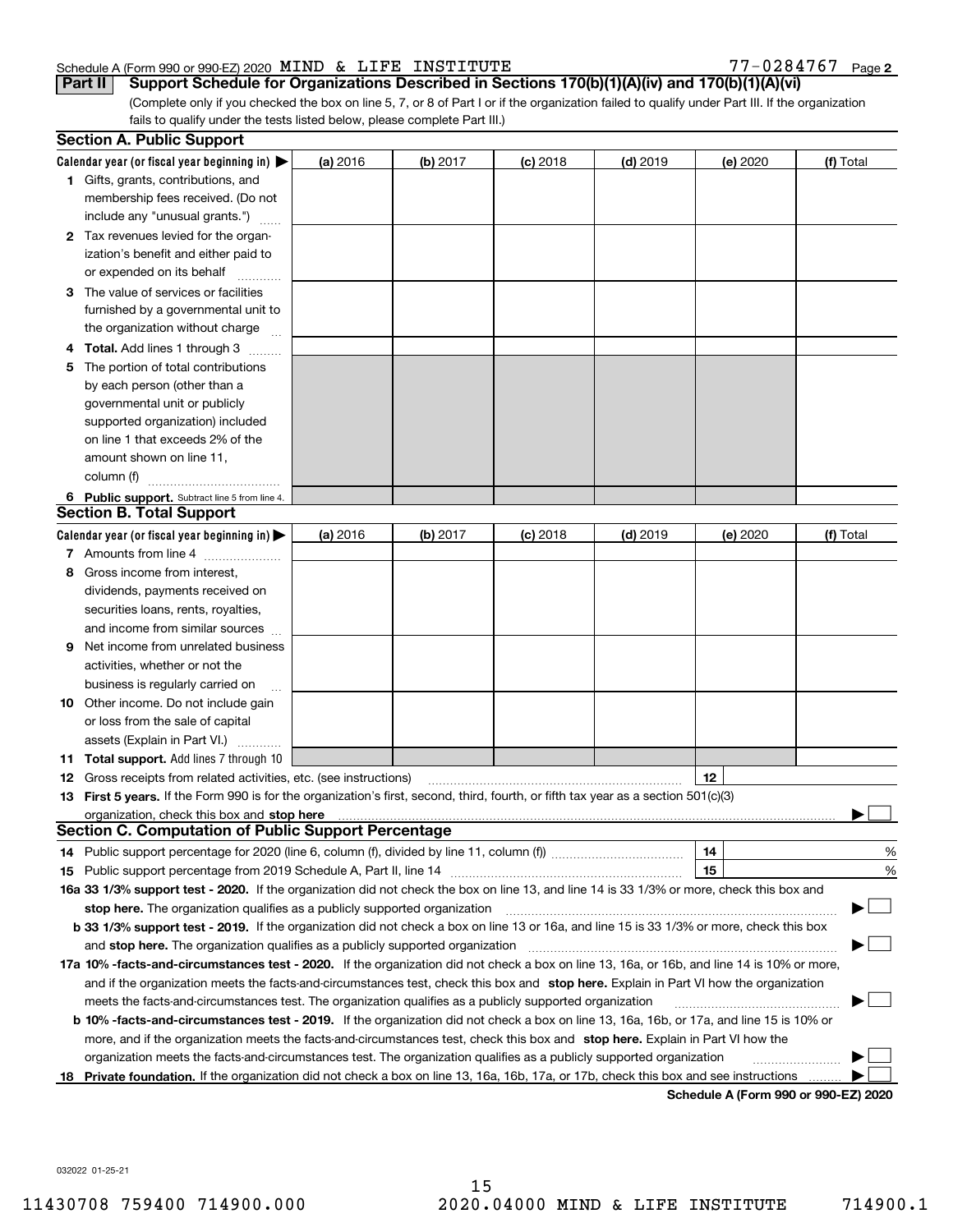Schedule A (Form 990 or 990-EZ) 2020 MIND & LIFE INSTITUTE 77-0284767 Page 2

**Part II** **Support Schedule for Organizations Described in Sections 170(b)(1)(A)(iv) and 170(b)(1)(A)(vi)**

(Complete only if you checked the box on line 5, 7, or 8 of Part I or if the organization failed to qualify under Part III. If the organization fails to qualify under the tests listed below, please complete Part III.)

## Section A. Public Support

| Calendar year (or fiscal year beginning in) ▶ | (a) 2016 | (b) 2017 | (c) 2018 | (d) 2019 | (e) 2020 | (f) Total |
|---|---|---|---|---|---|---|
| **1** Gifts, grants, contributions, and membership fees received. (Do not include any "unusual grants.") | | | | | | |
| **2** Tax revenues levied for the organization's benefit and either paid to or expended on its behalf | | | | | | |
| **3** The value of services or facilities furnished by a governmental unit to the organization without charge | | | | | | |
| **4** **Total.** Add lines 1 through 3 | | | | | | |
| **5** The portion of total contributions by each person (other than a governmental unit or publicly supported organization) included on line 1 that exceeds 2% of the amount shown on line 11, column (f) | | | | | | |
| **6** **Public support.** Subtract line 5 from line 4. | | | | | | |

## Section B. Total Support

| Calendar year (or fiscal year beginning in) ▶ | (a) 2016 | (b) 2017 | (c) 2018 | (d) 2019 | (e) 2020 | (f) Total |
|---|---|---|---|---|---|---|
| **7** Amounts from line 4 | | | | | | |
| **8** Gross income from interest, dividends, payments received on securities loans, rents, royalties, and income from similar sources | | | | | | |
| **9** Net income from unrelated business activities, whether or not the business is regularly carried on | | | | | | |
| **10** Other income. Do not include gain or loss from the sale of capital assets (Explain in Part VI.) | | | | | | |
| **11** **Total support.** Add lines 7 through 10 | | | | | | |

**12** Gross receipts from related activities, etc. (see instructions) | **12** |

**13** **First 5 years.** If the Form 990 is for the organization's first, second, third, fourth, or fifth tax year as a section 501(c)(3) organization, check this box and **stop here** ▶ ☐

## Section C. Computation of Public Support Percentage

**14** Public support percentage for 2020 (line 6, column (f), divided by line 11, column (f)) | **14** | %

**15** Public support percentage from 2019 Schedule A, Part II, line 14 | **15** | %

**16a** **33 1/3% support test - 2020.** If the organization did not check the box on line 13, and line 14 is 33 1/3% or more, check this box and **stop here.** The organization qualifies as a publicly supported organization ▶ ☐

**b** **33 1/3% support test - 2019.** If the organization did not check a box on line 13 or 16a, and line 15 is 33 1/3% or more, check this box and **stop here.** The organization qualifies as a publicly supported organization ▶ ☐

**17a** **10% -facts-and-circumstances test - 2020.** If the organization did not check a box on line 13, 16a, or 16b, and line 14 is 10% or more, and if the organization meets the facts-and-circumstances test, check this box and **stop here.** Explain in Part VI how the organization meets the facts-and-circumstances test. The organization qualifies as a publicly supported organization ▶ ☐

**b** **10% -facts-and-circumstances test - 2019.** If the organization did not check a box on line 13, 16a, 16b, or 17a, and line 15 is 10% or more, and if the organization meets the facts-and-circumstances test, check this box and **stop here.** Explain in Part VI how the organization meets the facts-and-circumstances test. The organization qualifies as a publicly supported organization ▶ ☐

**18** **Private foundation.** If the organization did not check a box on line 13, 16a, 16b, 17a, or 17b, check this box and see instructions ▶ ☐

**Schedule A (Form 990 or 990-EZ) 2020**

032022 01-25-21

11430708 759400 714900.000 2020.04000 MIND & LIFE INSTITUTE 714900.1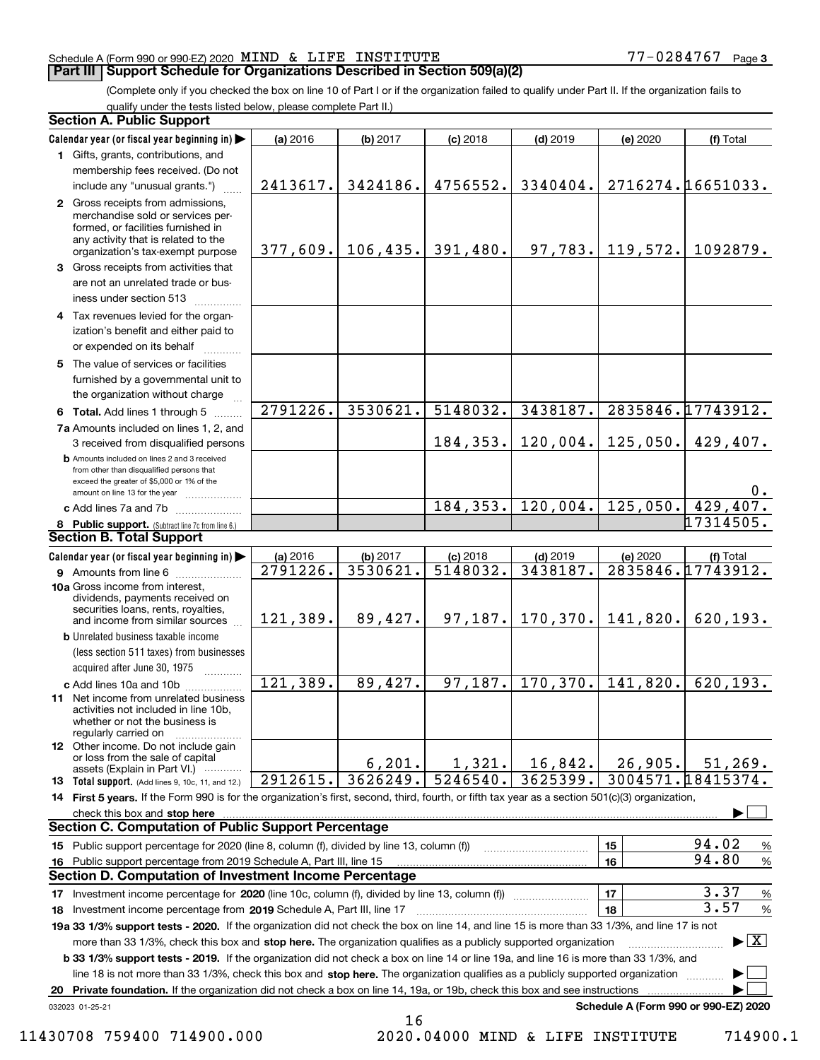Schedule A (Form 990 or 990-EZ) 2020 MIND & LIFE INSTITUTE 77-0284767 Page 3

## Part III Support Schedule for Organizations Described in Section 509(a)(2)

(Complete only if you checked the box on line 10 of Part I or if the organization failed to qualify under Part II. If the organization fails to qualify under the tests listed below, please complete Part II.)

### Section A. Public Support

| Calendar year (or fiscal year beginning in) ▶ | (a) 2016 | (b) 2017 | (c) 2018 | (d) 2019 | (e) 2020 | (f) Total |
|---|---|---|---|---|---|---|
| **1** Gifts, grants, contributions, and membership fees received. (Do not include any "unusual grants.") | 2413617. | 3424186. | 4756552. | 3340404. | 2716274. | 16651033. |
| **2** Gross receipts from admissions, merchandise sold or services performed, or facilities furnished in any activity that is related to the organization's tax-exempt purpose | 377,609. | 106,435. | 391,480. | 97,783. | 119,572. | 1092879. |
| **3** Gross receipts from activities that are not an unrelated trade or business under section 513 | | | | | | |
| **4** Tax revenues levied for the organization's benefit and either paid to or expended on its behalf | | | | | | |
| **5** The value of services or facilities furnished by a governmental unit to the organization without charge | | | | | | |
| **6 Total.** Add lines 1 through 5 | 2791226. | 3530621. | 5148032. | 3438187. | 2835846. | 17743912. |
| **7a** Amounts included on lines 1, 2, and 3 received from disqualified persons | | | 184,353. | 120,004. | 125,050. | 429,407. |
| **b** Amounts included on lines 2 and 3 received from other than disqualified persons that exceed the greater of $5,000 or 1% of the amount on line 13 for the year | | | | | | 0. |
| **c** Add lines 7a and 7b | | | 184,353. | 120,004. | 125,050. | 429,407. |
| **8 Public support.** (Subtract line 7c from line 6.) | | | | | | 17314505. |

### Section B. Total Support

| Calendar year (or fiscal year beginning in) ▶ | (a) 2016 | (b) 2017 | (c) 2018 | (d) 2019 | (e) 2020 | (f) Total |
|---|---|---|---|---|---|---|
| **9** Amounts from line 6 | 2791226. | 3530621. | 5148032. | 3438187. | 2835846. | 17743912. |
| **10a** Gross income from interest, dividends, payments received on securities loans, rents, royalties, and income from similar sources | 121,389. | 89,427. | 97,187. | 170,370. | 141,820. | 620,193. |
| **b** Unrelated business taxable income (less section 511 taxes) from businesses acquired after June 30, 1975 | | | | | | |
| **c** Add lines 10a and 10b | 121,389. | 89,427. | 97,187. | 170,370. | 141,820. | 620,193. |
| **11** Net income from unrelated business activities not included in line 10b, whether or not the business is regularly carried on | | | | | | |
| **12** Other income. Do not include gain or loss from the sale of capital assets (Explain in Part VI.) | | 6,201. | 1,321. | 16,842. | 26,905. | 51,269. |
| **13 Total support.** (Add lines 9, 10c, 11, and 12.) | 2912615. | 3626249. | 5246540. | 3625399. | 3004571. | 18415374. |

**14 First 5 years.** If the Form 990 is for the organization's first, second, third, fourth, or fifth tax year as a section 501(c)(3) organization, check this box and **stop here** ▶ ☐

### Section C. Computation of Public Support Percentage

| | | | |
|---|---|---|---|
| **15** Public support percentage for 2020 (line 8, column (f), divided by line 13, column (f)) | 15 | 94.02 | % |
| **16** Public support percentage from 2019 Schedule A, Part III, line 15 | 16 | 94.80 | % |

### Section D. Computation of Investment Income Percentage

| | | | |
|---|---|---|---|
| **17** Investment income percentage for **2020** (line 10c, column (f), divided by line 13, column (f)) | 17 | 3.37 | % |
| **18** Investment income percentage from **2019** Schedule A, Part III, line 17 | 18 | 3.57 | % |

**19a 33 1/3% support tests - 2020.** If the organization did not check the box on line 14, and line 15 is more than 33 1/3%, and line 17 is not more than 33 1/3%, check this box and **stop here.** The organization qualifies as a publicly supported organization ▶ ☒

**b 33 1/3% support tests - 2019.** If the organization did not check a box on line 14 or line 19a, and line 16 is more than 33 1/3%, and line 18 is not more than 33 1/3%, check this box and **stop here.** The organization qualifies as a publicly supported organization ▶ ☐

**20 Private foundation.** If the organization did not check a box on line 14, 19a, or 19b, check this box and see instructions ▶ ☐

032023 01-25-21 **Schedule A (Form 990 or 990-EZ) 2020**

11430708 759400 714900.000 2020.04000 MIND & LIFE INSTITUTE 714900.1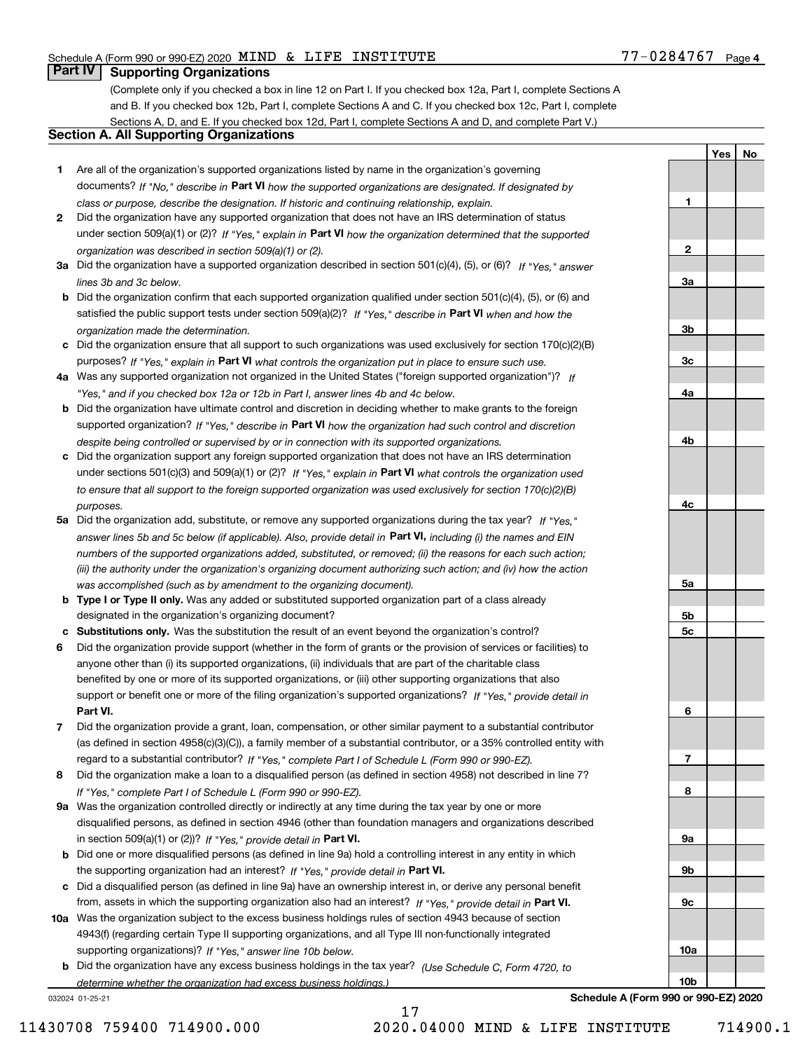Schedule A (Form 990 or 990-EZ) 2020 MIND & LIFE INSTITUTE 77-0284767 Page 4

## Part IV Supporting Organizations

(Complete only if you checked a box in line 12 on Part I. If you checked box 12a, Part I, complete Sections A and B. If you checked box 12b, Part I, complete Sections A and C. If you checked box 12c, Part I, complete Sections A, D, and E. If you checked box 12d, Part I, complete Sections A and D, and complete Part V.)

### Section A. All Supporting Organizations

| | | Line | Yes | No |
|---|---|---|---|---|
| **1** | Are all of the organization's supported organizations listed by name in the organization's governing documents? *If "No," describe in* **Part VI** *how the supported organizations are designated. If designated by class or purpose, describe the designation. If historic and continuing relationship, explain.* | **1** | | |
| **2** | Did the organization have any supported organization that does not have an IRS determination of status under section 509(a)(1) or (2)? *If "Yes," explain in* **Part VI** *how the organization determined that the supported organization was described in section 509(a)(1) or (2).* | **2** | | |
| **3a** | Did the organization have a supported organization described in section 501(c)(4), (5), or (6)? *If "Yes," answer lines 3b and 3c below.* | **3a** | | |
| **b** | Did the organization confirm that each supported organization qualified under section 501(c)(4), (5), or (6) and satisfied the public support tests under section 509(a)(2)? *If "Yes," describe in* **Part VI** *when and how the organization made the determination.* | **3b** | | |
| **c** | Did the organization ensure that all support to such organizations was used exclusively for section 170(c)(2)(B) purposes? *If "Yes," explain in* **Part VI** *what controls the organization put in place to ensure such use.* | **3c** | | |
| **4a** | Was any supported organization not organized in the United States ("foreign supported organization")? *If "Yes," and if you checked box 12a or 12b in Part I, answer lines 4b and 4c below.* | **4a** | | |
| **b** | Did the organization have ultimate control and discretion in deciding whether to make grants to the foreign supported organization? *If "Yes," describe in* **Part VI** *how the organization had such control and discretion despite being controlled or supervised by or in connection with its supported organizations.* | **4b** | | |
| **c** | Did the organization support any foreign supported organization that does not have an IRS determination under sections 501(c)(3) and 509(a)(1) or (2)? *If "Yes," explain in* **Part VI** *what controls the organization used to ensure that all support to the foreign supported organization was used exclusively for section 170(c)(2)(B) purposes.* | **4c** | | |
| **5a** | Did the organization add, substitute, or remove any supported organizations during the tax year? *If "Yes," answer lines 5b and 5c below (if applicable). Also, provide detail in* **Part VI,** *including (i) the names and EIN numbers of the supported organizations added, substituted, or removed; (ii) the reasons for each such action; (iii) the authority under the organization's organizing document authorizing such action; and (iv) how the action was accomplished (such as by amendment to the organizing document).* | **5a** | | |
| **b** | **Type I or Type II only.** Was any added or substituted supported organization part of a class already designated in the organization's organizing document? | **5b** | | |
| **c** | **Substitutions only.** Was the substitution the result of an event beyond the organization's control? | **5c** | | |
| **6** | Did the organization provide support (whether in the form of grants or the provision of services or facilities) to anyone other than (i) its supported organizations, (ii) individuals that are part of the charitable class benefited by one or more of its supported organizations, or (iii) other supporting organizations that also support or benefit one or more of the filing organization's supported organizations? *If "Yes," provide detail in* **Part VI.** | **6** | | |
| **7** | Did the organization provide a grant, loan, compensation, or other similar payment to a substantial contributor (as defined in section 4958(c)(3)(C)), a family member of a substantial contributor, or a 35% controlled entity with regard to a substantial contributor? *If "Yes," complete Part I of Schedule L (Form 990 or 990-EZ).* | **7** | | |
| **8** | Did the organization make a loan to a disqualified person (as defined in section 4958) not described in line 7? *If "Yes," complete Part I of Schedule L (Form 990 or 990-EZ).* | **8** | | |
| **9a** | Was the organization controlled directly or indirectly at any time during the tax year by one or more disqualified persons, as defined in section 4946 (other than foundation managers and organizations described in section 509(a)(1) or (2))? *If "Yes," provide detail in* **Part VI.** | **9a** | | |
| **b** | Did one or more disqualified persons (as defined in line 9a) hold a controlling interest in any entity in which the supporting organization had an interest? *If "Yes," provide detail in* **Part VI.** | **9b** | | |
| **c** | Did a disqualified person (as defined in line 9a) have an ownership interest in, or derive any personal benefit from, assets in which the supporting organization also had an interest? *If "Yes," provide detail in* **Part VI.** | **9c** | | |
| **10a** | Was the organization subject to the excess business holdings rules of section 4943 because of section 4943(f) (regarding certain Type II supporting organizations, and all Type III non-functionally integrated supporting organizations)? *If "Yes," answer line 10b below.* | **10a** | | |
| **b** | Did the organization have any excess business holdings in the tax year? *(Use Schedule C, Form 4720, to determine whether the organization had excess business holdings.)* | **10b** | | |

032024 01-25-21 **Schedule A (Form 990 or 990-EZ) 2020**

11430708 759400 714900.000 2020.04000 MIND & LIFE INSTITUTE 714900.1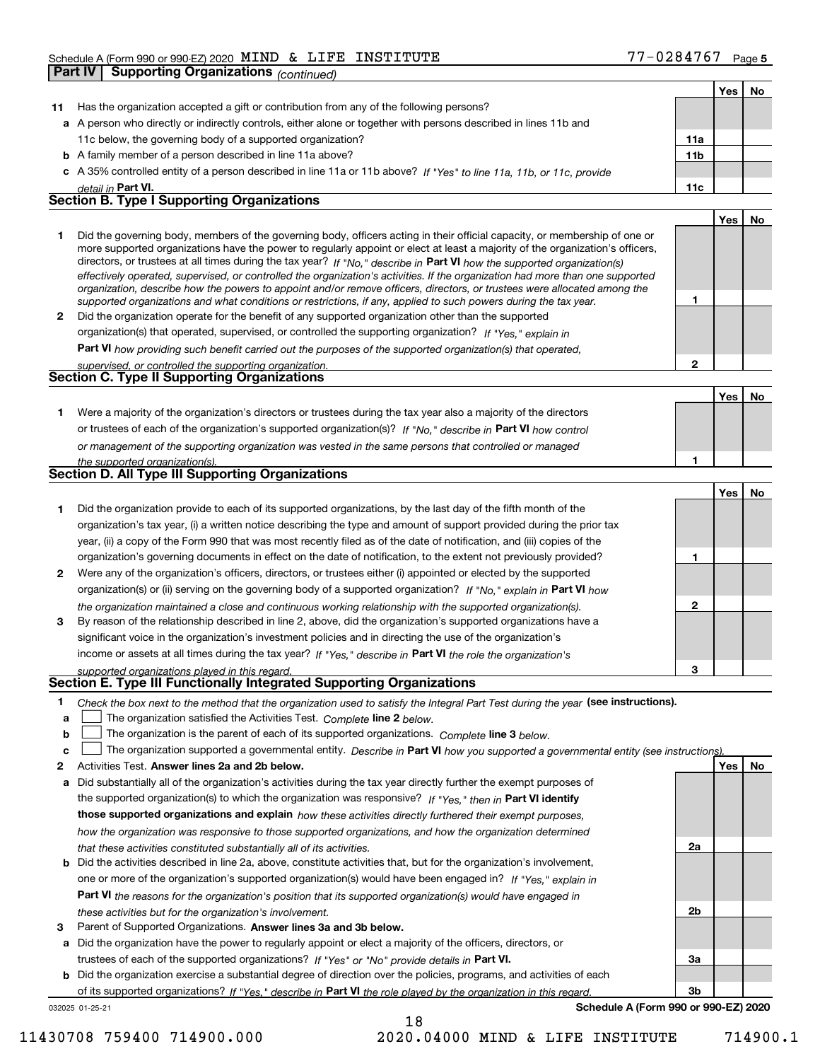Schedule A (Form 990 or 990-EZ) 2020 MIND & LIFE INSTITUTE 77-0284767 Page 5

## Part IV Supporting Organizations *(continued)*

| | | | Yes | No |
|---|---|---|---|---|
| **11** | Has the organization accepted a gift or contribution from any of the following persons? | | | |
| **a** | A person who directly or indirectly controls, either alone or together with persons described in lines 11b and 11c below, the governing body of a supported organization? | **11a** | | |
| **b** | A family member of a person described in line 11a above? | **11b** | | |
| **c** | A 35% controlled entity of a person described in line 11a or 11b above? *If "Yes" to line 11a, 11b, or 11c, provide detail in* **Part VI.** | **11c** | | |

### Section B. Type I Supporting Organizations

| | | | Yes | No |
|---|---|---|---|---|
| **1** | Did the governing body, members of the governing body, officers acting in their official capacity, or membership of one or more supported organizations have the power to regularly appoint or elect at least a majority of the organization's officers, directors, or trustees at all times during the tax year? *If "No," describe in* **Part VI** *how the supported organization(s) effectively operated, supervised, or controlled the organization's activities. If the organization had more than one supported organization, describe how the powers to appoint and/or remove officers, directors, or trustees were allocated among the supported organizations and what conditions or restrictions, if any, applied to such powers during the tax year.* | **1** | | |
| **2** | Did the organization operate for the benefit of any supported organization other than the supported organization(s) that operated, supervised, or controlled the supporting organization? *If "Yes," explain in* **Part VI** *how providing such benefit carried out the purposes of the supported organization(s) that operated, supervised, or controlled the supporting organization.* | **2** | | |

### Section C. Type II Supporting Organizations

| | | | Yes | No |
|---|---|---|---|---|
| **1** | Were a majority of the organization's directors or trustees during the tax year also a majority of the directors or trustees of each of the organization's supported organization(s)? *If "No," describe in* **Part VI** *how control or management of the supporting organization was vested in the same persons that controlled or managed the supported organization(s).* | **1** | | |

### Section D. All Type III Supporting Organizations

| | | | Yes | No |
|---|---|---|---|---|
| **1** | Did the organization provide to each of its supported organizations, by the last day of the fifth month of the organization's tax year, (i) a written notice describing the type and amount of support provided during the prior tax year, (ii) a copy of the Form 990 that was most recently filed as of the date of notification, and (iii) copies of the organization's governing documents in effect on the date of notification, to the extent not previously provided? | **1** | | |
| **2** | Were any of the organization's officers, directors, or trustees either (i) appointed or elected by the supported organization(s) or (ii) serving on the governing body of a supported organization? *If "No," explain in* **Part VI** *how the organization maintained a close and continuous working relationship with the supported organization(s).* | **2** | | |
| **3** | By reason of the relationship described in line 2, above, did the organization's supported organizations have a significant voice in the organization's investment policies and in directing the use of the organization's income or assets at all times during the tax year? *If "Yes," describe in* **Part VI** *the role the organization's supported organizations played in this regard.* | **3** | | |

### Section E. Type III Functionally Integrated Supporting Organizations

**1** *Check the box next to the method that the organization used to satisfy the Integral Part Test during the year* **(see instructions).**

- **a** ☐ The organization satisfied the Activities Test. *Complete* **line 2** *below.*
- **b** ☐ The organization is the parent of each of its supported organizations. *Complete* **line 3** *below.*
- **c** ☐ The organization supported a governmental entity. *Describe in* **Part VI** *how you supported a governmental entity (see instructions).*

| | | | Yes | No |
|---|---|---|---|---|
| **2** | Activities Test. **Answer lines 2a and 2b below.** | | | |
| **a** | Did substantially all of the organization's activities during the tax year directly further the exempt purposes of the supported organization(s) to which the organization was responsive? *If "Yes," then in* **Part VI identify those supported organizations and explain** *how these activities directly furthered their exempt purposes, how the organization was responsive to those supported organizations, and how the organization determined that these activities constituted substantially all of its activities.* | **2a** | | |
| **b** | Did the activities described in line 2a, above, constitute activities that, but for the organization's involvement, one or more of the organization's supported organization(s) would have been engaged in? *If "Yes," explain in* **Part VI** *the reasons for the organization's position that its supported organization(s) would have engaged in these activities but for the organization's involvement.* | **2b** | | |
| **3** | Parent of Supported Organizations. **Answer lines 3a and 3b below.** | | | |
| **a** | Did the organization have the power to regularly appoint or elect a majority of the officers, directors, or trustees of each of the supported organizations? *If "Yes" or "No" provide details in* **Part VI.** | **3a** | | |
| **b** | Did the organization exercise a substantial degree of direction over the policies, programs, and activities of each of its supported organizations? *If "Yes," describe in* **Part VI** *the role played by the organization in this regard.* | **3b** | | |

032025 01-25-21 **Schedule A (Form 990 or 990-EZ) 2020**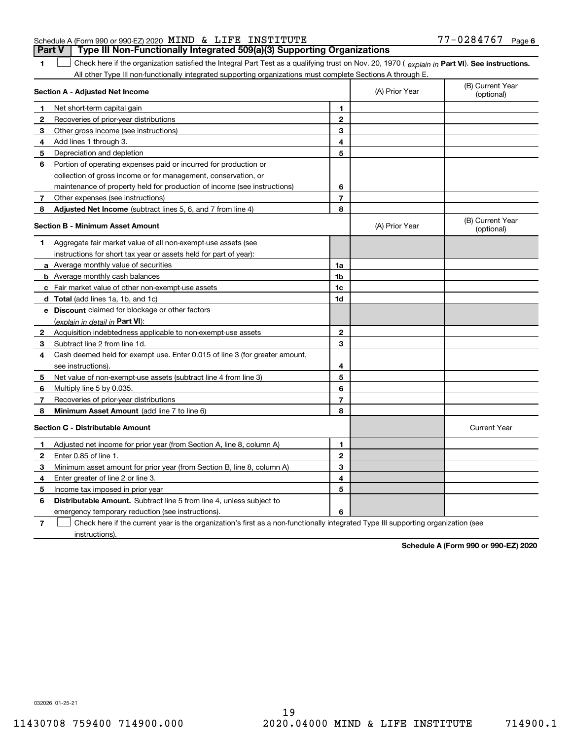Schedule A (Form 990 or 990-EZ) 2020 MIND & LIFE INSTITUTE 77-0284767 Page 6

## Part V Type III Non-Functionally Integrated 509(a)(3) Supporting Organizations

**1** ☐ Check here if the organization satisfied the Integral Part Test as a qualifying trust on Nov. 20, 1970 ( *explain in* **Part VI**). **See instructions.** All other Type III non-functionally integrated supporting organizations must complete Sections A through E.

| **Section A - Adjusted Net Income** | | (A) Prior Year | (B) Current Year (optional) |
|---|---|---|---|
| **1** Net short-term capital gain | 1 | | |
| **2** Recoveries of prior-year distributions | 2 | | |
| **3** Other gross income (see instructions) | 3 | | |
| **4** Add lines 1 through 3. | 4 | | |
| **5** Depreciation and depletion | 5 | | |
| **6** Portion of operating expenses paid or incurred for production or collection of gross income or for management, conservation, or maintenance of property held for production of income (see instructions) | 6 | | |
| **7** Other expenses (see instructions) | 7 | | |
| **8** **Adjusted Net Income** (subtract lines 5, 6, and 7 from line 4) | 8 | | |

| **Section B - Minimum Asset Amount** | | (A) Prior Year | (B) Current Year (optional) |
|---|---|---|---|
| **1** Aggregate fair market value of all non-exempt-use assets (see instructions for short tax year or assets held for part of year): | | | |
| **a** Average monthly value of securities | 1a | | |
| **b** Average monthly cash balances | 1b | | |
| **c** Fair market value of other non-exempt-use assets | 1c | | |
| **d** **Total** (add lines 1a, 1b, and 1c) | 1d | | |
| **e** **Discount** claimed for blockage or other factors (*explain in detail in* **Part VI**): | | | |
| **2** Acquisition indebtedness applicable to non-exempt-use assets | 2 | | |
| **3** Subtract line 2 from line 1d. | 3 | | |
| **4** Cash deemed held for exempt use. Enter 0.015 of line 3 (for greater amount, see instructions). | 4 | | |
| **5** Net value of non-exempt-use assets (subtract line 4 from line 3) | 5 | | |
| **6** Multiply line 5 by 0.035. | 6 | | |
| **7** Recoveries of prior-year distributions | 7 | | |
| **8** **Minimum Asset Amount** (add line 7 to line 6) | 8 | | |

| **Section C - Distributable Amount** | | | Current Year |
|---|---|---|---|
| **1** Adjusted net income for prior year (from Section A, line 8, column A) | 1 | | |
| **2** Enter 0.85 of line 1. | 2 | | |
| **3** Minimum asset amount for prior year (from Section B, line 8, column A) | 3 | | |
| **4** Enter greater of line 2 or line 3. | 4 | | |
| **5** Income tax imposed in prior year | 5 | | |
| **6** **Distributable Amount.** Subtract line 5 from line 4, unless subject to emergency temporary reduction (see instructions). | 6 | | |

**7** ☐ Check here if the current year is the organization's first as a non-functionally integrated Type III supporting organization (see instructions).

**Schedule A (Form 990 or 990-EZ) 2020**

032026 01-25-21

11430708 759400 714900.000 2020.04000 MIND & LIFE INSTITUTE 714900.1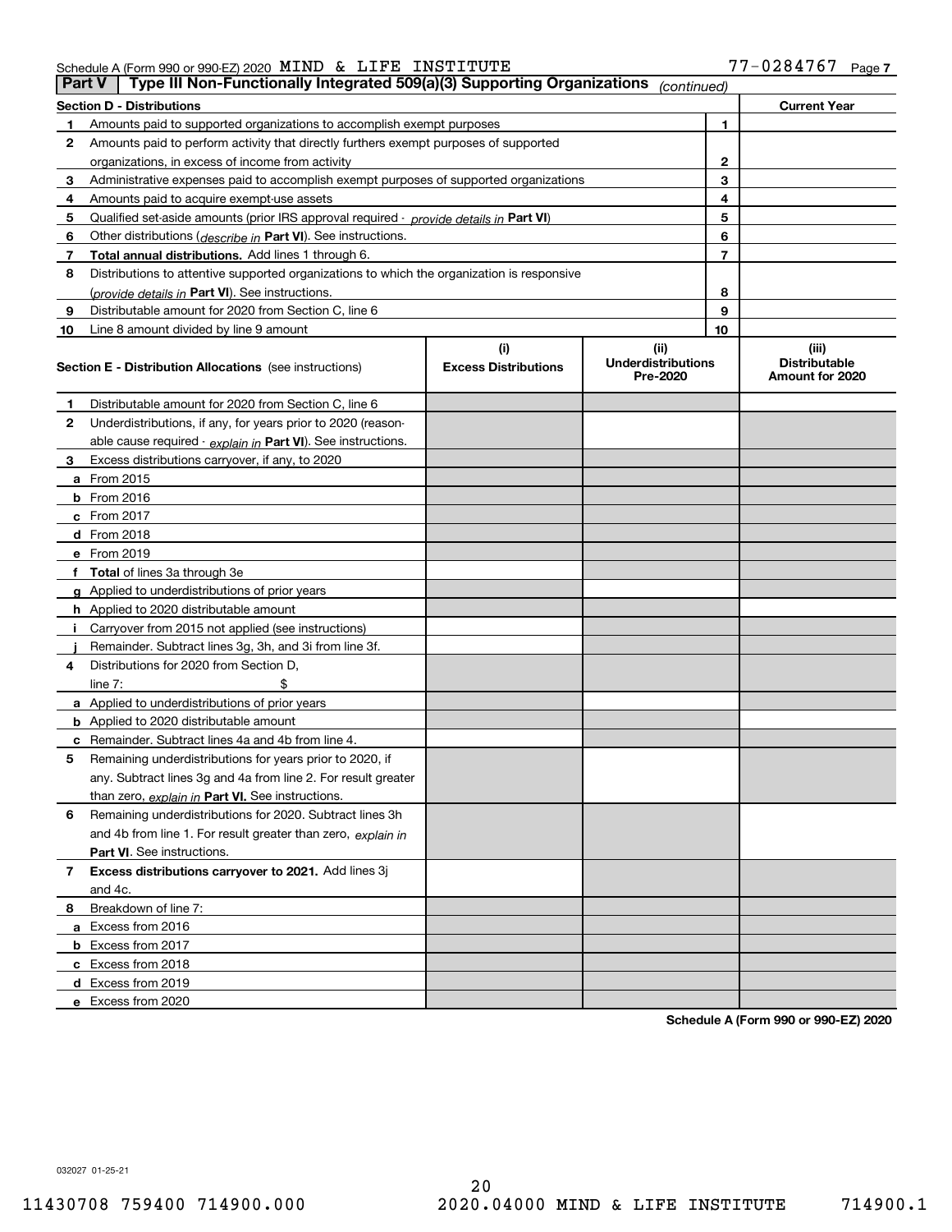Schedule A (Form 990 or 990-EZ) 2020 MIND & LIFE INSTITUTE 77-0284767

## Part V | Type III Non-Functionally Integrated 509(a)(3) Supporting Organizations *(continued)*

| Section D - Distributions | | | Current Year |
|---|---|---|---|
| 1 | Amounts paid to supported organizations to accomplish exempt purposes | 1 | |
| 2 | Amounts paid to perform activity that directly furthers exempt purposes of supported organizations, in excess of income from activity | 2 | |
| 3 | Administrative expenses paid to accomplish exempt purposes of supported organizations | 3 | |
| 4 | Amounts paid to acquire exempt-use assets | 4 | |
| 5 | Qualified set-aside amounts (prior IRS approval required - *provide details in* **Part VI**) | 5 | |
| 6 | Other distributions (*describe in* **Part VI**). See instructions. | 6 | |
| 7 | **Total annual distributions.** Add lines 1 through 6. | 7 | |
| 8 | Distributions to attentive supported organizations to which the organization is responsive (*provide details in* **Part VI**). See instructions. | 8 | |
| 9 | Distributable amount for 2020 from Section C, line 6 | 9 | |
| 10 | Line 8 amount divided by line 9 amount | 10 | |

| **Section E - Distribution Allocations** (see instructions) | (i) Excess Distributions | (ii) Underdistributions Pre-2020 | (iii) Distributable Amount for 2020 |
|---|---|---|---|
| **1** Distributable amount for 2020 from Section C, line 6 | | | |
| **2** Underdistributions, if any, for years prior to 2020 (reasonable cause required - *explain in* **Part VI**). See instructions. | | | |
| **3** Excess distributions carryover, if any, to 2020 | | | |
| **a** From 2015 | | | |
| **b** From 2016 | | | |
| **c** From 2017 | | | |
| **d** From 2018 | | | |
| **e** From 2019 | | | |
| **f** **Total** of lines 3a through 3e | | | |
| **g** Applied to underdistributions of prior years | | | |
| **h** Applied to 2020 distributable amount | | | |
| **i** Carryover from 2015 not applied (see instructions) | | | |
| **j** Remainder. Subtract lines 3g, 3h, and 3i from line 3f. | | | |
| **4** Distributions for 2020 from Section D, line 7: $ | | | |
| **a** Applied to underdistributions of prior years | | | |
| **b** Applied to 2020 distributable amount | | | |
| **c** Remainder. Subtract lines 4a and 4b from line 4. | | | |
| **5** Remaining underdistributions for years prior to 2020, if any. Subtract lines 3g and 4a from line 2. For result greater than zero, *explain in* **Part VI.** See instructions. | | | |
| **6** Remaining underdistributions for 2020. Subtract lines 3h and 4b from line 1. For result greater than zero, *explain in* **Part VI**. See instructions. | | | |
| **7** **Excess distributions carryover to 2021.** Add lines 3j and 4c. | | | |
| **8** Breakdown of line 7: | | | |
| **a** Excess from 2016 | | | |
| **b** Excess from 2017 | | | |
| **c** Excess from 2018 | | | |
| **d** Excess from 2019 | | | |
| **e** Excess from 2020 | | | |

**Schedule A (Form 990 or 990-EZ) 2020**

032027 01-25-21

11430708 759400 714900.000 2020.04000 MIND & LIFE INSTITUTE 714900.1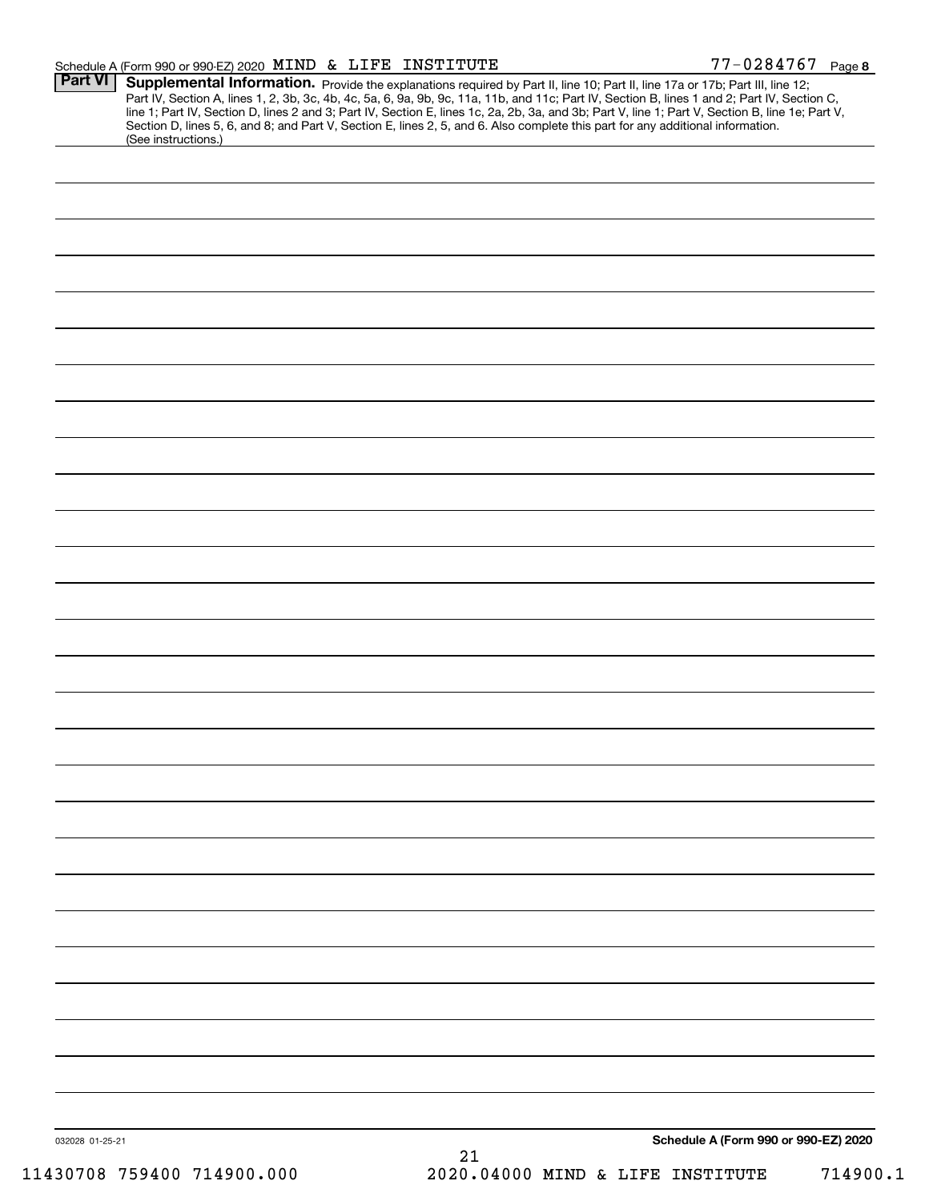Schedule A (Form 990 or 990-EZ) 2020 MIND & LIFE INSTITUTE 77-0284767 Page 8

**Part VI Supplemental Information.** Provide the explanations required by Part II, line 10; Part II, line 17a or 17b; Part III, line 12; Part IV, Section A, lines 1, 2, 3b, 3c, 4b, 4c, 5a, 6, 9a, 9b, 9c, 11a, 11b, and 11c; Part IV, Section B, lines 1 and 2; Part IV, Section C, line 1; Part IV, Section D, lines 2 and 3; Part IV, Section E, lines 1c, 2a, 2b, 3a, and 3b; Part V, line 1; Part V, Section B, line 1e; Part V, Section D, lines 5, 6, and 8; and Part V, Section E, lines 2, 5, and 6. Also complete this part for any additional information. (See instructions.)

032028 01-25-21 **Schedule A (Form 990 or 990-EZ) 2020**

11430708 759400 714900.000 2020.04000 MIND & LIFE INSTITUTE 714900.1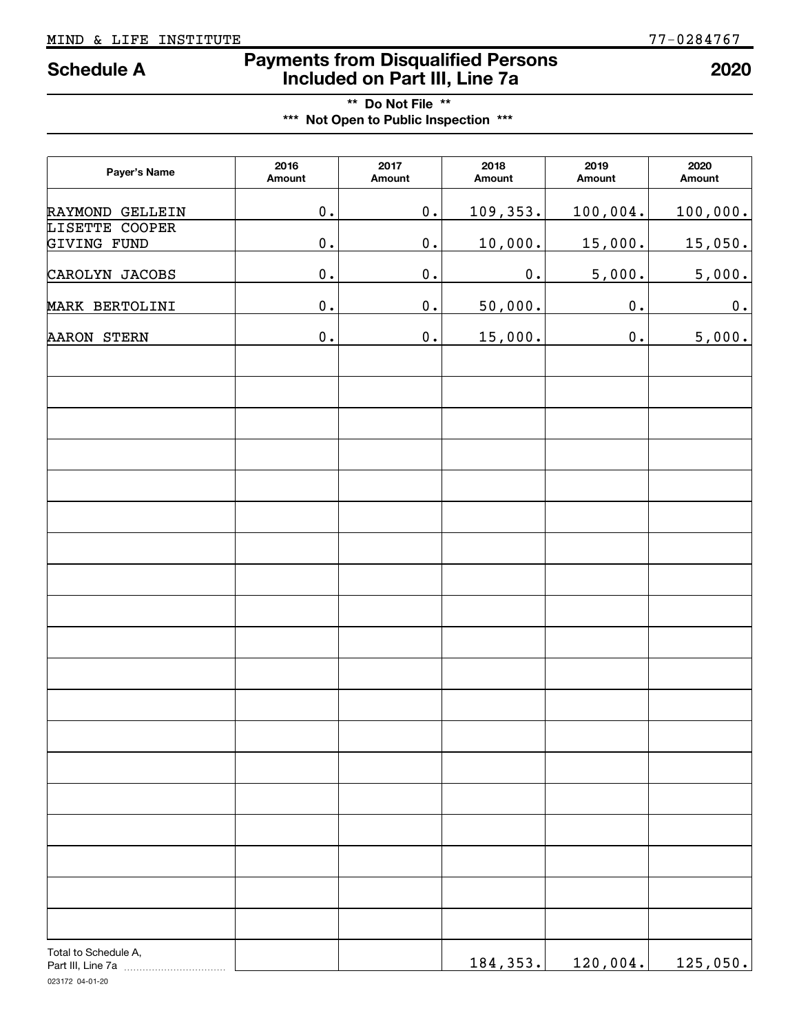MIND & LIFE INSTITUTE 77-0284767

# Schedule A — Payments from Disqualified Persons Included on Part III, Line 7a — 2020

**\*\* Do Not File \*\***

**\*\*\* Not Open to Public Inspection \*\*\***

| Payer's Name | 2016 Amount | 2017 Amount | 2018 Amount | 2019 Amount | 2020 Amount |
|---|---|---|---|---|---|
| RAYMOND GELLEIN | 0. | 0. | 109,353. | 100,004. | 100,000. |
| LISETTE COOPER GIVING FUND | 0. | 0. | 10,000. | 15,000. | 15,050. |
| CAROLYN JACOBS | 0. | 0. | 0. | 5,000. | 5,000. |
| MARK BERTOLINI | 0. | 0. | 50,000. | 0. | 0. |
| AARON STERN | 0. | 0. | 15,000. | 0. | 5,000. |
| | | | | | |
| | | | | | |
| | | | | | |
| | | | | | |
| | | | | | |
| | | | | | |
| | | | | | |
| | | | | | |
| | | | | | |
| | | | | | |
| | | | | | |
| | | | | | |
| | | | | | |
| | | | | | |
| | | | | | |
| | | | | | |
| | | | | | |
| | | | | | |
| | | | | | |
| Total to Schedule A, Part III, Line 7a | | | 184,353. | 120,004. | 125,050. |

023172 04-01-20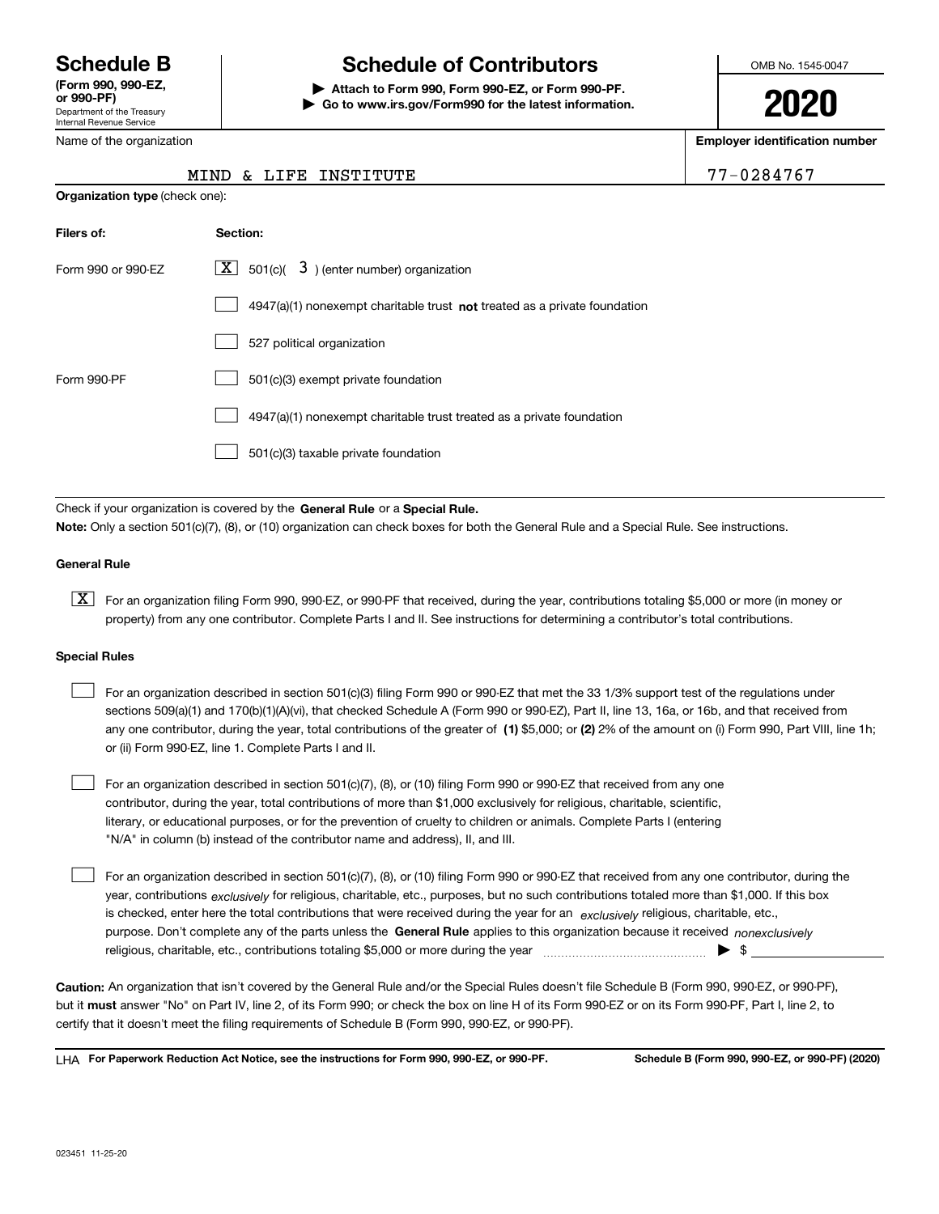# Schedule B (Form 990, 990-EZ, or 990-PF)

Department of the Treasury
Internal Revenue Service

## Schedule of Contributors

▶ Attach to Form 990, Form 990-EZ, or Form 990-PF.
▶ Go to www.irs.gov/Form990 for the latest information.

OMB No. 1545-0047

**2020**

Name of the organization: MIND & LIFE INSTITUTE

Employer identification number: 77-0284767

**Organization type** (check one):

| Filers of: | Section: |
|---|---|
| Form 990 or 990-EZ | [X] 501(c)( 3 ) (enter number) organization |
| | [ ] 4947(a)(1) nonexempt charitable trust **not** treated as a private foundation |
| | [ ] 527 political organization |
| Form 990-PF | [ ] 501(c)(3) exempt private foundation |
| | [ ] 4947(a)(1) nonexempt charitable trust treated as a private foundation |
| | [ ] 501(c)(3) taxable private foundation |

Check if your organization is covered by the **General Rule** or a **Special Rule.**

**Note:** Only a section 501(c)(7), (8), or (10) organization can check boxes for both the General Rule and a Special Rule. See instructions.

### General Rule

[X] For an organization filing Form 990, 990-EZ, or 990-PF that received, during the year, contributions totaling $5,000 or more (in money or property) from any one contributor. Complete Parts I and II. See instructions for determining a contributor's total contributions.

### Special Rules

[ ] For an organization described in section 501(c)(3) filing Form 990 or 990-EZ that met the 33 1/3% support test of the regulations under sections 509(a)(1) and 170(b)(1)(A)(vi), that checked Schedule A (Form 990 or 990-EZ), Part II, line 13, 16a, or 16b, and that received from any one contributor, during the year, total contributions of the greater of **(1)** $5,000; or **(2)** 2% of the amount on (i) Form 990, Part VIII, line 1h; or (ii) Form 990-EZ, line 1. Complete Parts I and II.

[ ] For an organization described in section 501(c)(7), (8), or (10) filing Form 990 or 990-EZ that received from any one contributor, during the year, total contributions of more than $1,000 exclusively for religious, charitable, scientific, literary, or educational purposes, or for the prevention of cruelty to children or animals. Complete Parts I (entering "N/A" in column (b) instead of the contributor name and address), II, and III.

[ ] For an organization described in section 501(c)(7), (8), or (10) filing Form 990 or 990-EZ that received from any one contributor, during the year, contributions *exclusively* for religious, charitable, etc., purposes, but no such contributions totaled more than $1,000. If this box is checked, enter here the total contributions that were received during the year for an *exclusively* religious, charitable, etc., purpose. Don't complete any of the parts unless the **General Rule** applies to this organization because it received *nonexclusively* religious, charitable, etc., contributions totaling $5,000 or more during the year ▶ $

**Caution:** An organization that isn't covered by the General Rule and/or the Special Rules doesn't file Schedule B (Form 990, 990-EZ, or 990-PF), but it **must** answer "No" on Part IV, line 2, of its Form 990; or check the box on line H of its Form 990-EZ or on its Form 990-PF, Part I, line 2, to certify that it doesn't meet the filing requirements of Schedule B (Form 990, 990-EZ, or 990-PF).

LHA **For Paperwork Reduction Act Notice, see the instructions for Form 990, 990-EZ, or 990-PF.** **Schedule B (Form 990, 990-EZ, or 990-PF) (2020)**

023451 11-25-20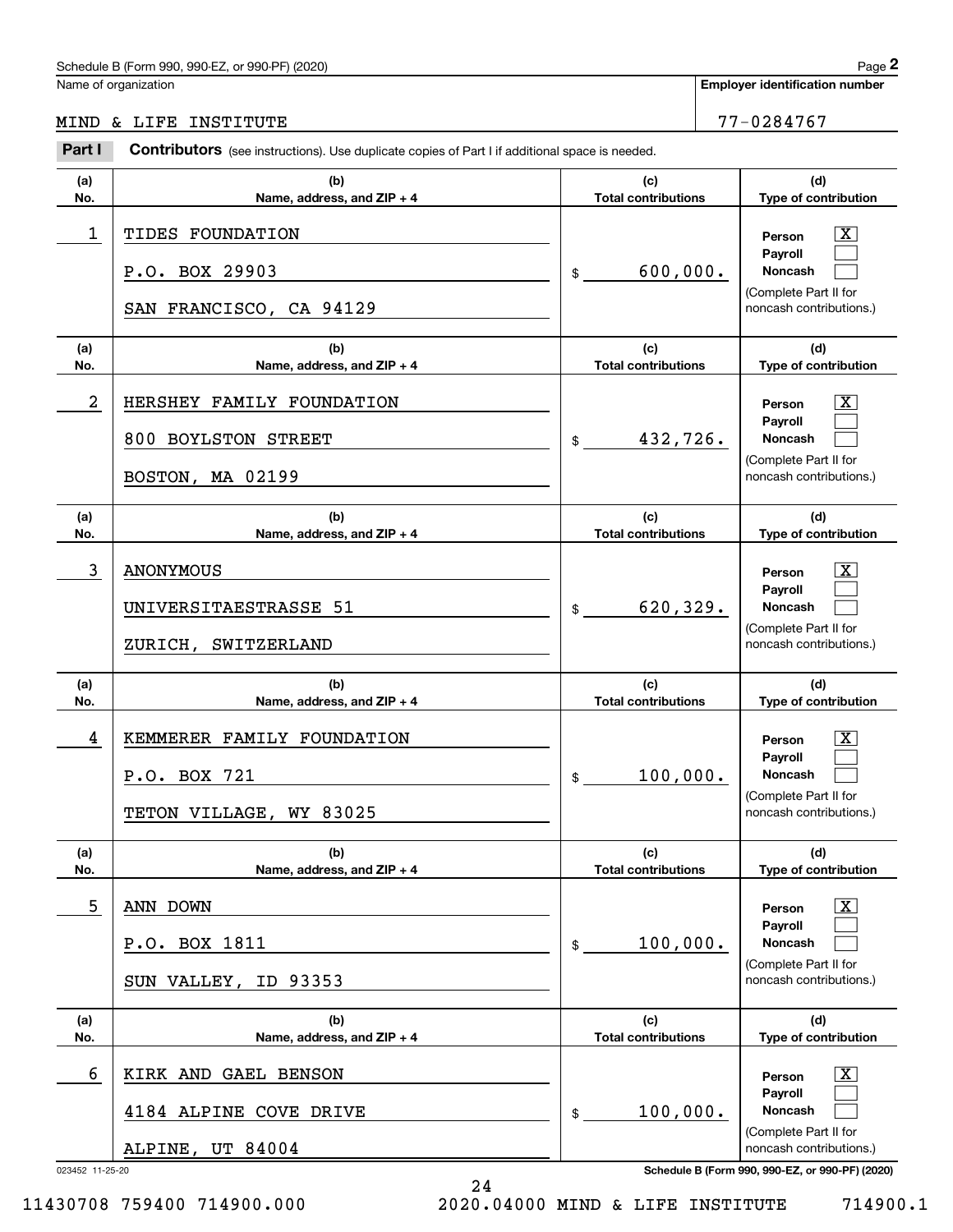Schedule B (Form 990, 990-EZ, or 990-PF) (2020) Page **2**

Name of organization: MIND & LIFE INSTITUTE

**Employer identification number**: 77-0284767

**Part I** **Contributors** (see instructions). Use duplicate copies of Part I if additional space is needed.

| (a) No. | (b) Name, address, and ZIP + 4 | (c) Total contributions | (d) Type of contribution |
|---|---|---|---|
| 1 | TIDES FOUNDATION<br>P.O. BOX 29903<br>SAN FRANCISCO, CA 94129 | $ 600,000. | Person [X]<br>Payroll [ ]<br>Noncash [ ]<br>(Complete Part II for noncash contributions.) |
| 2 | HERSHEY FAMILY FOUNDATION<br>800 BOYLSTON STREET<br>BOSTON, MA 02199 | $ 432,726. | Person [X]<br>Payroll [ ]<br>Noncash [ ]<br>(Complete Part II for noncash contributions.) |
| 3 | ANONYMOUS<br>UNIVERSITAESTRASSE 51<br>ZURICH, SWITZERLAND | $ 620,329. | Person [X]<br>Payroll [ ]<br>Noncash [ ]<br>(Complete Part II for noncash contributions.) |
| 4 | KEMMERER FAMILY FOUNDATION<br>P.O. BOX 721<br>TETON VILLAGE, WY 83025 | $ 100,000. | Person [X]<br>Payroll [ ]<br>Noncash [ ]<br>(Complete Part II for noncash contributions.) |
| 5 | ANN DOWN<br>P.O. BOX 1811<br>SUN VALLEY, ID 93353 | $ 100,000. | Person [X]<br>Payroll [ ]<br>Noncash [ ]<br>(Complete Part II for noncash contributions.) |
| 6 | KIRK AND GAEL BENSON<br>4184 ALPINE COVE DRIVE<br>ALPINE, UT 84004 | $ 100,000. | Person [X]<br>Payroll [ ]<br>Noncash [ ]<br>(Complete Part II for noncash contributions.) |

023452 11-25-20 **Schedule B (Form 990, 990-EZ, or 990-PF) (2020)**

11430708 759400 714900.000 2020.04000 MIND & LIFE INSTITUTE 714900.1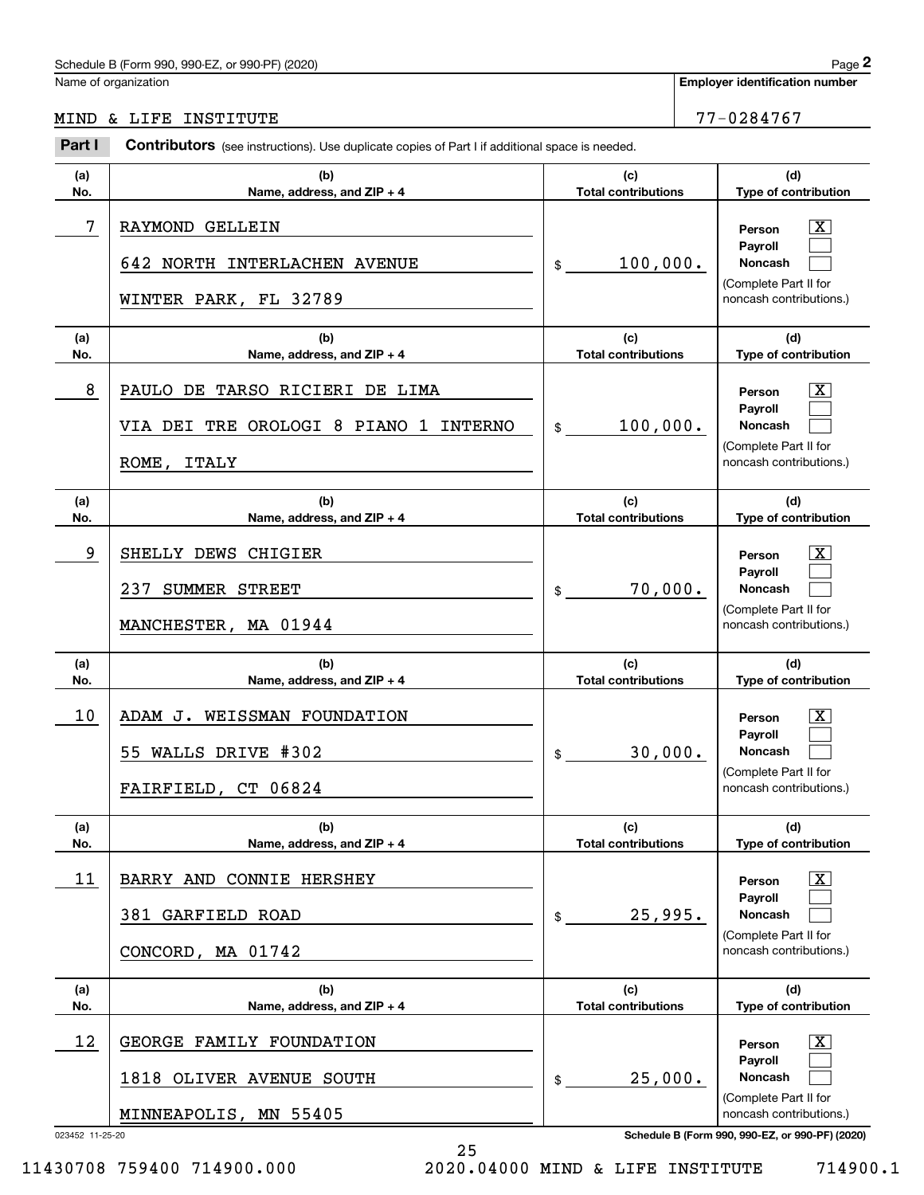Schedule B (Form 990, 990-EZ, or 990-PF) (2020)

Name of organization: MIND & LIFE INSTITUTE

Employer identification number: 77-0284767

## Part I Contributors (see instructions). Use duplicate copies of Part I if additional space is needed.

| (a) No. | (b) Name, address, and ZIP + 4 | (c) Total contributions | (d) Type of contribution |
|---|---|---|---|
| 7 | RAYMOND GELLEIN<br>642 NORTH INTERLACHEN AVENUE<br>WINTER PARK, FL 32789 | $ 100,000. | Person [X]<br>Payroll [ ]<br>Noncash [ ]<br>(Complete Part II for noncash contributions.) |
| 8 | PAULO DE TARSO RICIERI DE LIMA<br>VIA DEI TRE OROLOGI 8 PIANO 1 INTERNO<br>ROME, ITALY | $ 100,000. | Person [X]<br>Payroll [ ]<br>Noncash [ ]<br>(Complete Part II for noncash contributions.) |
| 9 | SHELLY DEWS CHIGIER<br>237 SUMMER STREET<br>MANCHESTER, MA 01944 | $ 70,000. | Person [X]<br>Payroll [ ]<br>Noncash [ ]<br>(Complete Part II for noncash contributions.) |
| 10 | ADAM J. WEISSMAN FOUNDATION<br>55 WALLS DRIVE #302<br>FAIRFIELD, CT 06824 | $ 30,000. | Person [X]<br>Payroll [ ]<br>Noncash [ ]<br>(Complete Part II for noncash contributions.) |
| 11 | BARRY AND CONNIE HERSHEY<br>381 GARFIELD ROAD<br>CONCORD, MA 01742 | $ 25,995. | Person [X]<br>Payroll [ ]<br>Noncash [ ]<br>(Complete Part II for noncash contributions.) |
| 12 | GEORGE FAMILY FOUNDATION<br>1818 OLIVER AVENUE SOUTH<br>MINNEAPOLIS, MN 55405 | $ 25,000. | Person [X]<br>Payroll [ ]<br>Noncash [ ]<br>(Complete Part II for noncash contributions.) |

023452 11-25-20 Schedule B (Form 990, 990-EZ, or 990-PF) (2020)

11430708 759400 714900.000 2020.04000 MIND & LIFE INSTITUTE 714900.1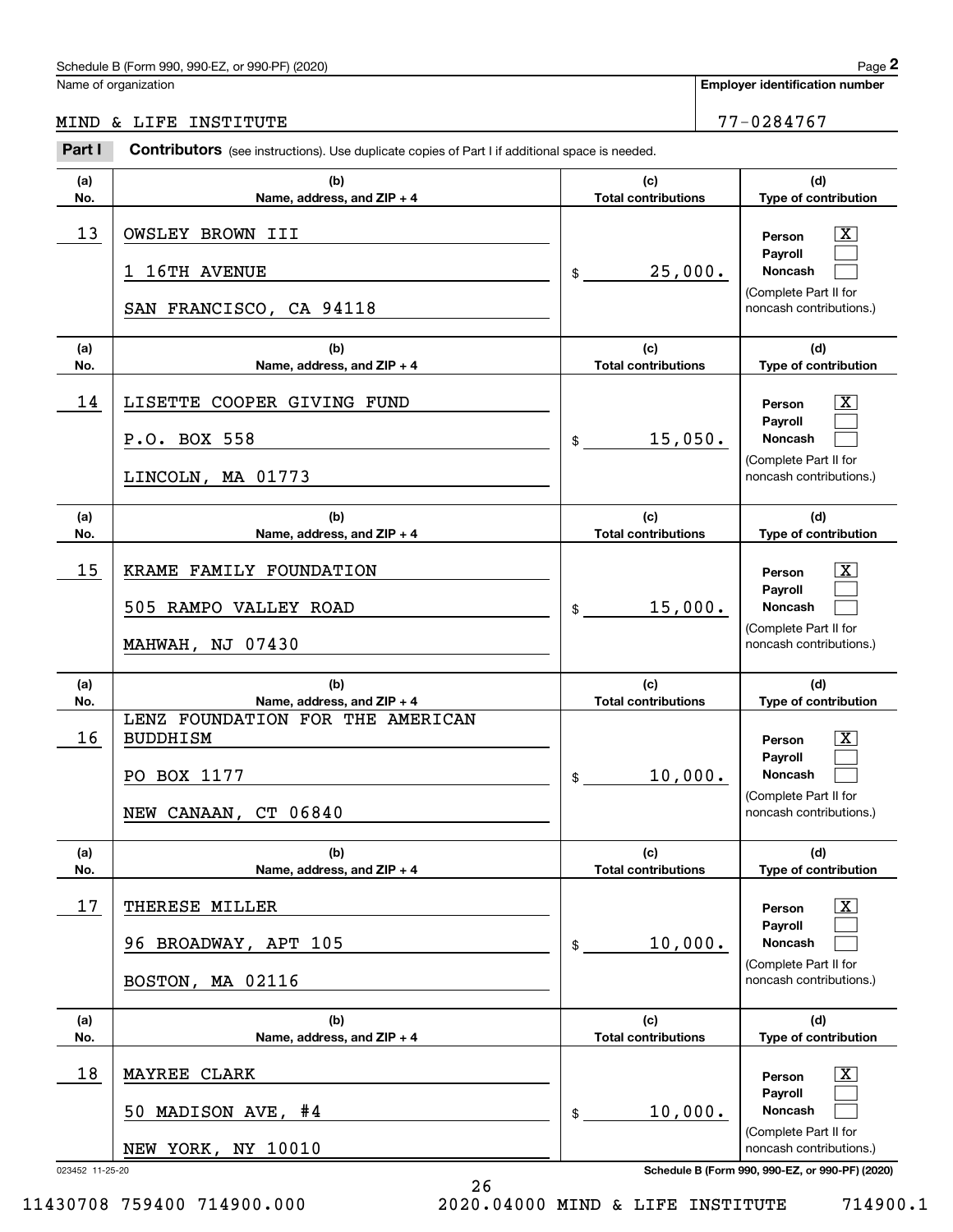Schedule B (Form 990, 990-EZ, or 990-PF) (2020)

Name of organization: MIND & LIFE INSTITUTE

Employer identification number: 77-0284767

**Part I** **Contributors** (see instructions). Use duplicate copies of Part I if additional space is needed.

| (a) No. | (b) Name, address, and ZIP + 4 | (c) Total contributions | (d) Type of contribution |
|---|---|---|---|
| 13 | OWSLEY BROWN III<br>1 16TH AVENUE<br>SAN FRANCISCO, CA 94118 | $ 25,000. | Person [X]<br>Payroll [ ]<br>Noncash [ ]<br>(Complete Part II for noncash contributions.) |
| 14 | LISETTE COOPER GIVING FUND<br>P.O. BOX 558<br>LINCOLN, MA 01773 | $ 15,050. | Person [X]<br>Payroll [ ]<br>Noncash [ ]<br>(Complete Part II for noncash contributions.) |
| 15 | KRAME FAMILY FOUNDATION<br>505 RAMPO VALLEY ROAD<br>MAHWAH, NJ 07430 | $ 15,000. | Person [X]<br>Payroll [ ]<br>Noncash [ ]<br>(Complete Part II for noncash contributions.) |
| 16 | LENZ FOUNDATION FOR THE AMERICAN BUDDHISM<br>PO BOX 1177<br>NEW CANAAN, CT 06840 | $ 10,000. | Person [X]<br>Payroll [ ]<br>Noncash [ ]<br>(Complete Part II for noncash contributions.) |
| 17 | THERESE MILLER<br>96 BROADWAY, APT 105<br>BOSTON, MA 02116 | $ 10,000. | Person [X]<br>Payroll [ ]<br>Noncash [ ]<br>(Complete Part II for noncash contributions.) |
| 18 | MAYREE CLARK<br>50 MADISON AVE, #4<br>NEW YORK, NY 10010 | $ 10,000. | Person [X]<br>Payroll [ ]<br>Noncash [ ]<br>(Complete Part II for noncash contributions.) |

023452 11-25-20

Schedule B (Form 990, 990-EZ, or 990-PF) (2020)

11430708 759400 714900.000 2020.04000 MIND & LIFE INSTITUTE 714900.1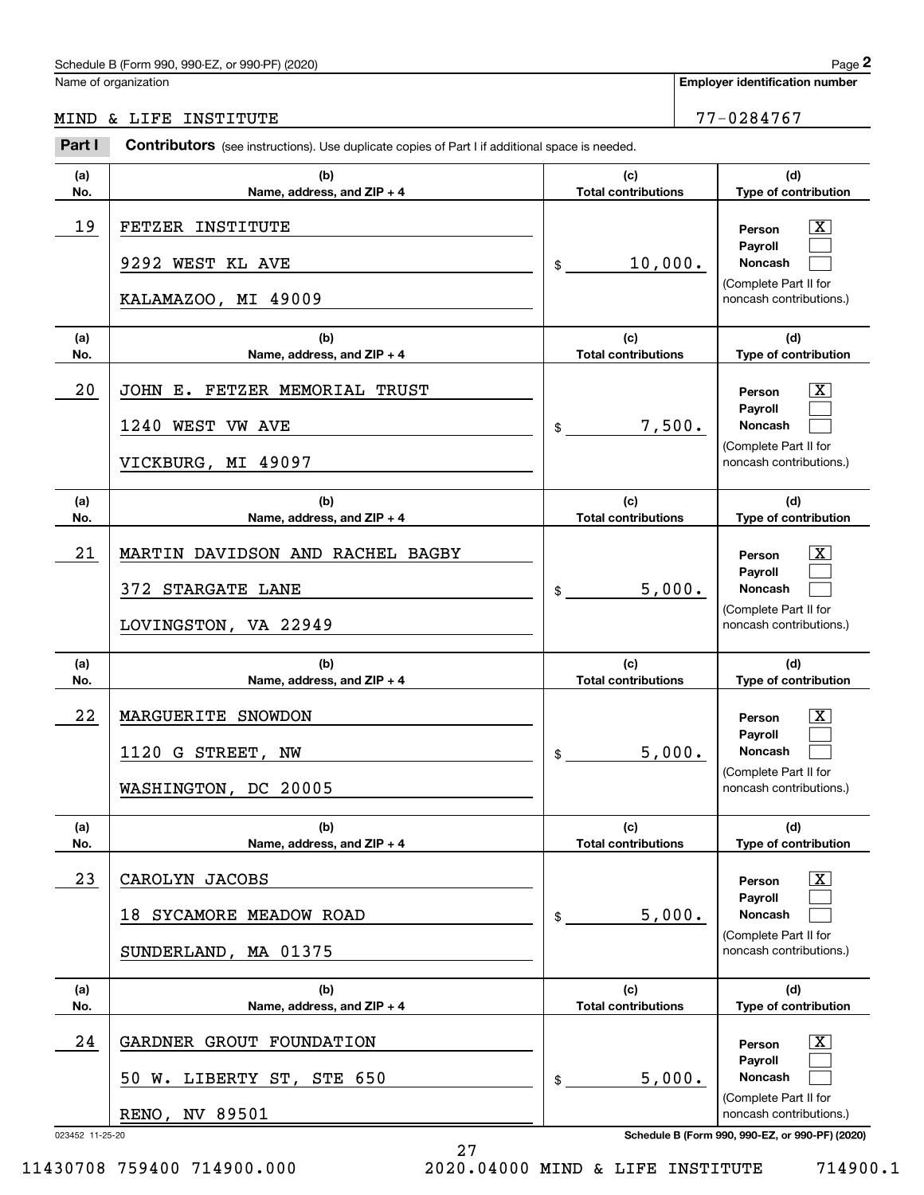Schedule B (Form 990, 990-EZ, or 990-PF) (2020)

Name of organization: MIND & LIFE INSTITUTE

**Employer identification number:** 77-0284767

**Part I** **Contributors** (see instructions). Use duplicate copies of Part I if additional space is needed.

| (a) No. | (b) Name, address, and ZIP + 4 | (c) Total contributions | (d) Type of contribution |
|---|---|---|---|
| 19 | FETZER INSTITUTE<br>9292 WEST KL AVE<br>KALAMAZOO, MI 49009 | $ 10,000. | Person [X]<br>Payroll [ ]<br>Noncash [ ]<br>(Complete Part II for noncash contributions.) |
| 20 | JOHN E. FETZER MEMORIAL TRUST<br>1240 WEST VW AVE<br>VICKBURG, MI 49097 | $ 7,500. | Person [X]<br>Payroll [ ]<br>Noncash [ ]<br>(Complete Part II for noncash contributions.) |
| 21 | MARTIN DAVIDSON AND RACHEL BAGBY<br>372 STARGATE LANE<br>LOVINGSTON, VA 22949 | $ 5,000. | Person [X]<br>Payroll [ ]<br>Noncash [ ]<br>(Complete Part II for noncash contributions.) |
| 22 | MARGUERITE SNOWDON<br>1120 G STREET, NW<br>WASHINGTON, DC 20005 | $ 5,000. | Person [X]<br>Payroll [ ]<br>Noncash [ ]<br>(Complete Part II for noncash contributions.) |
| 23 | CAROLYN JACOBS<br>18 SYCAMORE MEADOW ROAD<br>SUNDERLAND, MA 01375 | $ 5,000. | Person [X]<br>Payroll [ ]<br>Noncash [ ]<br>(Complete Part II for noncash contributions.) |
| 24 | GARDNER GROUT FOUNDATION<br>50 W. LIBERTY ST, STE 650<br>RENO, NV 89501 | $ 5,000. | Person [X]<br>Payroll [ ]<br>Noncash [ ]<br>(Complete Part II for noncash contributions.) |

023452 11-25-20

Schedule B (Form 990, 990-EZ, or 990-PF) (2020)

11430708 759400 714900.000 2020.04000 MIND & LIFE INSTITUTE 714900.1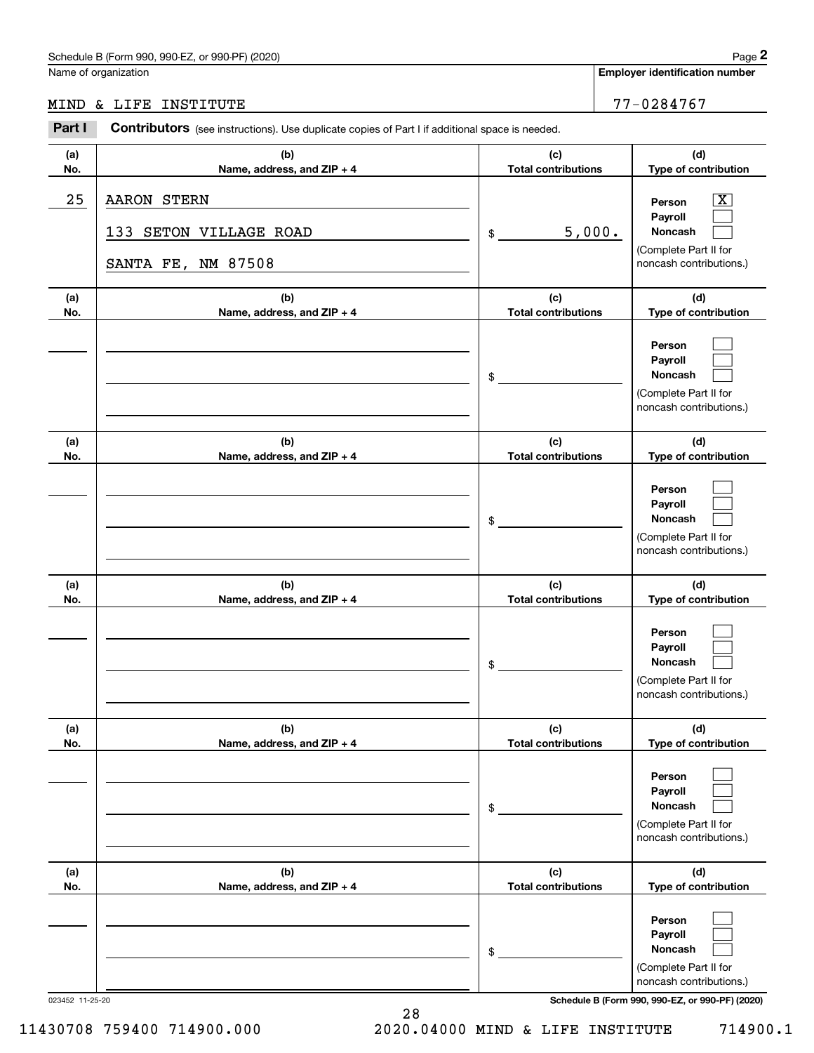Name of organization

MIND & LIFE INSTITUTE

**Employer identification number**

77-0284767

**Part I** **Contributors** (see instructions). Use duplicate copies of Part I if additional space is needed.

| (a) No. | (b) Name, address, and ZIP + 4 | (c) Total contributions | (d) Type of contribution |
|---|---|---|---|
| 25 | AARON STERN<br>133 SETON VILLAGE ROAD<br>SANTA FE, NM 87508 | $ 5,000. | Person [X]<br>Payroll [ ]<br>Noncash [ ]<br>(Complete Part II for noncash contributions.) |
| | | $ | Person [ ]<br>Payroll [ ]<br>Noncash [ ]<br>(Complete Part II for noncash contributions.) |
| | | $ | Person [ ]<br>Payroll [ ]<br>Noncash [ ]<br>(Complete Part II for noncash contributions.) |
| | | $ | Person [ ]<br>Payroll [ ]<br>Noncash [ ]<br>(Complete Part II for noncash contributions.) |
| | | $ | Person [ ]<br>Payroll [ ]<br>Noncash [ ]<br>(Complete Part II for noncash contributions.) |
| | | $ | Person [ ]<br>Payroll [ ]<br>Noncash [ ]<br>(Complete Part II for noncash contributions.) |

023452 11-25-20

**Schedule B (Form 990, 990-EZ, or 990-PF) (2020)**

11430708 759400 714900.000 2020.04000 MIND & LIFE INSTITUTE 714900.1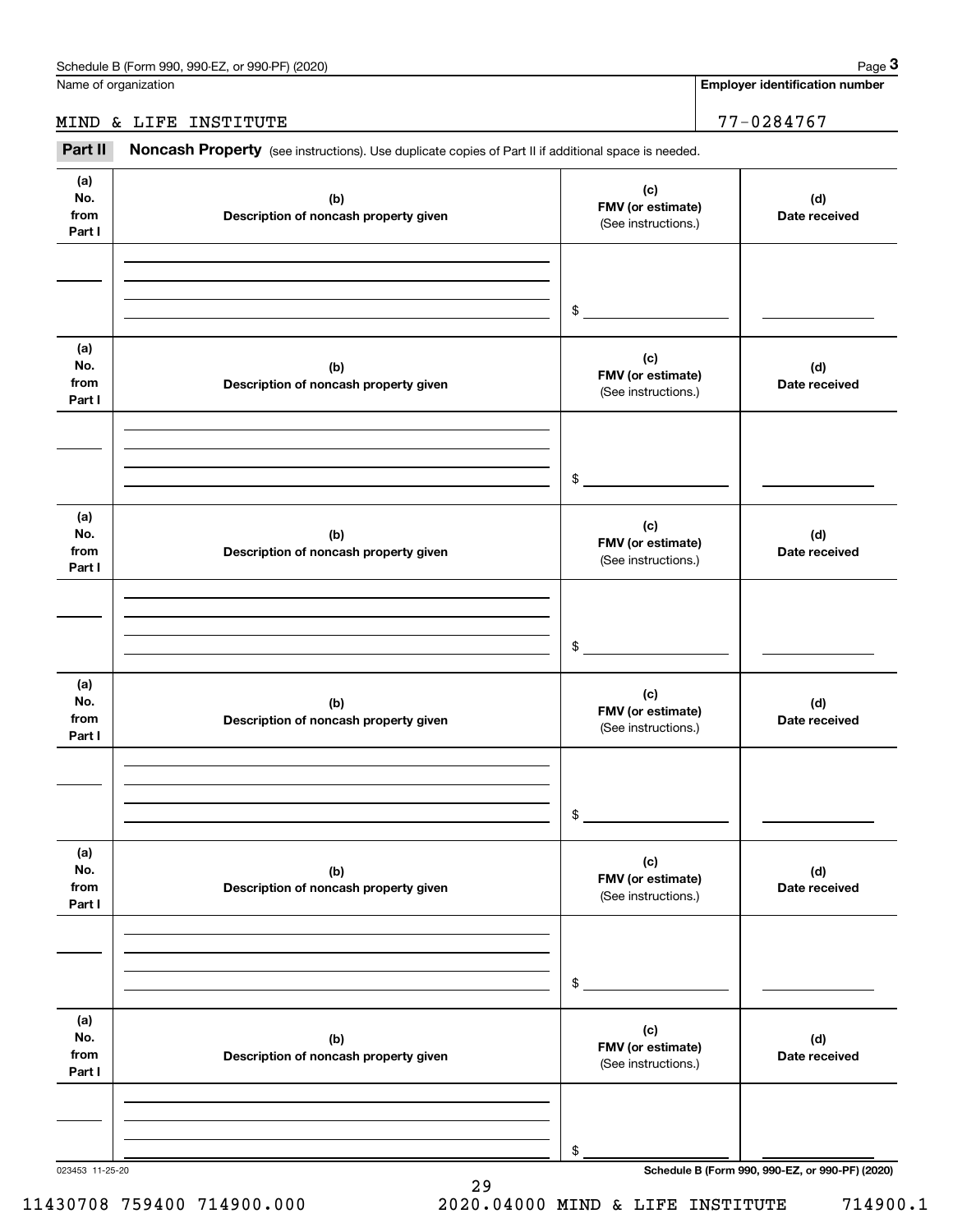Name of organization: MIND & LIFE INSTITUTE

**Employer identification number:** 77-0284767

## Part II Noncash Property

(see instructions). Use duplicate copies of Part II if additional space is needed.

| (a) No. from Part I | (b) Description of noncash property given | (c) FMV (or estimate) (See instructions.) | (d) Date received |
|---|---|---|---|
| | | $ | |

| (a) No. from Part I | (b) Description of noncash property given | (c) FMV (or estimate) (See instructions.) | (d) Date received |
|---|---|---|---|
| | | $ | |

| (a) No. from Part I | (b) Description of noncash property given | (c) FMV (or estimate) (See instructions.) | (d) Date received |
|---|---|---|---|
| | | $ | |

| (a) No. from Part I | (b) Description of noncash property given | (c) FMV (or estimate) (See instructions.) | (d) Date received |
|---|---|---|---|
| | | $ | |

| (a) No. from Part I | (b) Description of noncash property given | (c) FMV (or estimate) (See instructions.) | (d) Date received |
|---|---|---|---|
| | | $ | |

| (a) No. from Part I | (b) Description of noncash property given | (c) FMV (or estimate) (See instructions.) | (d) Date received |
|---|---|---|---|
| | | $ | |

023453 11-25-20

11430708 759400 714900.000 2020.04000 MIND & LIFE INSTITUTE 714900.1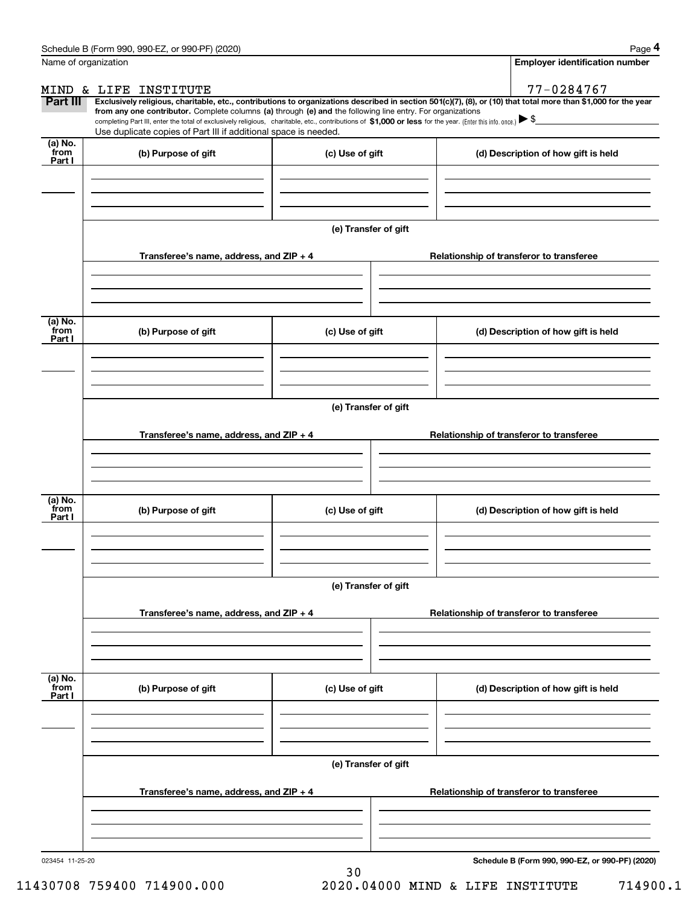Name of organization

MIND & LIFE INSTITUTE

**Employer identification number**

77-0284767

**Part III** **Exclusively religious, charitable, etc., contributions to organizations described in section 501(c)(7), (8), or (10) that total more than $1,000 for the year from any one contributor.** Complete columns **(a)** through **(e) and** the following line entry. For organizations completing Part III, enter the total of exclusively religious, charitable, etc., contributions of **$1,000 or less** for the year. (Enter this info. once.) ▶ $

Use duplicate copies of Part III if additional space is needed.

| (a) No. from Part I | (b) Purpose of gift | (c) Use of gift | (d) Description of how gift is held |
|---|---|---|---|
| | | | |

(e) Transfer of gift

| Transferee's name, address, and ZIP + 4 | Relationship of transferor to transferee |
|---|---|
| | |

| (a) No. from Part I | (b) Purpose of gift | (c) Use of gift | (d) Description of how gift is held |
|---|---|---|---|
| | | | |

(e) Transfer of gift

| Transferee's name, address, and ZIP + 4 | Relationship of transferor to transferee |
|---|---|
| | |

| (a) No. from Part I | (b) Purpose of gift | (c) Use of gift | (d) Description of how gift is held |
|---|---|---|---|
| | | | |

(e) Transfer of gift

| Transferee's name, address, and ZIP + 4 | Relationship of transferor to transferee |
|---|---|
| | |

| (a) No. from Part I | (b) Purpose of gift | (c) Use of gift | (d) Description of how gift is held |
|---|---|---|---|
| | | | |

(e) Transfer of gift

| Transferee's name, address, and ZIP + 4 | Relationship of transferor to transferee |
|---|---|
| | |

023454 11-25-20

**Schedule B (Form 990, 990-EZ, or 990-PF) (2020)**

11430708 759400 714900.000 2020.04000 MIND & LIFE INSTITUTE 714900.1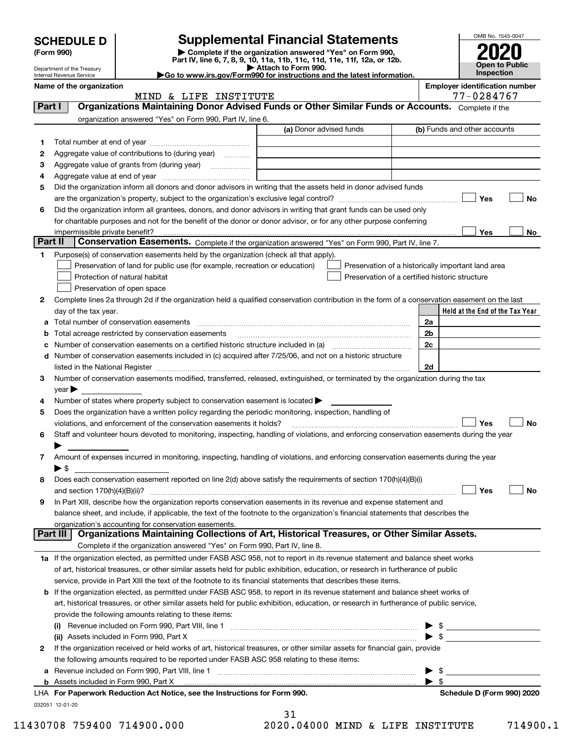# SCHEDULE D (Form 990)

Department of the Treasury
Internal Revenue Service

## Supplemental Financial Statements

▶ Complete if the organization answered "Yes" on Form 990, Part IV, line 6, 7, 8, 9, 10, 11a, 11b, 11c, 11d, 11e, 11f, 12a, or 12b.
▶ Attach to Form 990.
▶Go to www.irs.gov/Form990 for instructions and the latest information.

OMB No. 1545-0047

**2020**

**Open to Public Inspection**

**Name of the organization**
MIND & LIFE INSTITUTE

**Employer identification number**
77-0284767

### Part I | Organizations Maintaining Donor Advised Funds or Other Similar Funds or Accounts. 
Complete if the organization answered "Yes" on Form 990, Part IV, line 6.

| | | (a) Donor advised funds | (b) Funds and other accounts |
|---|---|---|---|
| 1 | Total number at end of year | | |
| 2 | Aggregate value of contributions to (during year) | | |
| 3 | Aggregate value of grants from (during year) | | |
| 4 | Aggregate value at end of year | | |

5 Did the organization inform all donors and donor advisors in writing that the assets held in donor advised funds are the organization's property, subject to the organization's exclusive legal control? ☐ Yes ☐ No

6 Did the organization inform all grantees, donors, and donor advisors in writing that grant funds can be used only for charitable purposes and not for the benefit of the donor or donor advisor, or for any other purpose conferring impermissible private benefit? ☐ Yes ☐ No

### Part II | Conservation Easements. 
Complete if the organization answered "Yes" on Form 990, Part IV, line 7.

1 Purpose(s) of conservation easements held by the organization (check all that apply).

- ☐ Preservation of land for public use (for example, recreation or education)
- ☐ Protection of natural habitat
- ☐ Preservation of open space
- ☐ Preservation of a historically important land area
- ☐ Preservation of a certified historic structure

2 Complete lines 2a through 2d if the organization held a qualified conservation contribution in the form of a conservation easement on the last day of the tax year.

| | | | Held at the End of the Tax Year |
|---|---|---|---|
| a | Total number of conservation easements | 2a | |
| b | Total acreage restricted by conservation easements | 2b | |
| c | Number of conservation easements on a certified historic structure included in (a) | 2c | |
| d | Number of conservation easements included in (c) acquired after 7/25/06, and not on a historic structure listed in the National Register | 2d | |

3 Number of conservation easements modified, transferred, released, extinguished, or terminated by the organization during the tax year ▶

4 Number of states where property subject to conservation easement is located ▶

5 Does the organization have a written policy regarding the periodic monitoring, inspection, handling of violations, and enforcement of the conservation easements it holds? ☐ Yes ☐ No

6 Staff and volunteer hours devoted to monitoring, inspecting, handling of violations, and enforcing conservation easements during the year ▶

7 Amount of expenses incurred in monitoring, inspecting, handling of violations, and enforcing conservation easements during the year ▶ $

8 Does each conservation easement reported on line 2(d) above satisfy the requirements of section 170(h)(4)(B)(i) and section 170(h)(4)(B)(ii)? ☐ Yes ☐ No

9 In Part XIII, describe how the organization reports conservation easements in its revenue and expense statement and balance sheet, and include, if applicable, the text of the footnote to the organization's financial statements that describes the organization's accounting for conservation easements.

### Part III | Organizations Maintaining Collections of Art, Historical Treasures, or Other Similar Assets.
Complete if the organization answered "Yes" on Form 990, Part IV, line 8.

1a If the organization elected, as permitted under FASB ASC 958, not to report in its revenue statement and balance sheet works of art, historical treasures, or other similar assets held for public exhibition, education, or research in furtherance of public service, provide in Part XIII the text of the footnote to its financial statements that describes these items.

b If the organization elected, as permitted under FASB ASC 958, to report in its revenue statement and balance sheet works of art, historical treasures, or other similar assets held for public exhibition, education, or research in furtherance of public service, provide the following amounts relating to these items:

(i) Revenue included on Form 990, Part VIII, line 1 ▶ $

(ii) Assets included in Form 990, Part X ▶ $

2 If the organization received or held works of art, historical treasures, or other similar assets for financial gain, provide the following amounts required to be reported under FASB ASC 958 relating to these items:

a Revenue included on Form 990, Part VIII, line 1 ▶ $

b Assets included in Form 990, Part X ▶ $

LHA **For Paperwork Reduction Act Notice, see the Instructions for Form 990.** **Schedule D (Form 990) 2020**

032051 12-01-20

11430708 759400 714900.000 2020.04000 MIND & LIFE INSTITUTE 714900.1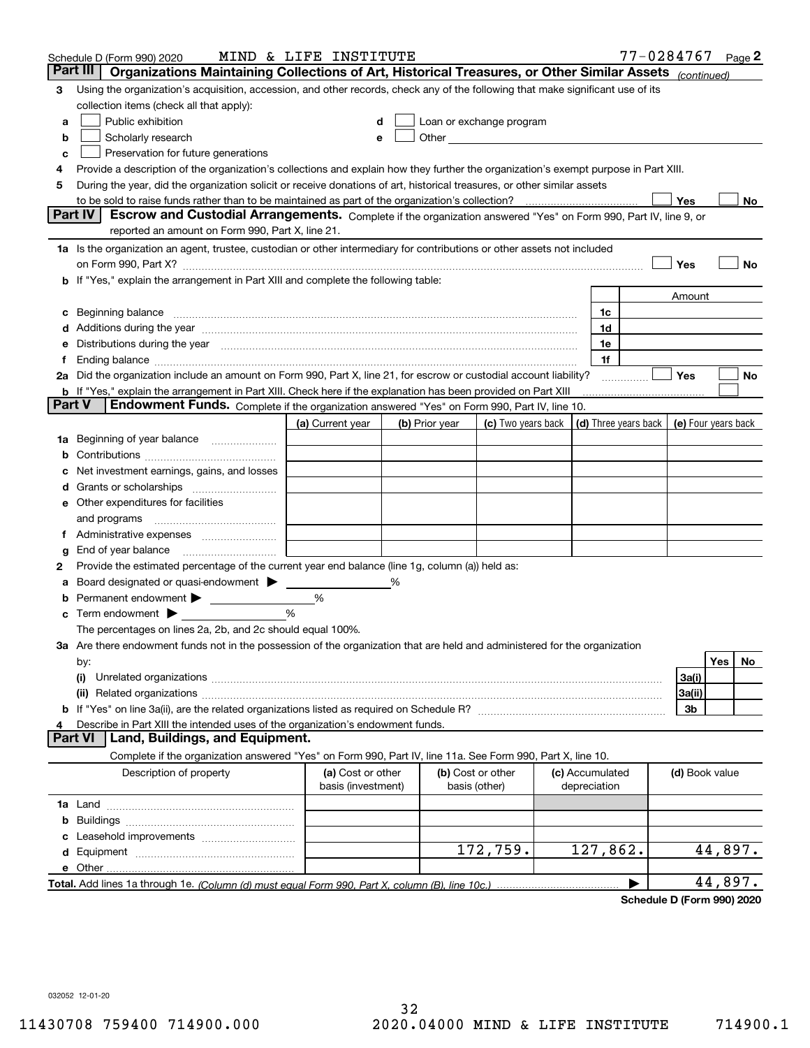Schedule D (Form 990) 2020 MIND & LIFE INSTITUTE 77-0284767 Page 2

## Part III Organizations Maintaining Collections of Art, Historical Treasures, or Other Similar Assets *(continued)*

3 Using the organization's acquisition, accession, and other records, check any of the following that make significant use of its collection items (check all that apply):

- a ☐ Public exhibition
- b ☐ Scholarly research
- c ☐ Preservation for future generations
- d ☐ Loan or exchange program
- e ☐ Other

4 Provide a description of the organization's collections and explain how they further the organization's exempt purpose in Part XIII.

5 During the year, did the organization solicit or receive donations of art, historical treasures, or other similar assets to be sold to raise funds rather than to be maintained as part of the organization's collection? ☐ Yes ☐ No

## Part IV Escrow and Custodial Arrangements.

Complete if the organization answered "Yes" on Form 990, Part IV, line 9, or reported an amount on Form 990, Part X, line 21.

1a Is the organization an agent, trustee, custodian or other intermediary for contributions or other assets not included on Form 990, Part X? ☐ Yes ☐ No

b If "Yes," explain the arrangement in Part XIII and complete the following table:

| | | Amount |
|---|---|---|
| c Beginning balance | 1c | |
| d Additions during the year | 1d | |
| e Distributions during the year | 1e | |
| f Ending balance | 1f | |

2a Did the organization include an amount on Form 990, Part X, line 21, for escrow or custodial account liability? ☐ Yes ☐ No

b If "Yes," explain the arrangement in Part XIII. Check here if the explanation has been provided on Part XIII ☐

## Part V Endowment Funds.

Complete if the organization answered "Yes" on Form 990, Part IV, line 10.

| | (a) Current year | (b) Prior year | (c) Two years back | (d) Three years back | (e) Four years back |
|---|---|---|---|---|---|
| 1a Beginning of year balance | | | | | |
| b Contributions | | | | | |
| c Net investment earnings, gains, and losses | | | | | |
| d Grants or scholarships | | | | | |
| e Other expenditures for facilities and programs | | | | | |
| f Administrative expenses | | | | | |
| g End of year balance | | | | | |

2 Provide the estimated percentage of the current year end balance (line 1g, column (a)) held as:

- a Board designated or quasi-endowment ▶ %
- b Permanent endowment ▶ %
- c Term endowment ▶ %

The percentages on lines 2a, 2b, and 2c should equal 100%.

3a Are there endowment funds not in the possession of the organization that are held and administered for the organization by:

| | | Yes | No |
|---|---|---|---|
| (i) Unrelated organizations | 3a(i) | | |
| (ii) Related organizations | 3a(ii) | | |
| b If "Yes" on line 3a(ii), are the related organizations listed as required on Schedule R? | 3b | | |

4 Describe in Part XIII the intended uses of the organization's endowment funds.

## Part VI Land, Buildings, and Equipment.

Complete if the organization answered "Yes" on Form 990, Part IV, line 11a. See Form 990, Part X, line 10.

| Description of property | (a) Cost or other basis (investment) | (b) Cost or other basis (other) | (c) Accumulated depreciation | (d) Book value |
|---|---|---|---|---|
| 1a Land | | | | |
| b Buildings | | | | |
| c Leasehold improvements | | | | |
| d Equipment | | 172,759. | 127,862. | 44,897. |
| e Other | | | | |
| **Total.** Add lines 1a through 1e. *(Column (d) must equal Form 990, Part X, column (B), line 10c.)* | | | ▶ | 44,897. |

**Schedule D (Form 990) 2020**

032052 12-01-20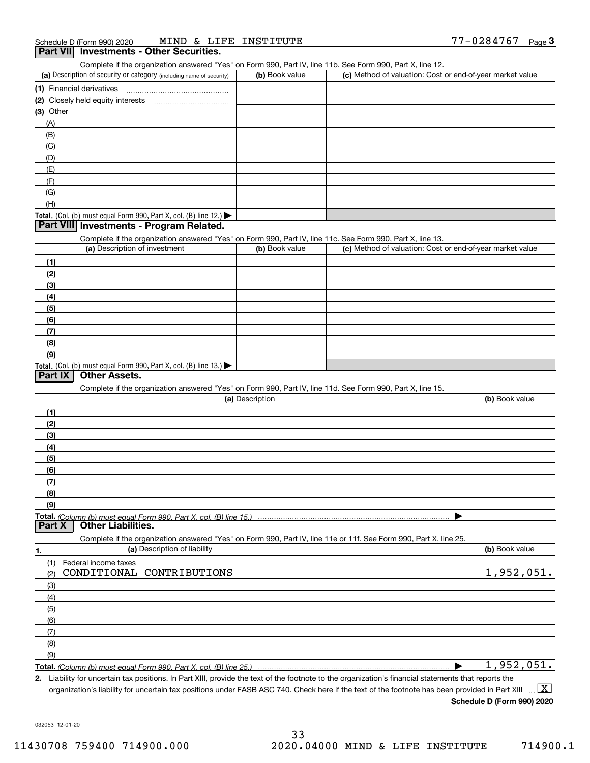Schedule D (Form 990) 2020 MIND & LIFE INSTITUTE 77-0284767 Page 3

## Part VII Investments - Other Securities.

Complete if the organization answered "Yes" on Form 990, Part IV, line 11b. See Form 990, Part X, line 12.

| (a) Description of security or category (including name of security) | (b) Book value | (c) Method of valuation: Cost or end-of-year market value |
|---|---|---|
| (1) Financial derivatives | | |
| (2) Closely held equity interests | | |
| (3) Other | | |
| (A) | | |
| (B) | | |
| (C) | | |
| (D) | | |
| (E) | | |
| (F) | | |
| (G) | | |
| (H) | | |
| **Total.** (Col. (b) must equal Form 990, Part X, col. (B) line 12.) ▶ | | |

## Part VIII Investments - Program Related.

Complete if the organization answered "Yes" on Form 990, Part IV, line 11c. See Form 990, Part X, line 13.

| (a) Description of investment | (b) Book value | (c) Method of valuation: Cost or end-of-year market value |
|---|---|---|
| (1) | | |
| (2) | | |
| (3) | | |
| (4) | | |
| (5) | | |
| (6) | | |
| (7) | | |
| (8) | | |
| (9) | | |
| **Total.** (Col. (b) must equal Form 990, Part X, col. (B) line 13.) ▶ | | |

## Part IX Other Assets.

Complete if the organization answered "Yes" on Form 990, Part IV, line 11d. See Form 990, Part X, line 15.

| (a) Description | (b) Book value |
|---|---|
| (1) | |
| (2) | |
| (3) | |
| (4) | |
| (5) | |
| (6) | |
| (7) | |
| (8) | |
| (9) | |
| **Total.** *(Column (b) must equal Form 990, Part X, col. (B) line 15.)* ▶ | |

## Part X Other Liabilities.

Complete if the organization answered "Yes" on Form 990, Part IV, line 11e or 11f. See Form 990, Part X, line 25.

| 1. (a) Description of liability | (b) Book value |
|---|---|
| (1) Federal income taxes | |
| (2) CONDITIONAL CONTRIBUTIONS | 1,952,051. |
| (3) | |
| (4) | |
| (5) | |
| (6) | |
| (7) | |
| (8) | |
| (9) | |
| **Total.** *(Column (b) must equal Form 990, Part X, col. (B) line 25.)* ▶ | 1,952,051. |

2. Liability for uncertain tax positions. In Part XIII, provide the text of the footnote to the organization's financial statements that reports the organization's liability for uncertain tax positions under FASB ASC 740. Check here if the text of the footnote has been provided in Part XIII ... [X]

**Schedule D (Form 990) 2020**

032053 12-01-20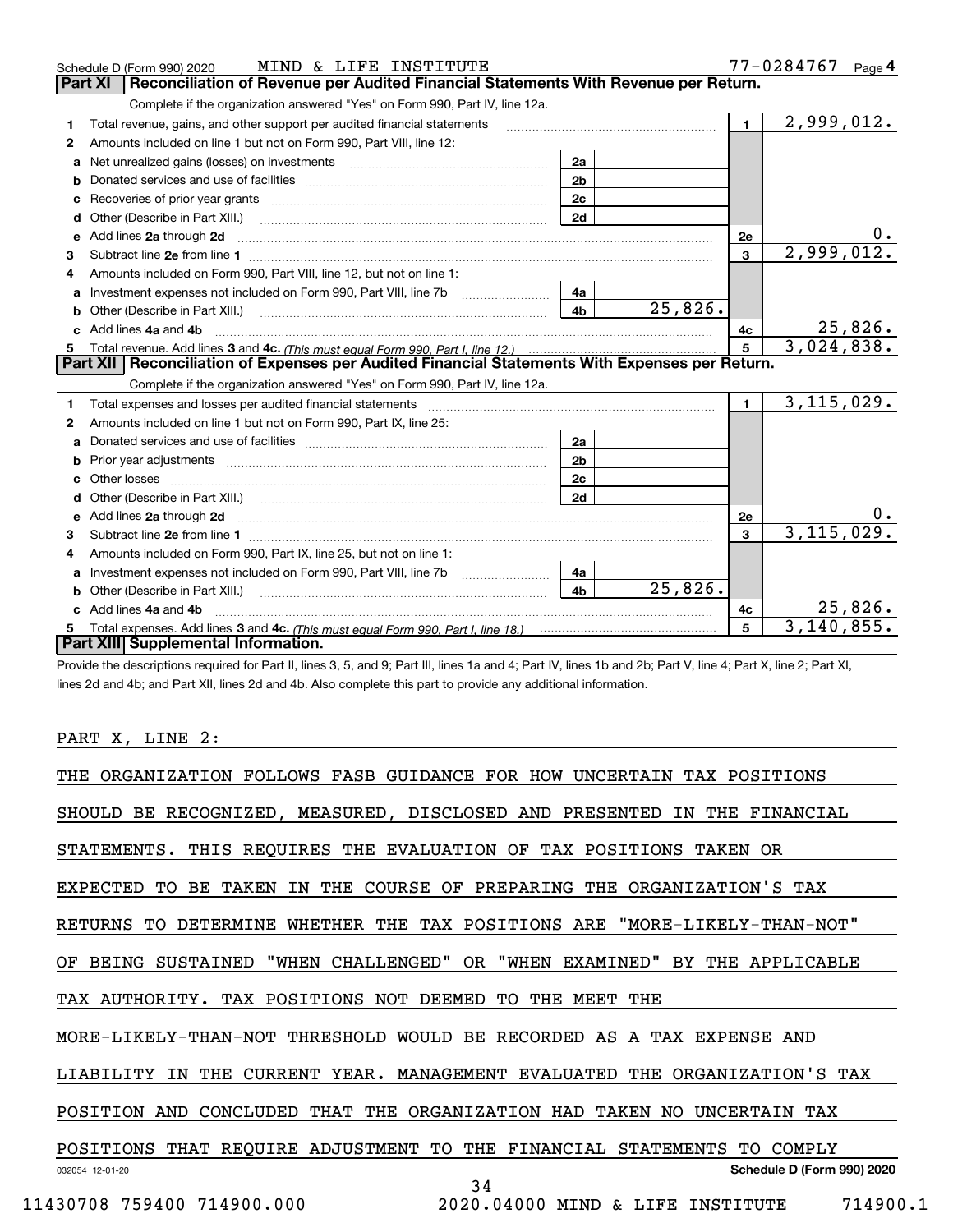Schedule D (Form 990) 2020 MIND & LIFE INSTITUTE 77-0284767 Page 4

## Part XI Reconciliation of Revenue per Audited Financial Statements With Revenue per Return.

Complete if the organization answered "Yes" on Form 990, Part IV, line 12a.

| | | | | | |
|---|---|---|---|---|---|
| 1 | Total revenue, gains, and other support per audited financial statements | | | 1 | 2,999,012. |
| 2 | Amounts included on line 1 but not on Form 990, Part VIII, line 12: | | | | |
| a | Net unrealized gains (losses) on investments | 2a | | | |
| b | Donated services and use of facilities | 2b | | | |
| c | Recoveries of prior year grants | 2c | | | |
| d | Other (Describe in Part XIII.) | 2d | | | |
| e | Add lines 2a through 2d | | | 2e | 0. |
| 3 | Subtract line 2e from line 1 | | | 3 | 2,999,012. |
| 4 | Amounts included on Form 990, Part VIII, line 12, but not on line 1: | | | | |
| a | Investment expenses not included on Form 990, Part VIII, line 7b | 4a | | | |
| b | Other (Describe in Part XIII.) | 4b | 25,826. | | |
| c | Add lines 4a and 4b | | | 4c | 25,826. |
| 5 | Total revenue. Add lines 3 and 4c. *(This must equal Form 990, Part I, line 12.)* | | | 5 | 3,024,838. |

## Part XII Reconciliation of Expenses per Audited Financial Statements With Expenses per Return.

Complete if the organization answered "Yes" on Form 990, Part IV, line 12a.

| | | | | | |
|---|---|---|---|---|---|
| 1 | Total expenses and losses per audited financial statements | | | 1 | 3,115,029. |
| 2 | Amounts included on line 1 but not on Form 990, Part IX, line 25: | | | | |
| a | Donated services and use of facilities | 2a | | | |
| b | Prior year adjustments | 2b | | | |
| c | Other losses | 2c | | | |
| d | Other (Describe in Part XIII.) | 2d | | | |
| e | Add lines 2a through 2d | | | 2e | 0. |
| 3 | Subtract line 2e from line 1 | | | 3 | 3,115,029. |
| 4 | Amounts included on Form 990, Part IX, line 25, but not on line 1: | | | | |
| a | Investment expenses not included on Form 990, Part VIII, line 7b | 4a | | | |
| b | Other (Describe in Part XIII.) | 4b | 25,826. | | |
| c | Add lines 4a and 4b | | | 4c | 25,826. |
| 5 | Total expenses. Add lines 3 and 4c. *(This must equal Form 990, Part I, line 18.)* | | | 5 | 3,140,855. |

## Part XIII Supplemental Information.

Provide the descriptions required for Part II, lines 3, 5, and 9; Part III, lines 1a and 4; Part IV, lines 1b and 2b; Part V, line 4; Part X, line 2; Part XI, lines 2d and 4b; and Part XII, lines 2d and 4b. Also complete this part to provide any additional information.

PART X, LINE 2:

THE ORGANIZATION FOLLOWS FASB GUIDANCE FOR HOW UNCERTAIN TAX POSITIONS SHOULD BE RECOGNIZED, MEASURED, DISCLOSED AND PRESENTED IN THE FINANCIAL STATEMENTS. THIS REQUIRES THE EVALUATION OF TAX POSITIONS TAKEN OR EXPECTED TO BE TAKEN IN THE COURSE OF PREPARING THE ORGANIZATION'S TAX RETURNS TO DETERMINE WHETHER THE TAX POSITIONS ARE "MORE-LIKELY-THAN-NOT" OF BEING SUSTAINED "WHEN CHALLENGED" OR "WHEN EXAMINED" BY THE APPLICABLE TAX AUTHORITY. TAX POSITIONS NOT DEEMED TO THE MEET THE MORE-LIKELY-THAN-NOT THRESHOLD WOULD BE RECORDED AS A TAX EXPENSE AND LIABILITY IN THE CURRENT YEAR. MANAGEMENT EVALUATED THE ORGANIZATION'S TAX POSITION AND CONCLUDED THAT THE ORGANIZATION HAD TAKEN NO UNCERTAIN TAX POSITIONS THAT REQUIRE ADJUSTMENT TO THE FINANCIAL STATEMENTS TO COMPLY

032054 12-01-20 Schedule D (Form 990) 2020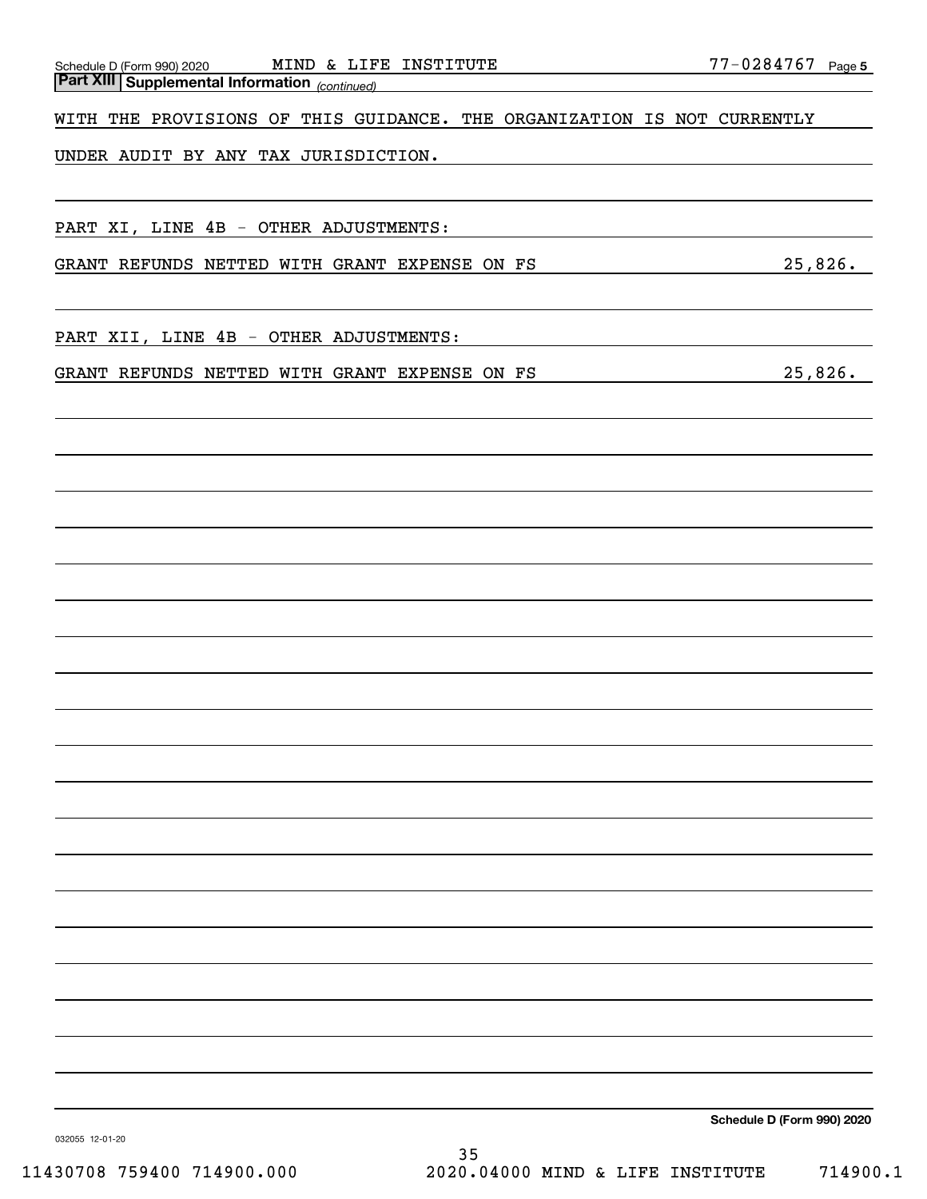## Part XIII Supplemental Information *(continued)*

WITH THE PROVISIONS OF THIS GUIDANCE. THE ORGANIZATION IS NOT CURRENTLY UNDER AUDIT BY ANY TAX JURISDICTION.

PART XI, LINE 4B - OTHER ADJUSTMENTS:

| | |
|---|---|
| GRANT REFUNDS NETTED WITH GRANT EXPENSE ON FS | 25,826. |

PART XII, LINE 4B - OTHER ADJUSTMENTS:

| | |
|---|---|
| GRANT REFUNDS NETTED WITH GRANT EXPENSE ON FS | 25,826. |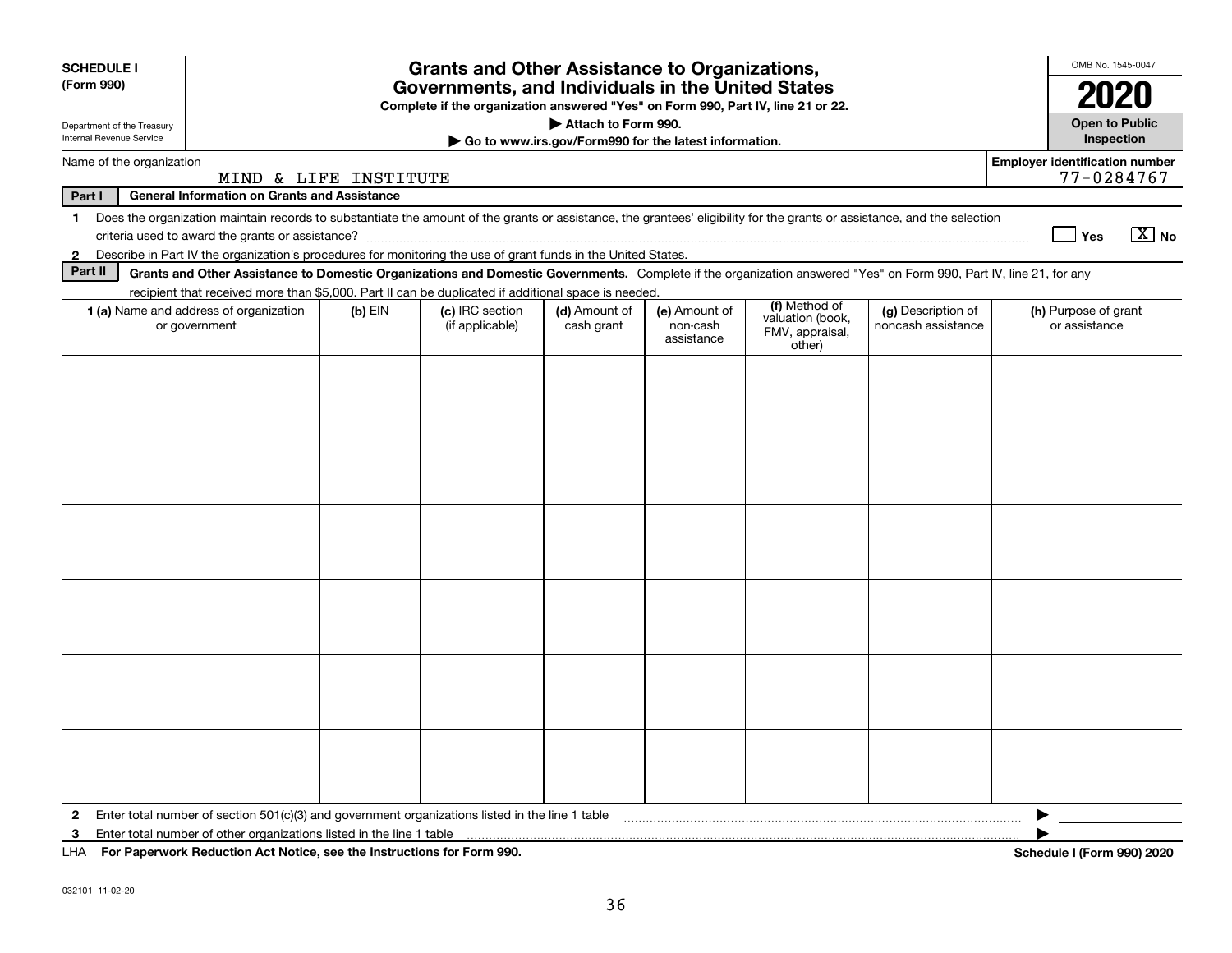**SCHEDULE I**
**(Form 990)**

Department of the Treasury
Internal Revenue Service

# Grants and Other Assistance to Organizations, Governments, and Individuals in the United States

**Complete if the organization answered "Yes" on Form 990, Part IV, line 21 or 22.**
**▶ Attach to Form 990.**
**▶ Go to www.irs.gov/Form990 for the latest information.**

OMB No. 1545-0047

**2020**

**Open to Public Inspection**

Name of the organization: MIND & LIFE INSTITUTE

**Employer identification number:** 77-0284767

**Part I — General Information on Grants and Assistance**

1 Does the organization maintain records to substantiate the amount of the grants or assistance, the grantees' eligibility for the grants or assistance, and the selection criteria used to award the grants or assistance? ☐ Yes ☒ No

2 Describe in Part IV the organization's procedures for monitoring the use of grant funds in the United States.

**Part II — Grants and Other Assistance to Domestic Organizations and Domestic Governments.** Complete if the organization answered "Yes" on Form 990, Part IV, line 21, for any recipient that received more than $5,000. Part II can be duplicated if additional space is needed.

| 1 (a) Name and address of organization or government | (b) EIN | (c) IRC section (if applicable) | (d) Amount of cash grant | (e) Amount of non-cash assistance | (f) Method of valuation (book, FMV, appraisal, other) | (g) Description of noncash assistance | (h) Purpose of grant or assistance |
|---|---|---|---|---|---|---|---|
| | | | | | | | |
| | | | | | | | |
| | | | | | | | |
| | | | | | | | |
| | | | | | | | |
| | | | | | | | |

2 Enter total number of section 501(c)(3) and government organizations listed in the line 1 table ▶

3 Enter total number of other organizations listed in the line 1 table ▶

LHA **For Paperwork Reduction Act Notice, see the Instructions for Form 990.** **Schedule I (Form 990) 2020**

032101 11-02-20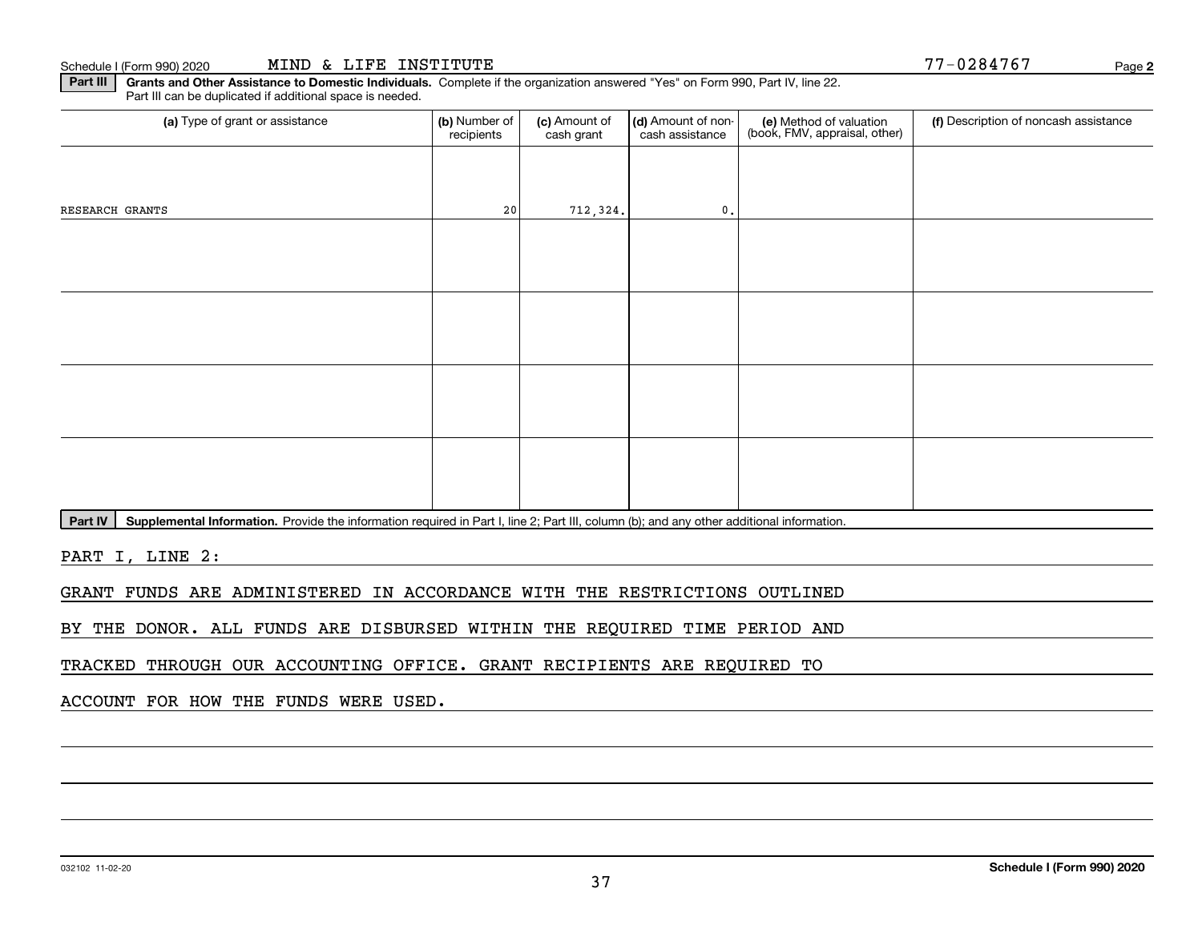Schedule I (Form 990) 2020 MIND & LIFE INSTITUTE 77-0284767

**Part III** **Grants and Other Assistance to Domestic Individuals.** Complete if the organization answered "Yes" on Form 990, Part IV, line 22. Part III can be duplicated if additional space is needed.

| (a) Type of grant or assistance | (b) Number of recipients | (c) Amount of cash grant | (d) Amount of non-cash assistance | (e) Method of valuation (book, FMV, appraisal, other) | (f) Description of noncash assistance |
|---|---|---|---|---|---|
| RESEARCH GRANTS | 20 | 712,324. | 0. | | |
| | | | | | |
| | | | | | |
| | | | | | |
| | | | | | |

**Part IV** **Supplemental Information.** Provide the information required in Part I, line 2; Part III, column (b); and any other additional information.

PART I, LINE 2:

GRANT FUNDS ARE ADMINISTERED IN ACCORDANCE WITH THE RESTRICTIONS OUTLINED BY THE DONOR. ALL FUNDS ARE DISBURSED WITHIN THE REQUIRED TIME PERIOD AND TRACKED THROUGH OUR ACCOUNTING OFFICE. GRANT RECIPIENTS ARE REQUIRED TO ACCOUNT FOR HOW THE FUNDS WERE USED.

032102 11-02-20

**Schedule I (Form 990) 2020**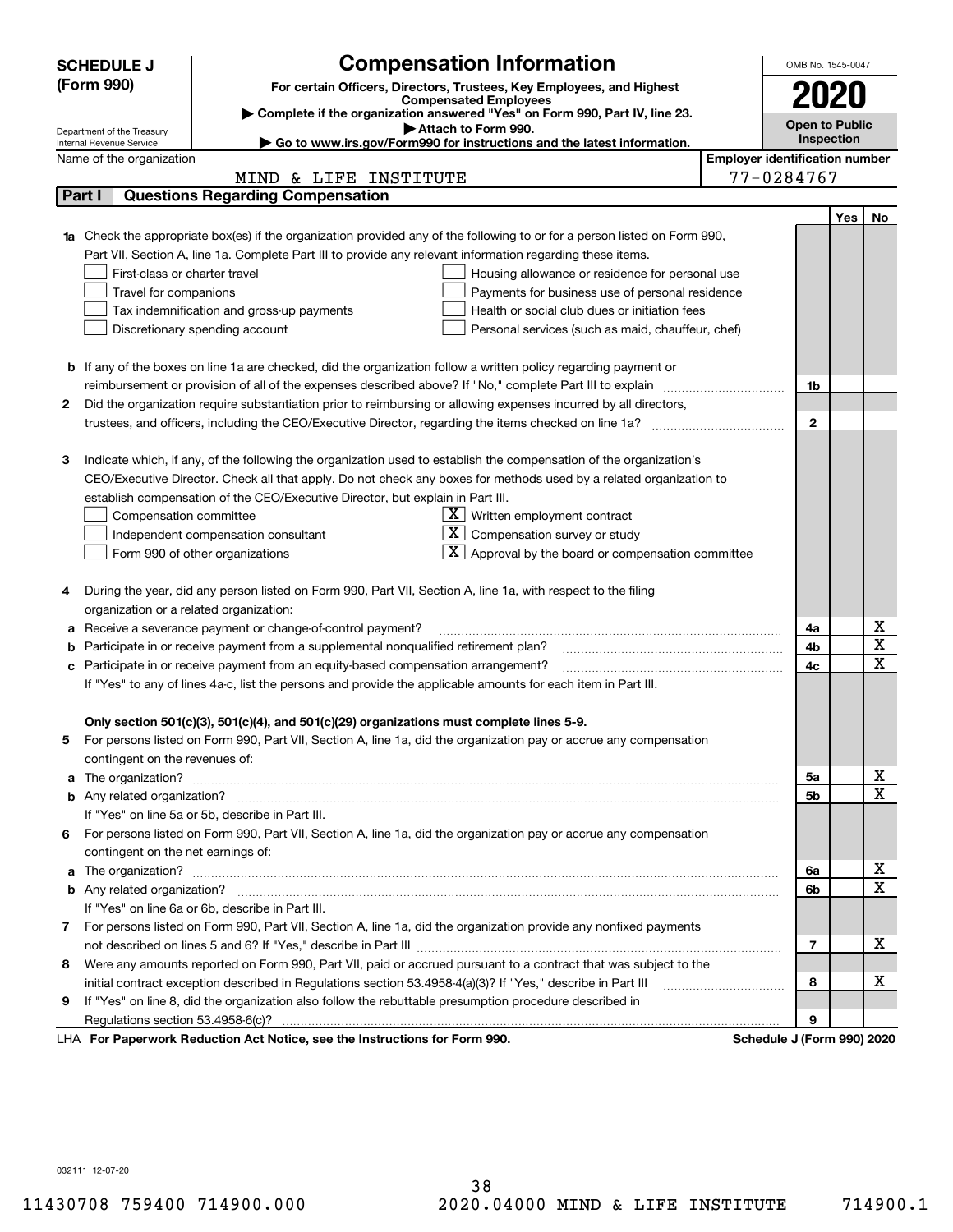**SCHEDULE J (Form 990)**

Department of the Treasury
Internal Revenue Service

# Compensation Information

**For certain Officers, Directors, Trustees, Key Employees, and Highest Compensated Employees**

▶ Complete if the organization answered "Yes" on Form 990, Part IV, line 23.
▶ Attach to Form 990.
▶ Go to www.irs.gov/Form990 for instructions and the latest information.

OMB No. 1545-0047

**2020**

**Open to Public Inspection**

Name of the organization: MIND & LIFE INSTITUTE

Employer identification number: 77-0284767

## Part I Questions Regarding Compensation

| | | | Yes | No |
|---|---|---|---|---|
| **1a** | Check the appropriate box(es) if the organization provided any of the following to or for a person listed on Form 990, Part VII, Section A, line 1a. Complete Part III to provide any relevant information regarding these items.<br>☐ First-class or charter travel ☐ Housing allowance or residence for personal use<br>☐ Travel for companions ☐ Payments for business use of personal residence<br>☐ Tax indemnification and gross-up payments ☐ Health or social club dues or initiation fees<br>☐ Discretionary spending account ☐ Personal services (such as maid, chauffeur, chef) | | | |
| **b** | If any of the boxes on line 1a are checked, did the organization follow a written policy regarding payment or reimbursement or provision of all of the expenses described above? If "No," complete Part III to explain | 1b | | |
| **2** | Did the organization require substantiation prior to reimbursing or allowing expenses incurred by all directors, trustees, and officers, including the CEO/Executive Director, regarding the items checked on line 1a? | 2 | | |
| **3** | Indicate which, if any, of the following the organization used to establish the compensation of the organization's CEO/Executive Director. Check all that apply. Do not check any boxes for methods used by a related organization to establish compensation of the CEO/Executive Director, but explain in Part III.<br>☐ Compensation committee ☒ Written employment contract<br>☐ Independent compensation consultant ☒ Compensation survey or study<br>☐ Form 990 of other organizations ☒ Approval by the board or compensation committee | | | |
| **4** | During the year, did any person listed on Form 990, Part VII, Section A, line 1a, with respect to the filing organization or a related organization: | | | |
| **a** | Receive a severance payment or change-of-control payment? | 4a | | X |
| **b** | Participate in or receive payment from a supplemental nonqualified retirement plan? | 4b | | X |
| **c** | Participate in or receive payment from an equity-based compensation arrangement? | 4c | | X |
| | If "Yes" to any of lines 4a-c, list the persons and provide the applicable amounts for each item in Part III. | | | |
| | **Only section 501(c)(3), 501(c)(4), and 501(c)(29) organizations must complete lines 5-9.** | | | |
| **5** | For persons listed on Form 990, Part VII, Section A, line 1a, did the organization pay or accrue any compensation contingent on the revenues of: | | | |
| **a** | The organization? | 5a | | X |
| **b** | Any related organization? | 5b | | X |
| | If "Yes" on line 5a or 5b, describe in Part III. | | | |
| **6** | For persons listed on Form 990, Part VII, Section A, line 1a, did the organization pay or accrue any compensation contingent on the net earnings of: | | | |
| **a** | The organization? | 6a | | X |
| **b** | Any related organization? | 6b | | X |
| | If "Yes" on line 6a or 6b, describe in Part III. | | | |
| **7** | For persons listed on Form 990, Part VII, Section A, line 1a, did the organization provide any nonfixed payments not described on lines 5 and 6? If "Yes," describe in Part III | 7 | | X |
| **8** | Were any amounts reported on Form 990, Part VII, paid or accrued pursuant to a contract that was subject to the initial contract exception described in Regulations section 53.4958-4(a)(3)? If "Yes," describe in Part III | 8 | | X |
| **9** | If "Yes" on line 8, did the organization also follow the rebuttable presumption procedure described in Regulations section 53.4958-6(c)? | 9 | | |

LHA **For Paperwork Reduction Act Notice, see the Instructions for Form 990.** **Schedule J (Form 990) 2020**

032111 12-07-20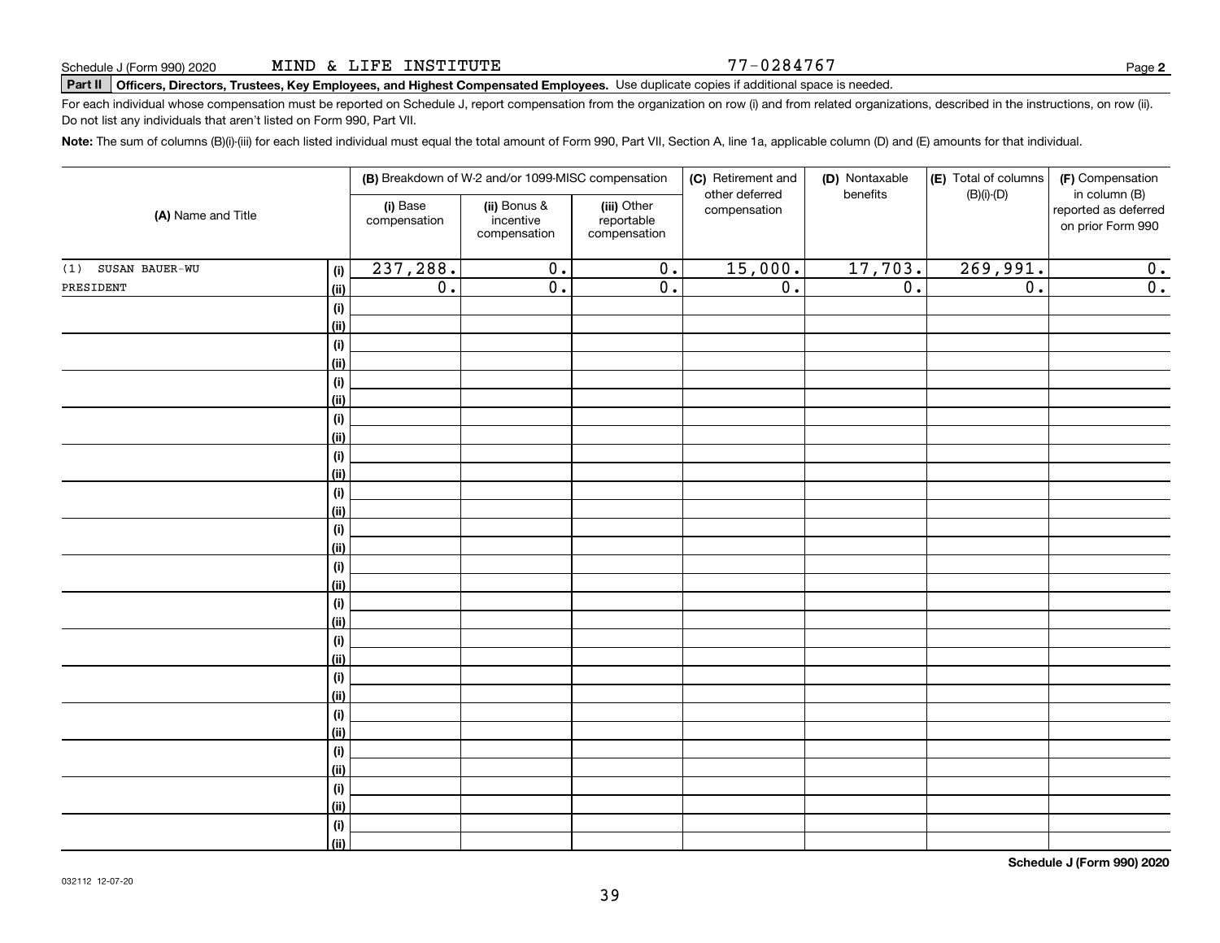Schedule J (Form 990) 2020 MIND & LIFE INSTITUTE 77-0284767

**Part II** **Officers, Directors, Trustees, Key Employees, and Highest Compensated Employees.** Use duplicate copies if additional space is needed.

For each individual whose compensation must be reported on Schedule J, report compensation from the organization on row (i) and from related organizations, described in the instructions, on row (ii). Do not list any individuals that aren't listed on Form 990, Part VII.

**Note:** The sum of columns (B)(i)-(iii) for each listed individual must equal the total amount of Form 990, Part VII, Section A, line 1a, applicable column (D) and (E) amounts for that individual.

| (A) Name and Title | | (B) Breakdown of W-2 and/or 1099-MISC compensation | | | (C) Retirement and other deferred compensation | (D) Nontaxable benefits | (E) Total of columns (B)(i)-(D) | (F) Compensation in column (B) reported as deferred on prior Form 990 |
|---|---|---|---|---|---|---|---|---|
| | | (i) Base compensation | (ii) Bonus & incentive compensation | (iii) Other reportable compensation | | | | |
| (1) SUSAN BAUER-WU | (i) | 237,288. | 0. | 0. | 15,000. | 17,703. | 269,991. | 0. |
| PRESIDENT | (ii) | 0. | 0. | 0. | 0. | 0. | 0. | 0. |
| | (i) | | | | | | | |
| | (ii) | | | | | | | |
| | (i) | | | | | | | |
| | (ii) | | | | | | | |
| | (i) | | | | | | | |
| | (ii) | | | | | | | |
| | (i) | | | | | | | |
| | (ii) | | | | | | | |
| | (i) | | | | | | | |
| | (ii) | | | | | | | |
| | (i) | | | | | | | |
| | (ii) | | | | | | | |
| | (i) | | | | | | | |
| | (ii) | | | | | | | |
| | (i) | | | | | | | |
| | (ii) | | | | | | | |
| | (i) | | | | | | | |
| | (ii) | | | | | | | |
| | (i) | | | | | | | |
| | (ii) | | | | | | | |
| | (i) | | | | | | | |
| | (ii) | | | | | | | |
| | (i) | | | | | | | |
| | (ii) | | | | | | | |
| | (i) | | | | | | | |
| | (ii) | | | | | | | |
| | (i) | | | | | | | |
| | (ii) | | | | | | | |
| | (i) | | | | | | | |
| | (ii) | | | | | | | |

**Schedule J (Form 990) 2020**

032112 12-07-20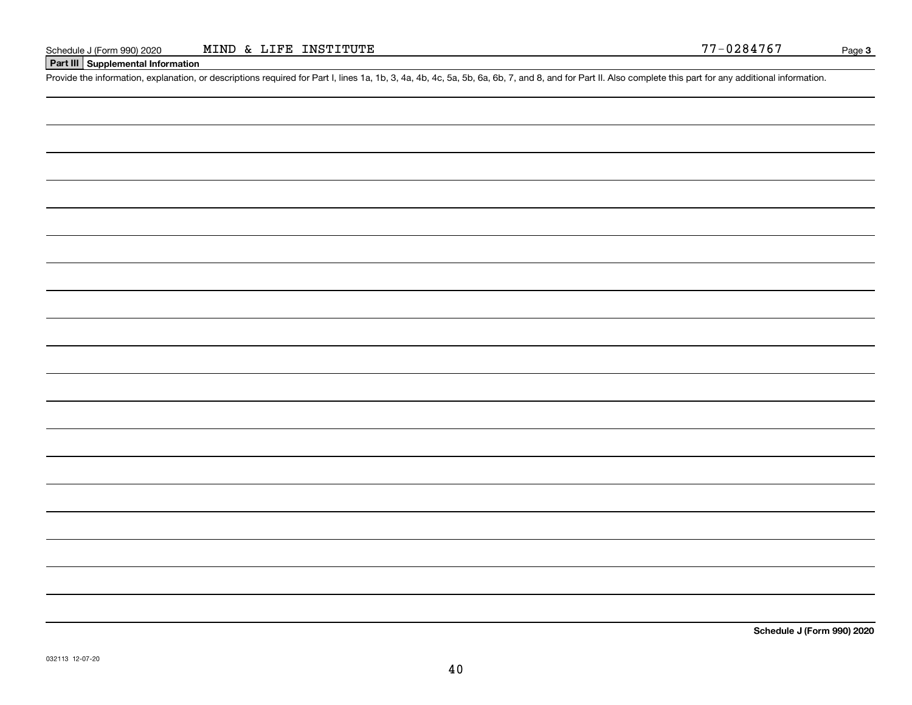## Part III Supplemental Information

Provide the information, explanation, or descriptions required for Part I, lines 1a, 1b, 3, 4a, 4b, 4c, 5a, 5b, 6a, 6b, 7, and 8, and for Part II. Also complete this part for any additional information.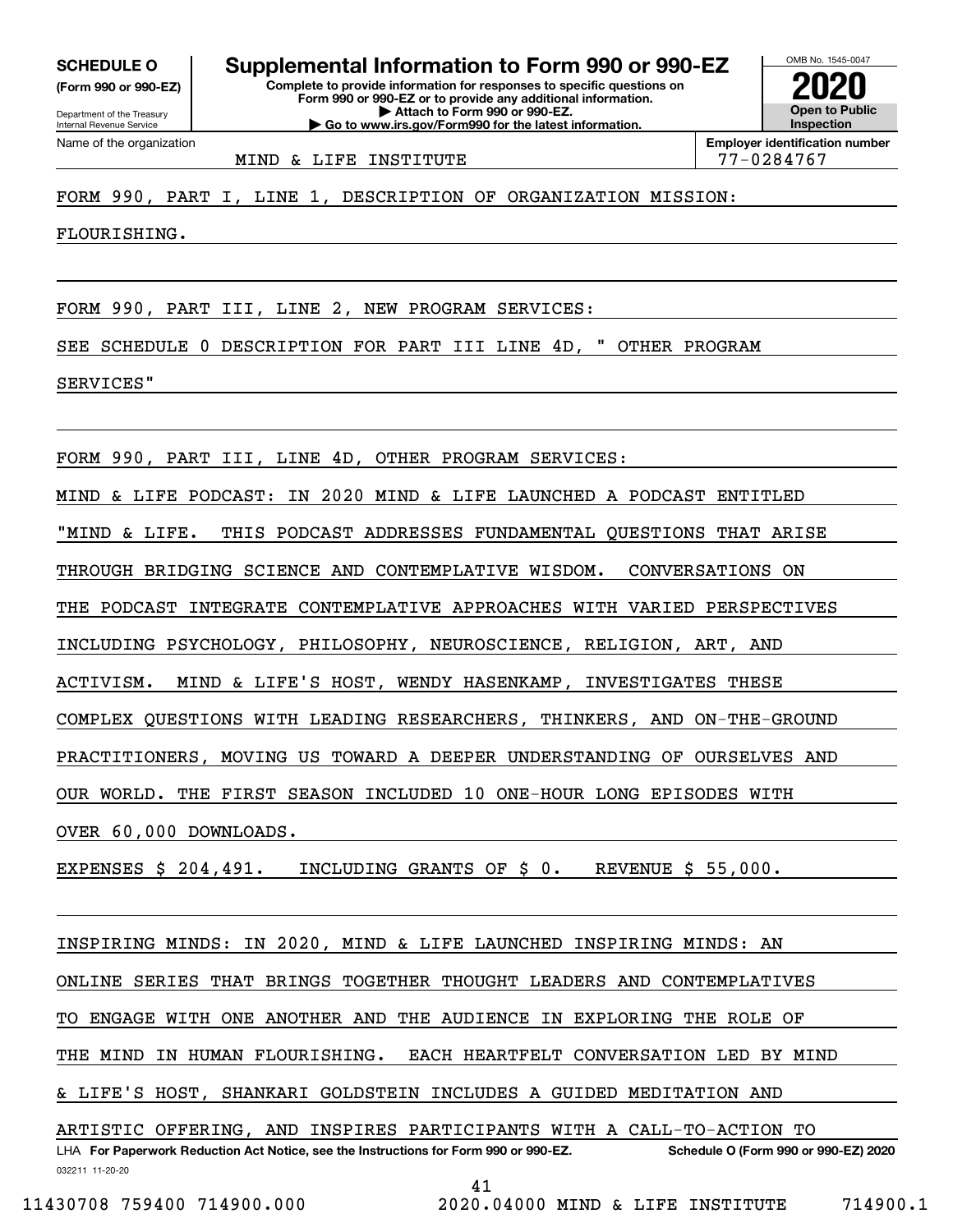**SCHEDULE O** (Form 990 or 990-EZ)

Department of the Treasury Internal Revenue Service

# Supplemental Information to Form 990 or 990-EZ

**Complete to provide information for responses to specific questions on Form 990 or 990-EZ or to provide any additional information.**
**▶ Attach to Form 990 or 990-EZ.**
**▶ Go to www.irs.gov/Form990 for the latest information.**

OMB No. 1545-0047

**2020**

**Open to Public Inspection**

Name of the organization: MIND & LIFE INSTITUTE

**Employer identification number** 77-0284767

FORM 990, PART I, LINE 1, DESCRIPTION OF ORGANIZATION MISSION:

FLOURISHING.

FORM 990, PART III, LINE 2, NEW PROGRAM SERVICES:

SEE SCHEDULE O DESCRIPTION FOR PART III LINE 4D, " OTHER PROGRAM SERVICES"

FORM 990, PART III, LINE 4D, OTHER PROGRAM SERVICES:

MIND & LIFE PODCAST: IN 2020 MIND & LIFE LAUNCHED A PODCAST ENTITLED "MIND & LIFE. THIS PODCAST ADDRESSES FUNDAMENTAL QUESTIONS THAT ARISE THROUGH BRIDGING SCIENCE AND CONTEMPLATIVE WISDOM. CONVERSATIONS ON THE PODCAST INTEGRATE CONTEMPLATIVE APPROACHES WITH VARIED PERSPECTIVES INCLUDING PSYCHOLOGY, PHILOSOPHY, NEUROSCIENCE, RELIGION, ART, AND ACTIVISM. MIND & LIFE'S HOST, WENDY HASENKAMP, INVESTIGATES THESE COMPLEX QUESTIONS WITH LEADING RESEARCHERS, THINKERS, AND ON-THE-GROUND PRACTITIONERS, MOVING US TOWARD A DEEPER UNDERSTANDING OF OURSELVES AND OUR WORLD. THE FIRST SEASON INCLUDED 10 ONE-HOUR LONG EPISODES WITH OVER 60,000 DOWNLOADS.

EXPENSES $ 204,491. INCLUDING GRANTS OF $ 0. REVENUE $ 55,000.

INSPIRING MINDS: IN 2020, MIND & LIFE LAUNCHED INSPIRING MINDS: AN ONLINE SERIES THAT BRINGS TOGETHER THOUGHT LEADERS AND CONTEMPLATIVES TO ENGAGE WITH ONE ANOTHER AND THE AUDIENCE IN EXPLORING THE ROLE OF THE MIND IN HUMAN FLOURISHING. EACH HEARTFELT CONVERSATION LED BY MIND & LIFE'S HOST, SHANKARI GOLDSTEIN INCLUDES A GUIDED MEDITATION AND ARTISTIC OFFERING, AND INSPIRES PARTICIPANTS WITH A CALL-TO-ACTION TO

LHA **For Paperwork Reduction Act Notice, see the Instructions for Form 990 or 990-EZ.** **Schedule O (Form 990 or 990-EZ) 2020**

032211 11-20-20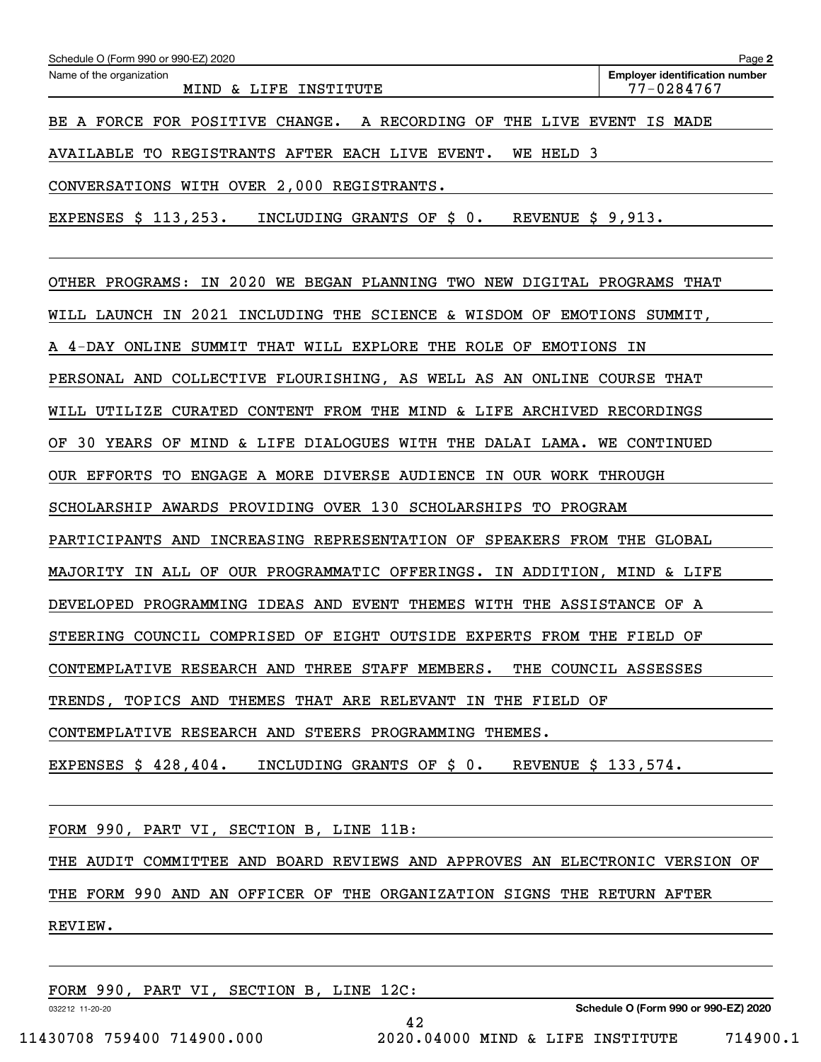Schedule O (Form 990 or 990-EZ) 2020

Name of the organization: MIND & LIFE INSTITUTE

Employer identification number: 77-0284767

BE A FORCE FOR POSITIVE CHANGE. A RECORDING OF THE LIVE EVENT IS MADE AVAILABLE TO REGISTRANTS AFTER EACH LIVE EVENT. WE HELD 3 CONVERSATIONS WITH OVER 2,000 REGISTRANTS.

EXPENSES $ 113,253. INCLUDING GRANTS OF $ 0. REVENUE $ 9,913.

OTHER PROGRAMS: IN 2020 WE BEGAN PLANNING TWO NEW DIGITAL PROGRAMS THAT WILL LAUNCH IN 2021 INCLUDING THE SCIENCE & WISDOM OF EMOTIONS SUMMIT, A 4-DAY ONLINE SUMMIT THAT WILL EXPLORE THE ROLE OF EMOTIONS IN PERSONAL AND COLLECTIVE FLOURISHING, AS WELL AS AN ONLINE COURSE THAT WILL UTILIZE CURATED CONTENT FROM THE MIND & LIFE ARCHIVED RECORDINGS OF 30 YEARS OF MIND & LIFE DIALOGUES WITH THE DALAI LAMA. WE CONTINUED OUR EFFORTS TO ENGAGE A MORE DIVERSE AUDIENCE IN OUR WORK THROUGH SCHOLARSHIP AWARDS PROVIDING OVER 130 SCHOLARSHIPS TO PROGRAM PARTICIPANTS AND INCREASING REPRESENTATION OF SPEAKERS FROM THE GLOBAL MAJORITY IN ALL OF OUR PROGRAMMATIC OFFERINGS. IN ADDITION, MIND & LIFE DEVELOPED PROGRAMMING IDEAS AND EVENT THEMES WITH THE ASSISTANCE OF A STEERING COUNCIL COMPRISED OF EIGHT OUTSIDE EXPERTS FROM THE FIELD OF CONTEMPLATIVE RESEARCH AND THREE STAFF MEMBERS. THE COUNCIL ASSESSES TRENDS, TOPICS AND THEMES THAT ARE RELEVANT IN THE FIELD OF CONTEMPLATIVE RESEARCH AND STEERS PROGRAMMING THEMES.

EXPENSES $ 428,404. INCLUDING GRANTS OF $ 0. REVENUE $ 133,574.

FORM 990, PART VI, SECTION B, LINE 11B:

THE AUDIT COMMITTEE AND BOARD REVIEWS AND APPROVES AN ELECTRONIC VERSION OF THE FORM 990 AND AN OFFICER OF THE ORGANIZATION SIGNS THE RETURN AFTER REVIEW.

FORM 990, PART VI, SECTION B, LINE 12C: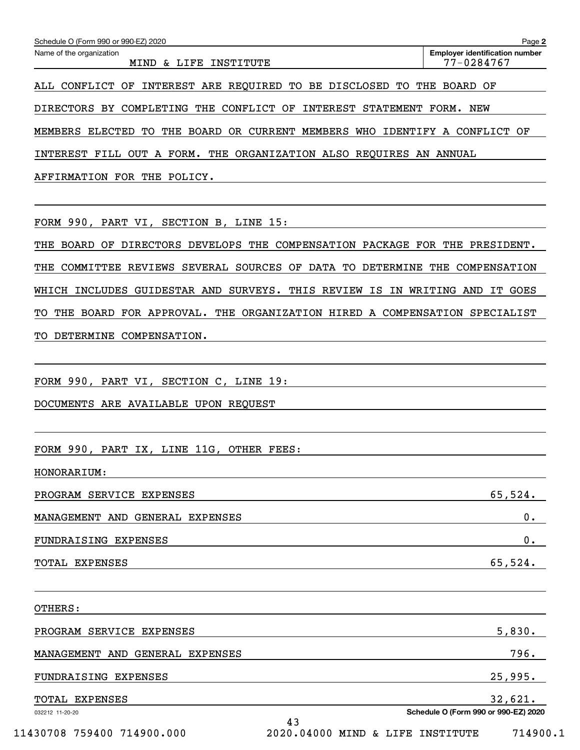Schedule O (Form 990 or 990-EZ) 2020

Name of the organization: MIND & LIFE INSTITUTE

Employer identification number: 77-0284767

ALL CONFLICT OF INTEREST ARE REQUIRED TO BE DISCLOSED TO THE BOARD OF DIRECTORS BY COMPLETING THE CONFLICT OF INTEREST STATEMENT FORM. NEW MEMBERS ELECTED TO THE BOARD OR CURRENT MEMBERS WHO IDENTIFY A CONFLICT OF INTEREST FILL OUT A FORM. THE ORGANIZATION ALSO REQUIRES AN ANNUAL AFFIRMATION FOR THE POLICY.

FORM 990, PART VI, SECTION B, LINE 15:

THE BOARD OF DIRECTORS DEVELOPS THE COMPENSATION PACKAGE FOR THE PRESIDENT. THE COMMITTEE REVIEWS SEVERAL SOURCES OF DATA TO DETERMINE THE COMPENSATION WHICH INCLUDES GUIDESTAR AND SURVEYS. THIS REVIEW IS IN WRITING AND IT GOES TO THE BOARD FOR APPROVAL. THE ORGANIZATION HIRED A COMPENSATION SPECIALIST TO DETERMINE COMPENSATION.

FORM 990, PART VI, SECTION C, LINE 19:

DOCUMENTS ARE AVAILABLE UPON REQUEST

FORM 990, PART IX, LINE 11G, OTHER FEES:

HONORARIUM:

| | |
|---|---|
| PROGRAM SERVICE EXPENSES | 65,524. |
| MANAGEMENT AND GENERAL EXPENSES | 0. |
| FUNDRAISING EXPENSES | 0. |
| TOTAL EXPENSES | 65,524. |

OTHERS:

| | |
|---|---|
| PROGRAM SERVICE EXPENSES | 5,830. |
| MANAGEMENT AND GENERAL EXPENSES | 796. |
| FUNDRAISING EXPENSES | 25,995. |
| TOTAL EXPENSES | 32,621. |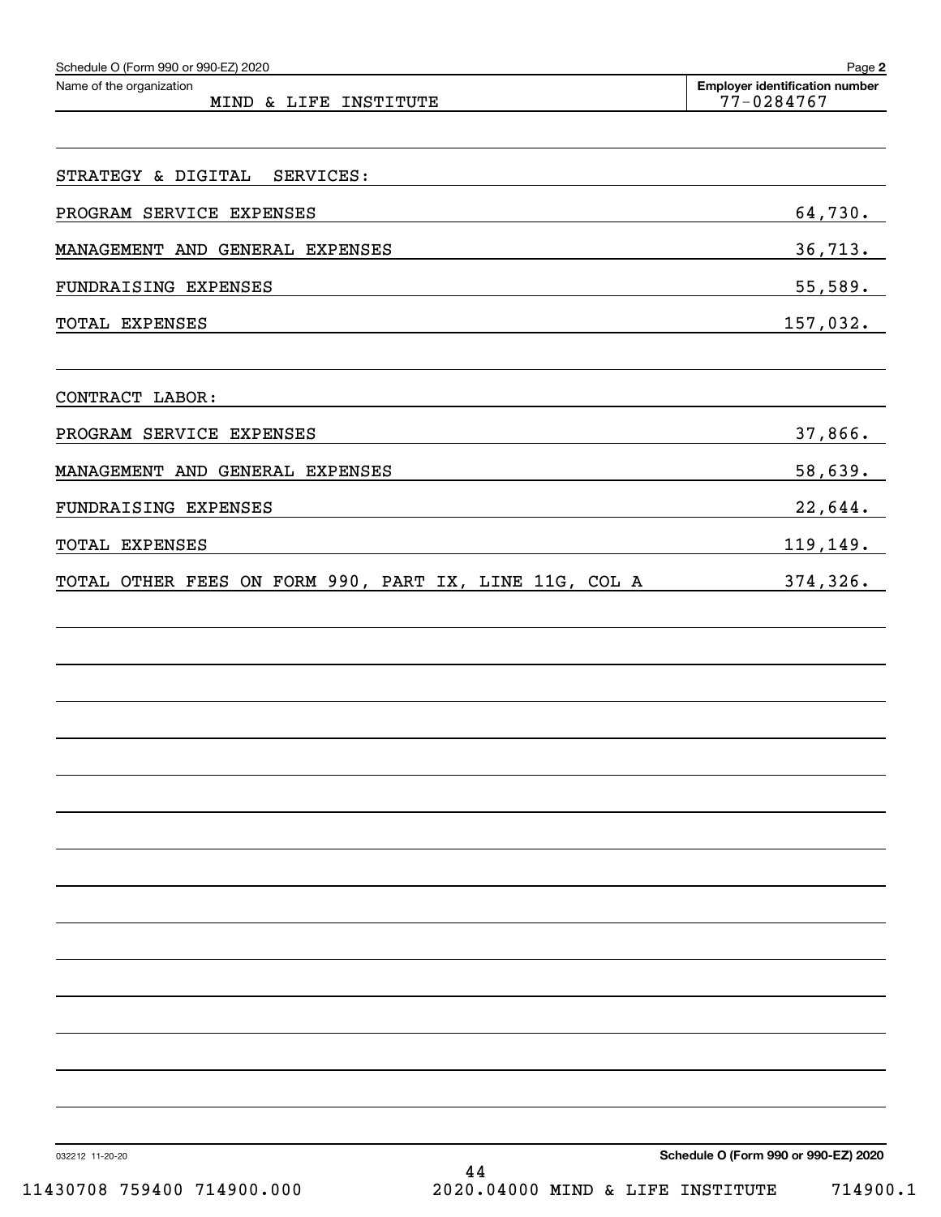Schedule O (Form 990 or 990-EZ) 2020

Name of the organization: MIND & LIFE INSTITUTE

Employer identification number: 77-0284767

| | |
|---|---|
| STRATEGY & DIGITAL SERVICES: | |
| PROGRAM SERVICE EXPENSES | 64,730. |
| MANAGEMENT AND GENERAL EXPENSES | 36,713. |
| FUNDRAISING EXPENSES | 55,589. |
| TOTAL EXPENSES | 157,032. |
| | |
| CONTRACT LABOR: | |
| PROGRAM SERVICE EXPENSES | 37,866. |
| MANAGEMENT AND GENERAL EXPENSES | 58,639. |
| FUNDRAISING EXPENSES | 22,644. |
| TOTAL EXPENSES | 119,149. |
| TOTAL OTHER FEES ON FORM 990, PART IX, LINE 11G, COL A | 374,326. |

032212 11-20-20

Schedule O (Form 990 or 990-EZ) 2020

11430708 759400 714900.000 2020.04000 MIND & LIFE INSTITUTE 714900.1